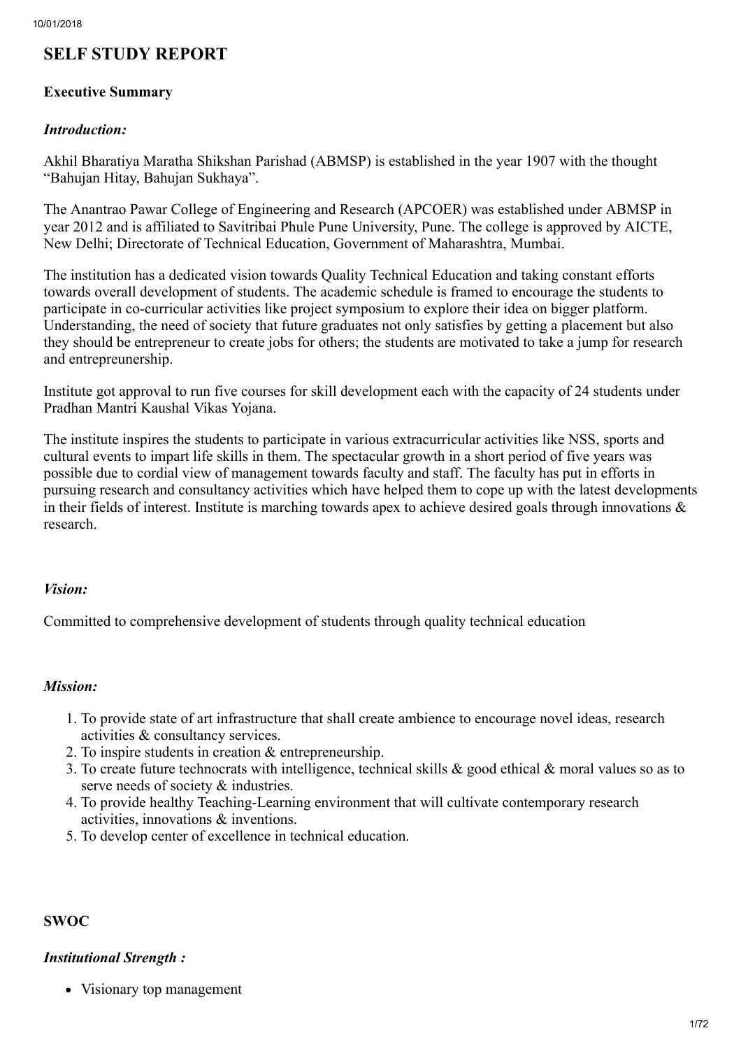# SELF STUDY REPORT

## Executive Summary

### *Introduction:*

Akhil Bharatiya Maratha Shikshan Parishad (ABMSP) is established in the year 1907 with the thought "Bahujan Hitay, Bahujan Sukhaya".

The Anantrao Pawar College of Engineering and Research (APCOER) was established under ABMSP in year 2012 and is affiliated to Savitribai Phule Pune University, Pune. The college is approved by AICTE, New Delhi; Directorate of Technical Education, Government of Maharashtra, Mumbai.

The institution has a dedicated vision towards Quality Technical Education and taking constant efforts towards overall development of students. The academic schedule is framed to encourage the students to participate in co-curricular activities like project symposium to explore their idea on bigger platform. Understanding, the need of society that future graduates not only satisfies by getting a placement but also they should be entrepreneur to create jobs for others; the students are motivated to take a jump for research and entrepreunership.

Institute got approval to run five courses for skill development each with the capacity of 24 students under Pradhan Mantri Kaushal Vikas Yojana.

The institute inspires the students to participate in various extracurricular activities like NSS, sports and cultural events to impart life skills in them. The spectacular growth in a short period of five years was possible due to cordial view of management towards faculty and staff. The faculty has put in efforts in pursuing research and consultancy activities which have helped them to cope up with the latest developments in their fields of interest. Institute is marching towards apex to achieve desired goals through innovations & research.

### *Vision:*

Committed to comprehensive development of students through quality technical education

### *Mission:*

1. To provide state of art infrastructure that shall create ambience to encourage novel ideas, research activities & consultancy services.
2. To inspire students in creation & entrepreneurship.
3. To create future technocrats with intelligence, technical skills & good ethical & moral values so as to serve needs of society & industries.
4. To provide healthy Teaching-Learning environment that will cultivate contemporary research activities, innovations & inventions.
5. To develop center of excellence in technical education.

## SWOC

### *Institutional Strength :*

- Visionary top management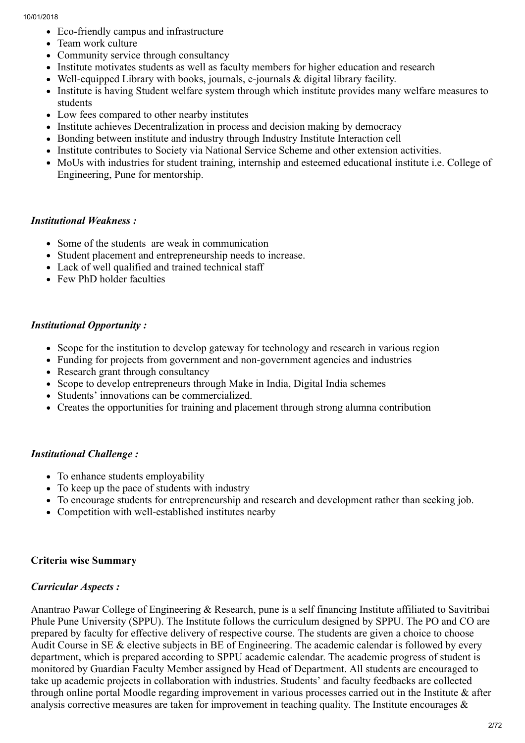- Eco-friendly campus and infrastructure
- Team work culture
- Community service through consultancy
- Institute motivates students as well as faculty members for higher education and research
- Well-equipped Library with books, journals, e-journals & digital library facility.
- Institute is having Student welfare system through which institute provides many welfare measures to students
- Low fees compared to other nearby institutes
- Institute achieves Decentralization in process and decision making by democracy
- Bonding between institute and industry through Industry Institute Interaction cell
- Institute contributes to Society via National Service Scheme and other extension activities.
- MoUs with industries for student training, internship and esteemed educational institute i.e. College of Engineering, Pune for mentorship.

### *Institutional Weakness :*

- Some of the students are weak in communication
- Student placement and entrepreneurship needs to increase.
- Lack of well qualified and trained technical staff
- Few PhD holder faculties

### *Institutional Opportunity :*

- Scope for the institution to develop gateway for technology and research in various region
- Funding for projects from government and non-government agencies and industries
- Research grant through consultancy
- Scope to develop entrepreneurs through Make in India, Digital India schemes
- Students' innovations can be commercialized.
- Creates the opportunities for training and placement through strong alumna contribution

### *Institutional Challenge :*

- To enhance students employability
- To keep up the pace of students with industry
- To encourage students for entrepreneurship and research and development rather than seeking job.
- Competition with well-established institutes nearby

## Criteria wise Summary

### *Curricular Aspects :*

Anantrao Pawar College of Engineering & Research, pune is a self financing Institute affiliated to Savitribai Phule Pune University (SPPU). The Institute follows the curriculum designed by SPPU. The PO and CO are prepared by faculty for effective delivery of respective course. The students are given a choice to choose Audit Course in SE & elective subjects in BE of Engineering. The academic calendar is followed by every department, which is prepared according to SPPU academic calendar. The academic progress of student is monitored by Guardian Faculty Member assigned by Head of Department. All students are encouraged to take up academic projects in collaboration with industries. Students' and faculty feedbacks are collected through online portal Moodle regarding improvement in various processes carried out in the Institute & after analysis corrective measures are taken for improvement in teaching quality. The Institute encourages &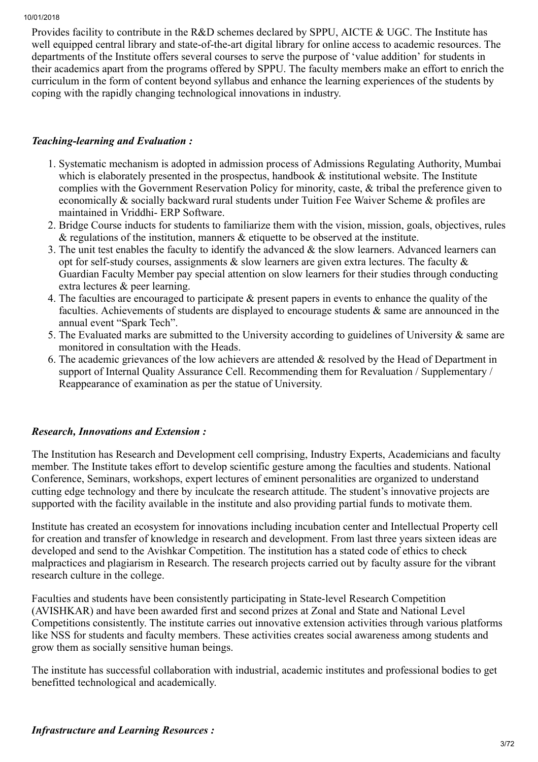Provides facility to contribute in the R&D schemes declared by SPPU, AICTE & UGC. The Institute has well equipped central library and state-of-the-art digital library for online access to academic resources. The departments of the Institute offers several courses to serve the purpose of 'value addition' for students in their academics apart from the programs offered by SPPU. The faculty members make an effort to enrich the curriculum in the form of content beyond syllabus and enhance the learning experiences of the students by coping with the rapidly changing technological innovations in industry.

***Teaching-learning and Evaluation :***

1. Systematic mechanism is adopted in admission process of Admissions Regulating Authority, Mumbai which is elaborately presented in the prospectus, handbook & institutional website. The Institute complies with the Government Reservation Policy for minority, caste, & tribal the preference given to economically & socially backward rural students under Tuition Fee Waiver Scheme & profiles are maintained in Vriddhi- ERP Software.
2. Bridge Course inducts for students to familiarize them with the vision, mission, goals, objectives, rules & regulations of the institution, manners & etiquette to be observed at the institute.
3. The unit test enables the faculty to identify the advanced & the slow learners. Advanced learners can opt for self-study courses, assignments & slow learners are given extra lectures. The faculty & Guardian Faculty Member pay special attention on slow learners for their studies through conducting extra lectures & peer learning.
4. The faculties are encouraged to participate & present papers in events to enhance the quality of the faculties. Achievements of students are displayed to encourage students & same are announced in the annual event "Spark Tech".
5. The Evaluated marks are submitted to the University according to guidelines of University & same are monitored in consultation with the Heads.
6. The academic grievances of the low achievers are attended & resolved by the Head of Department in support of Internal Quality Assurance Cell. Recommending them for Revaluation / Supplementary / Reappearance of examination as per the statue of University.

***Research, Innovations and Extension :***

The Institution has Research and Development cell comprising, Industry Experts, Academicians and faculty member. The Institute takes effort to develop scientific gesture among the faculties and students. National Conference, Seminars, workshops, expert lectures of eminent personalities are organized to understand cutting edge technology and there by inculcate the research attitude. The student's innovative projects are supported with the facility available in the institute and also providing partial funds to motivate them.

Institute has created an ecosystem for innovations including incubation center and Intellectual Property cell for creation and transfer of knowledge in research and development. From last three years sixteen ideas are developed and send to the Avishkar Competition. The institution has a stated code of ethics to check malpractices and plagiarism in Research. The research projects carried out by faculty assure for the vibrant research culture in the college.

Faculties and students have been consistently participating in State-level Research Competition (AVISHKAR) and have been awarded first and second prizes at Zonal and State and National Level Competitions consistently. The institute carries out innovative extension activities through various platforms like NSS for students and faculty members. These activities creates social awareness among students and grow them as socially sensitive human beings.

The institute has successful collaboration with industrial, academic institutes and professional bodies to get benefitted technological and academically.

***Infrastructure and Learning Resources :***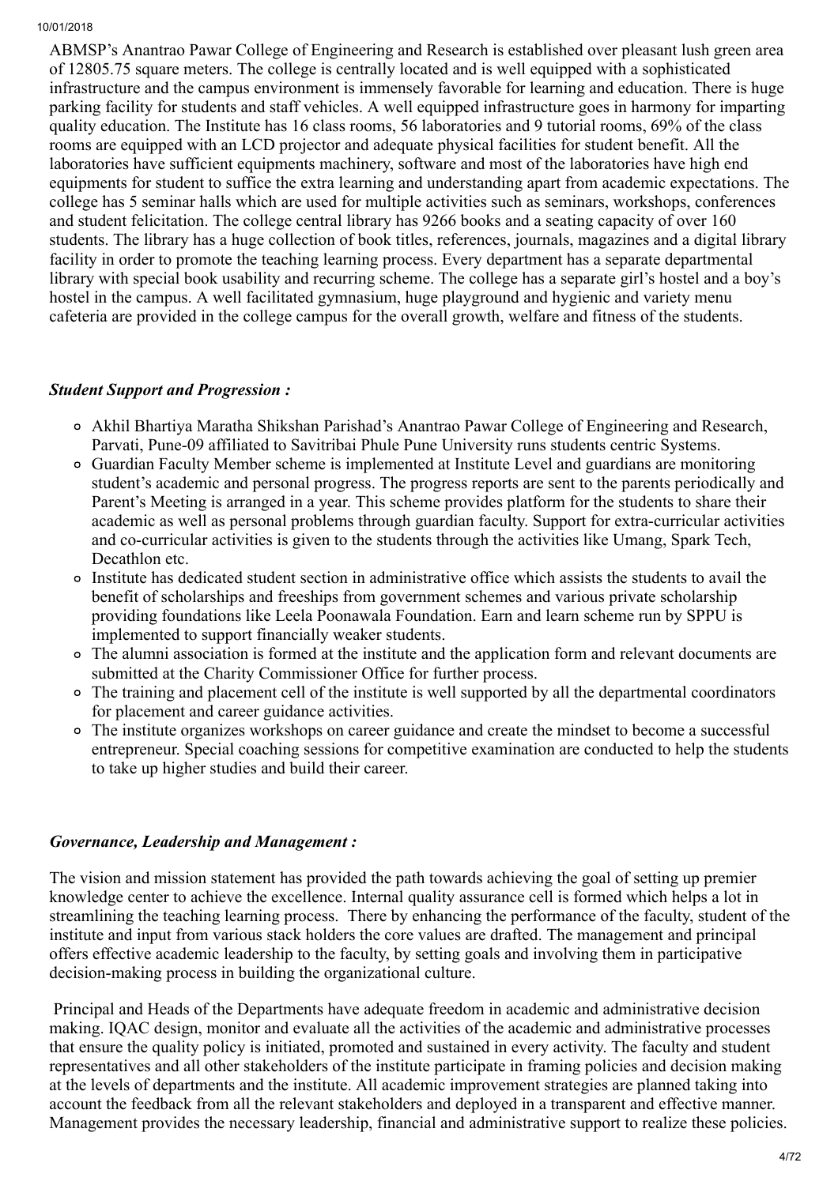ABMSP's Anantrao Pawar College of Engineering and Research is established over pleasant lush green area of 12805.75 square meters. The college is centrally located and is well equipped with a sophisticated infrastructure and the campus environment is immensely favorable for learning and education. There is huge parking facility for students and staff vehicles. A well equipped infrastructure goes in harmony for imparting quality education. The Institute has 16 class rooms, 56 laboratories and 9 tutorial rooms, 69% of the class rooms are equipped with an LCD projector and adequate physical facilities for student benefit. All the laboratories have sufficient equipments machinery, software and most of the laboratories have high end equipments for student to suffice the extra learning and understanding apart from academic expectations. The college has 5 seminar halls which are used for multiple activities such as seminars, workshops, conferences and student felicitation. The college central library has 9266 books and a seating capacity of over 160 students. The library has a huge collection of book titles, references, journals, magazines and a digital library facility in order to promote the teaching learning process. Every department has a separate departmental library with special book usability and recurring scheme. The college has a separate girl's hostel and a boy's hostel in the campus. A well facilitated gymnasium, huge playground and hygienic and variety menu cafeteria are provided in the college campus for the overall growth, welfare and fitness of the students.

***Student Support and Progression :***

- Akhil Bhartiya Maratha Shikshan Parishad's Anantrao Pawar College of Engineering and Research, Parvati, Pune-09 affiliated to Savitribai Phule Pune University runs students centric Systems.
- Guardian Faculty Member scheme is implemented at Institute Level and guardians are monitoring student's academic and personal progress. The progress reports are sent to the parents periodically and Parent's Meeting is arranged in a year. This scheme provides platform for the students to share their academic as well as personal problems through guardian faculty. Support for extra-curricular activities and co-curricular activities is given to the students through the activities like Umang, Spark Tech, Decathlon etc.
- Institute has dedicated student section in administrative office which assists the students to avail the benefit of scholarships and freeships from government schemes and various private scholarship providing foundations like Leela Poonawala Foundation. Earn and learn scheme run by SPPU is implemented to support financially weaker students.
- The alumni association is formed at the institute and the application form and relevant documents are submitted at the Charity Commissioner Office for further process.
- The training and placement cell of the institute is well supported by all the departmental coordinators for placement and career guidance activities.
- The institute organizes workshops on career guidance and create the mindset to become a successful entrepreneur. Special coaching sessions for competitive examination are conducted to help the students to take up higher studies and build their career.

***Governance, Leadership and Management :***

The vision and mission statement has provided the path towards achieving the goal of setting up premier knowledge center to achieve the excellence. Internal quality assurance cell is formed which helps a lot in streamlining the teaching learning process. There by enhancing the performance of the faculty, student of the institute and input from various stack holders the core values are drafted. The management and principal offers effective academic leadership to the faculty, by setting goals and involving them in participative decision-making process in building the organizational culture.

Principal and Heads of the Departments have adequate freedom in academic and administrative decision making. IQAC design, monitor and evaluate all the activities of the academic and administrative processes that ensure the quality policy is initiated, promoted and sustained in every activity. The faculty and student representatives and all other stakeholders of the institute participate in framing policies and decision making at the levels of departments and the institute. All academic improvement strategies are planned taking into account the feedback from all the relevant stakeholders and deployed in a transparent and effective manner. Management provides the necessary leadership, financial and administrative support to realize these policies.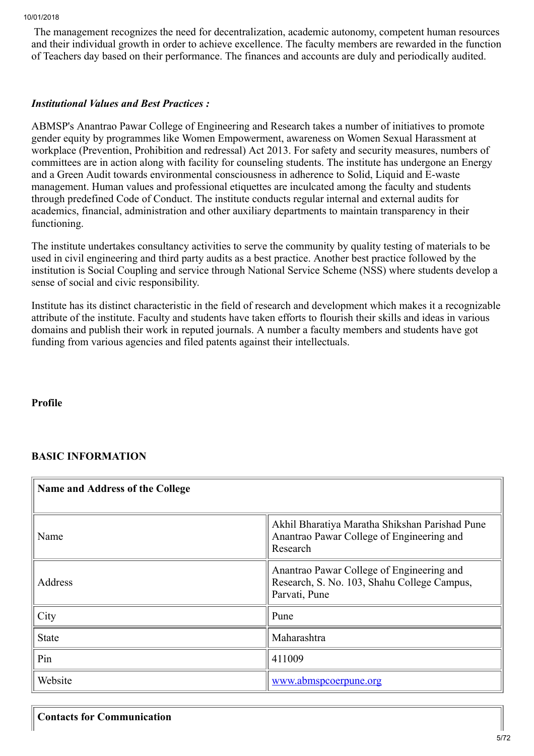The management recognizes the need for decentralization, academic autonomy, competent human resources and their individual growth in order to achieve excellence. The faculty members are rewarded in the function of Teachers day based on their performance. The finances and accounts are duly and periodically audited.

***Institutional Values and Best Practices :***

ABMSP's Anantrao Pawar College of Engineering and Research takes a number of initiatives to promote gender equity by programmes like Women Empowerment, awareness on Women Sexual Harassment at workplace (Prevention, Prohibition and redressal) Act 2013. For safety and security measures, numbers of committees are in action along with facility for counseling students. The institute has undergone an Energy and a Green Audit towards environmental consciousness in adherence to Solid, Liquid and E-waste management. Human values and professional etiquettes are inculcated among the faculty and students through predefined Code of Conduct. The institute conducts regular internal and external audits for academics, financial, administration and other auxiliary departments to maintain transparency in their functioning.

The institute undertakes consultancy activities to serve the community by quality testing of materials to be used in civil engineering and third party audits as a best practice. Another best practice followed by the institution is Social Coupling and service through National Service Scheme (NSS) where students develop a sense of social and civic responsibility.

Institute has its distinct characteristic in the field of research and development which makes it a recognizable attribute of the institute. Faculty and students have taken efforts to flourish their skills and ideas in various domains and publish their work in reputed journals. A number a faculty members and students have got funding from various agencies and filed patents against their intellectuals.

**Profile**

**BASIC INFORMATION**

| **Name and Address of the College** | |
|---|---|
| Name | Akhil Bharatiya Maratha Shikshan Parishad Pune Anantrao Pawar College of Engineering and Research |
| Address | Anantrao Pawar College of Engineering and Research, S. No. 103, Shahu College Campus, Parvati, Pune |
| City | Pune |
| State | Maharashtra |
| Pin | 411009 |
| Website | www.abmspcoerpune.org |

| **Contacts for Communication** |
|---|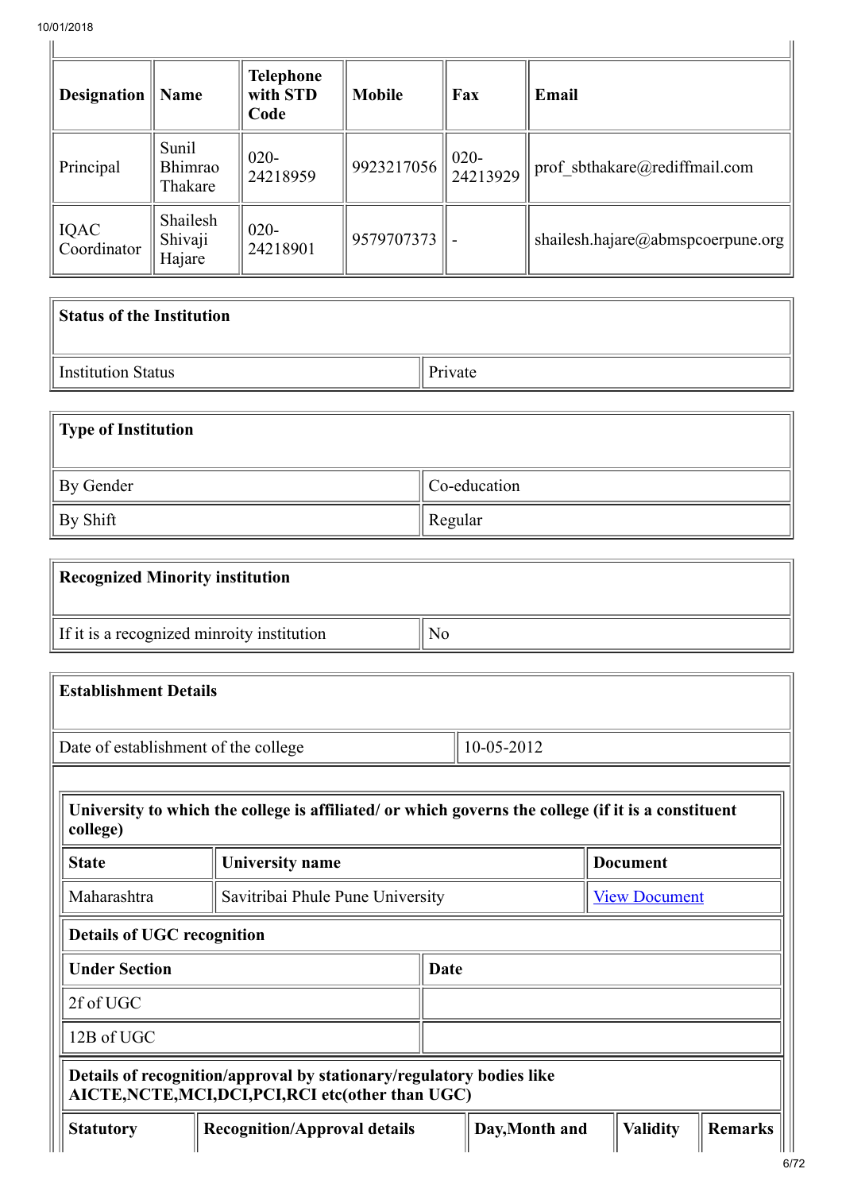| Designation | Name | Telephone with STD Code | Mobile | Fax | Email |
|---|---|---|---|---|---|
| Principal | Sunil Bhimrao Thakare | 020-24218959 | 9923217056 | 020-24213929 | prof_sbthakare@rediffmail.com |
| IQAC Coordinator | Shailesh Shivaji Hajare | 020-24218901 | 9579707373 | - | shailesh.hajare@abmspcoerpune.org |

| **Status of the Institution** | |
|---|---|
| Institution Status | Private |

| **Type of Institution** | |
|---|---|
| By Gender | Co-education |
| By Shift | Regular |

| **Recognized Minority institution** | |
|---|---|
| If it is a recognized minroity institution | No |

| **Establishment Details** | |
|---|---|
| Date of establishment of the college | 10-05-2012 |

**University to which the college is affiliated/ or which governs the college (if it is a constituent college)**

| State | University name | Document |
|---|---|---|
| Maharashtra | Savitribai Phule Pune University | View Document |

**Details of UGC recognition**

| Under Section | Date |
|---|---|
| 2f of UGC | |
| 12B of UGC | |

**Details of recognition/approval by stationary/regulatory bodies like AICTE,NCTE,MCI,DCI,PCI,RCI etc(other than UGC)**

| Statutory | Recognition/Approval details | Day,Month and | Validity | Remarks |
|---|---|---|---|---|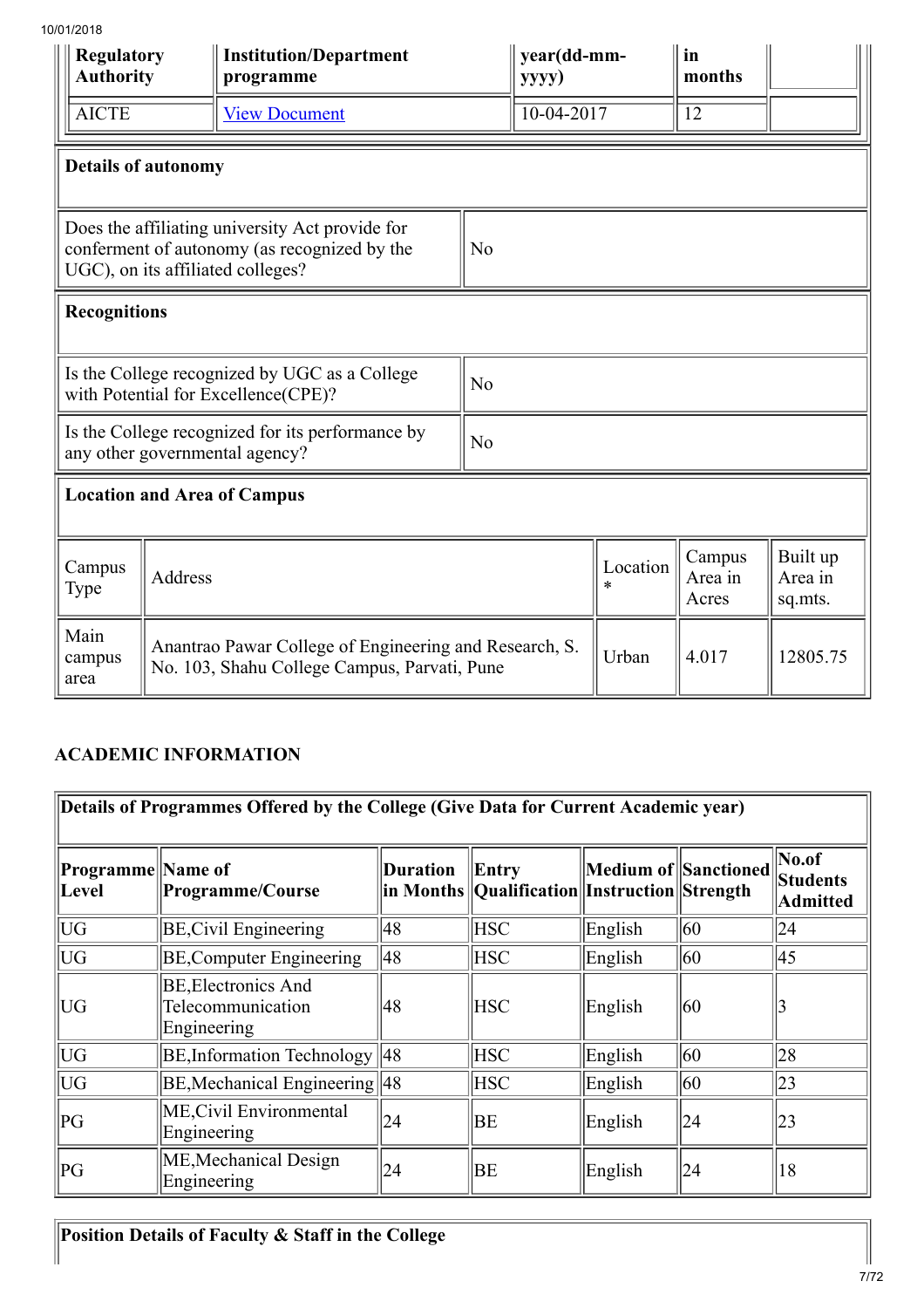| Regulatory Authority | Institution/Department programme | year(dd-mm-yyyy) | in months | |
|---|---|---|---|---|
| AICTE | View Document | 10-04-2017 | 12 | |

| Details of autonomy | |
|---|---|
| Does the affiliating university Act provide for conferment of autonomy (as recognized by the UGC), on its affiliated colleges? | No |

| Recognitions | |
|---|---|
| Is the College recognized by UGC as a College with Potential for Excellence(CPE)? | No |
| Is the College recognized for its performance by any other governmental agency? | No |

**Location and Area of Campus**

| Campus Type | Address | Location * | Campus Area in Acres | Built up Area in sq.mts. |
|---|---|---|---|---|
| Main campus area | Anantrao Pawar College of Engineering and Research, S. No. 103, Shahu College Campus, Parvati, Pune | Urban | 4.017 | 12805.75 |

## ACADEMIC INFORMATION

**Details of Programmes Offered by the College (Give Data for Current Academic year)**

| Programme Level | Name of Programme/Course | Duration in Months | Entry Qualification | Medium of Instruction | Sanctioned Strength | No.of Students Admitted |
|---|---|---|---|---|---|---|
| UG | BE,Civil Engineering | 48 | HSC | English | 60 | 24 |
| UG | BE,Computer Engineering | 48 | HSC | English | 60 | 45 |
| UG | BE,Electronics And Telecommunication Engineering | 48 | HSC | English | 60 | 3 |
| UG | BE,Information Technology | 48 | HSC | English | 60 | 28 |
| UG | BE,Mechanical Engineering | 48 | HSC | English | 60 | 23 |
| PG | ME,Civil Environmental Engineering | 24 | BE | English | 24 | 23 |
| PG | ME,Mechanical Design Engineering | 24 | BE | English | 24 | 18 |

**Position Details of Faculty & Staff in the College**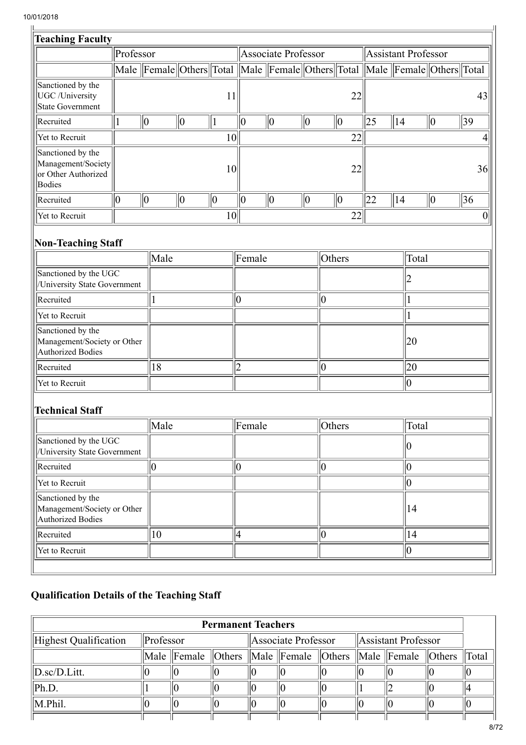## Teaching Faculty

| | Professor | | | | Associate Professor | | | | Assistant Professor | | | |
|---|---|---|---|---|---|---|---|---|---|---|---|---|
| | Male | Female | Others | Total | Male | Female | Others | Total | Male | Female | Others | Total |
| Sanctioned by the UGC /University State Government | | | | 11 | | | | 22 | | | | 43 |
| Recruited | 1 | 0 | 0 | 1 | 0 | 0 | 0 | 0 | 25 | 14 | 0 | 39 |
| Yet to Recruit | | | | 10 | | | | 22 | | | | 4 |
| Sanctioned by the Management/Society or Other Authorized Bodies | | | | 10 | | | | 22 | | | | 36 |
| Recruited | 0 | 0 | 0 | 0 | 0 | 0 | 0 | 0 | 22 | 14 | 0 | 36 |
| Yet to Recruit | | | | 10 | | | | 22 | | | | 0 |

## Non-Teaching Staff

| | Male | Female | Others | Total |
|---|---|---|---|---|
| Sanctioned by the UGC /University State Government | | | | 2 |
| Recruited | 1 | 0 | 0 | 1 |
| Yet to Recruit | | | | 1 |
| Sanctioned by the Management/Society or Other Authorized Bodies | | | | 20 |
| Recruited | 18 | 2 | 0 | 20 |
| Yet to Recruit | | | | 0 |

## Technical Staff

| | Male | Female | Others | Total |
|---|---|---|---|---|
| Sanctioned by the UGC /University State Government | | | | 0 |
| Recruited | 0 | 0 | 0 | 0 |
| Yet to Recruit | | | | 0 |
| Sanctioned by the Management/Society or Other Authorized Bodies | | | | 14 |
| Recruited | 10 | 4 | 0 | 14 |
| Yet to Recruit | | | | 0 |

## Qualification Details of the Teaching Staff

| Permanent Teachers | | | | | | | | | | |
|---|---|---|---|---|---|---|---|---|---|---|
| Highest Qualification | Professor | | | Associate Professor | | | Assistant Professor | | | |
| | Male | Female | Others | Male | Female | Others | Male | Female | Others | Total |
| D.sc/D.Litt. | 0 | 0 | 0 | 0 | 0 | 0 | 0 | 0 | 0 | 0 |
| Ph.D. | 1 | 0 | 0 | 0 | 0 | 0 | 1 | 2 | 0 | 4 |
| M.Phil. | 0 | 0 | 0 | 0 | 0 | 0 | 0 | 0 | 0 | 0 |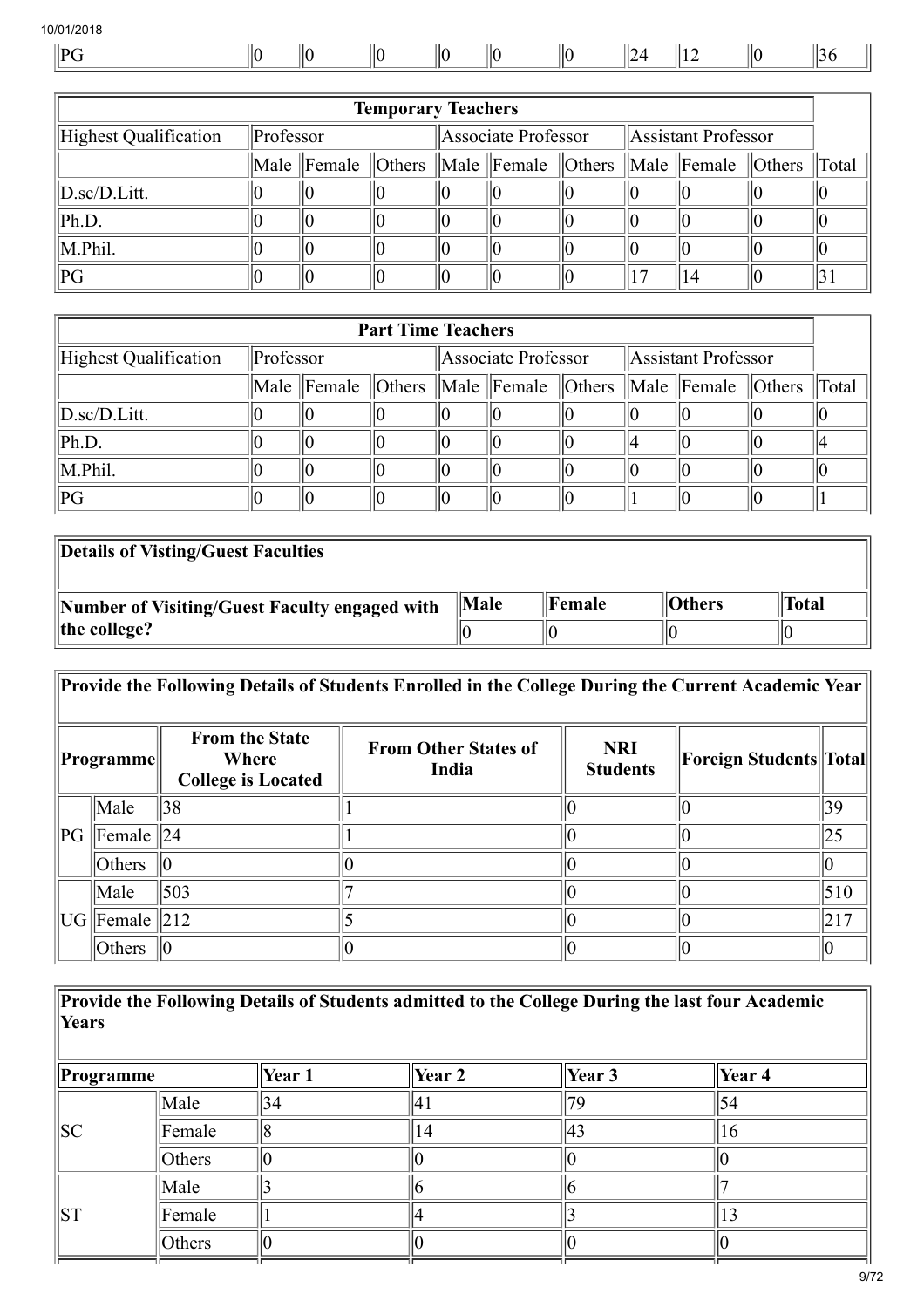| PG | 0 | 0 | 0 | 0 | 0 | 0 | 24 | 12 | 0 | 36 |
|---|---|---|---|---|---|---|---|---|---|---|

| **Temporary Teachers** | | | | | | | | | | |
|---|---|---|---|---|---|---|---|---|---|---|
| Highest Qualification | Professor | | | Associate Professor | | | Assistant Professor | | | |
| | Male | Female | Others | Male | Female | Others | Male | Female | Others | Total |
| D.sc/D.Litt. | 0 | 0 | 0 | 0 | 0 | 0 | 0 | 0 | 0 | 0 |
| Ph.D. | 0 | 0 | 0 | 0 | 0 | 0 | 0 | 0 | 0 | 0 |
| M.Phil. | 0 | 0 | 0 | 0 | 0 | 0 | 0 | 0 | 0 | 0 |
| PG | 0 | 0 | 0 | 0 | 0 | 0 | 17 | 14 | 0 | 31 |

| **Part Time Teachers** | | | | | | | | | | |
|---|---|---|---|---|---|---|---|---|---|---|
| Highest Qualification | Professor | | | Associate Professor | | | Assistant Professor | | | |
| | Male | Female | Others | Male | Female | Others | Male | Female | Others | Total |
| D.sc/D.Litt. | 0 | 0 | 0 | 0 | 0 | 0 | 0 | 0 | 0 | 0 |
| Ph.D. | 0 | 0 | 0 | 0 | 0 | 0 | 4 | 0 | 0 | 4 |
| M.Phil. | 0 | 0 | 0 | 0 | 0 | 0 | 0 | 0 | 0 | 0 |
| PG | 0 | 0 | 0 | 0 | 0 | 0 | 1 | 0 | 0 | 1 |

| **Details of Visting/Guest Faculties** | | | | |
|---|---|---|---|---|
| **Number of Visiting/Guest Faculty engaged with the college?** | **Male** | **Female** | **Others** | **Total** |
| | 0 | 0 | 0 | 0 |

**Provide the Following Details of Students Enrolled in the College During the Current Academic Year**

| **Programme** | | **From the State Where College is Located** | **From Other States of India** | **NRI Students** | **Foreign Students** | **Total** |
|---|---|---|---|---|---|---|
| PG | Male | 38 | 1 | 0 | 0 | 39 |
| | Female | 24 | 1 | 0 | 0 | 25 |
| | Others | 0 | 0 | 0 | 0 | 0 |
| UG | Male | 503 | 7 | 0 | 0 | 510 |
| | Female | 212 | 5 | 0 | 0 | 217 |
| | Others | 0 | 0 | 0 | 0 | 0 |

**Provide the Following Details of Students admitted to the College During the last four Academic Years**

| **Programme** | | **Year 1** | **Year 2** | **Year 3** | **Year 4** |
|---|---|---|---|---|---|
| SC | Male | 34 | 41 | 79 | 54 |
| | Female | 8 | 14 | 43 | 16 |
| | Others | 0 | 0 | 0 | 0 |
| ST | Male | 3 | 6 | 6 | 7 |
| | Female | 1 | 4 | 3 | 13 |
| | Others | 0 | 0 | 0 | 0 |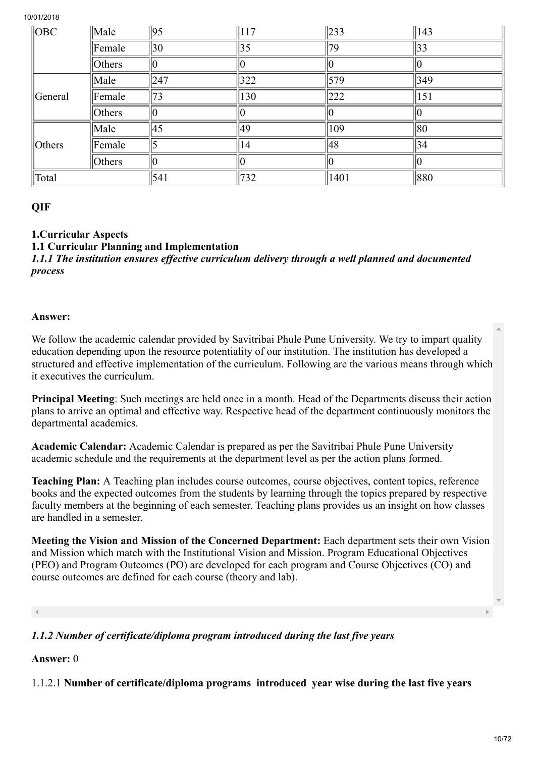| OBC | Male | 95 | 117 | 233 | 143 |
|---|---|---|---|---|---|
| | Female | 30 | 35 | 79 | 33 |
| | Others | 0 | 0 | 0 | 0 |
| General | Male | 247 | 322 | 579 | 349 |
| | Female | 73 | 130 | 222 | 151 |
| | Others | 0 | 0 | 0 | 0 |
| Others | Male | 45 | 49 | 109 | 80 |
| | Female | 5 | 14 | 48 | 34 |
| | Others | 0 | 0 | 0 | 0 |
| Total | | 541 | 732 | 1401 | 880 |

**QIF**

**1.Curricular Aspects**

**1.1 Curricular Planning and Implementation**

***1.1.1 The institution ensures effective curriculum delivery through a well planned and documented process***

**Answer:**

We follow the academic calendar provided by Savitribai Phule Pune University. We try to impart quality education depending upon the resource potentiality of our institution. The institution has developed a structured and effective implementation of the curriculum. Following are the various means through which it executives the curriculum.

**Principal Meeting**: Such meetings are held once in a month. Head of the Departments discuss their action plans to arrive an optimal and effective way. Respective head of the department continuously monitors the departmental academics.

**Academic Calendar:** Academic Calendar is prepared as per the Savitribai Phule Pune University academic schedule and the requirements at the department level as per the action plans formed.

**Teaching Plan:** A Teaching plan includes course outcomes, course objectives, content topics, reference books and the expected outcomes from the students by learning through the topics prepared by respective faculty members at the beginning of each semester. Teaching plans provides us an insight on how classes are handled in a semester.

**Meeting the Vision and Mission of the Concerned Department:** Each department sets their own Vision and Mission which match with the Institutional Vision and Mission. Program Educational Objectives (PEO) and Program Outcomes (PO) are developed for each program and Course Objectives (CO) and course outcomes are defined for each course (theory and lab).

***1.1.2 Number of certificate/diploma program introduced during the last five years***

**Answer:** 0

1.1.2.1 **Number of certificate/diploma programs introduced year wise during the last five years**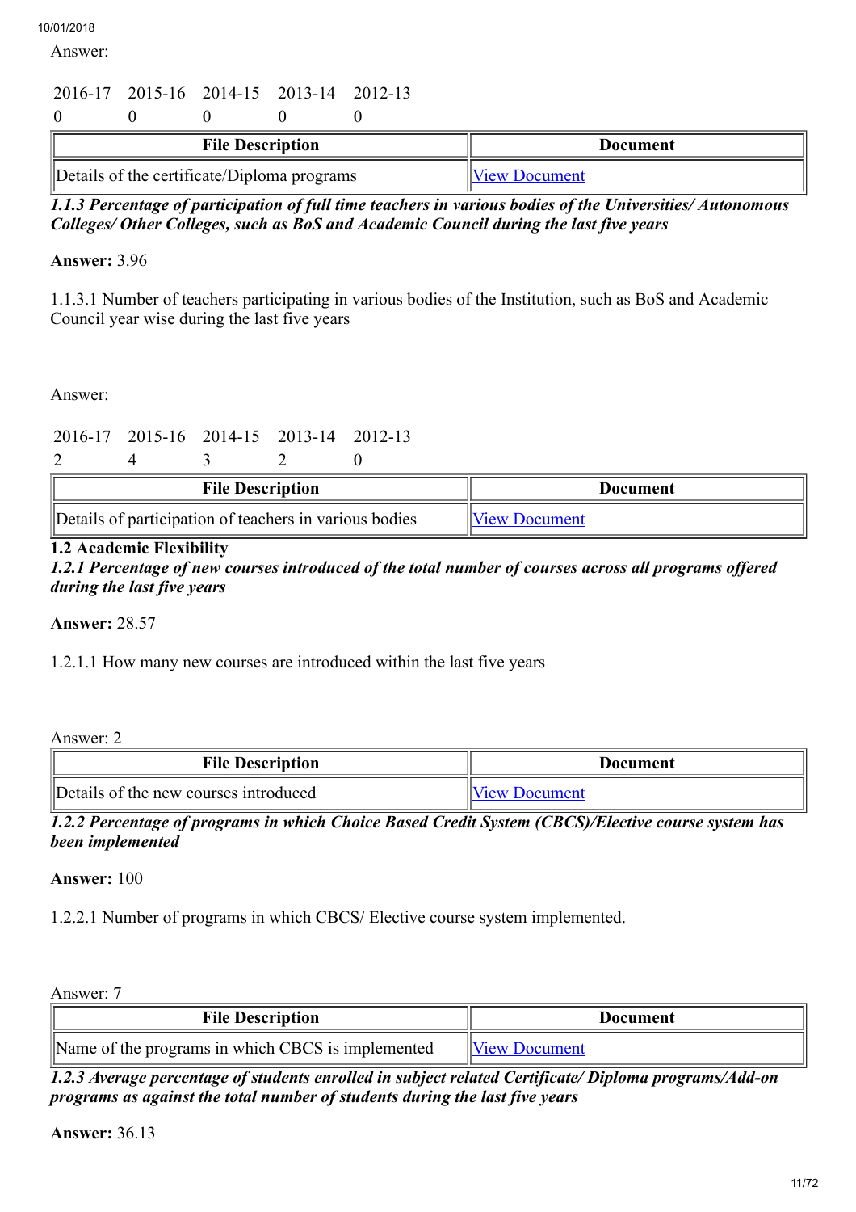Answer:

| 2016-17 | 2015-16 | 2014-15 | 2013-14 | 2012-13 |
|---|---|---|---|---|
| 0 | 0 | 0 | 0 | 0 |

| File Description | Document |
|---|---|
| Details of the certificate/Diploma programs | View Document |

***1.1.3 Percentage of participation of full time teachers in various bodies of the Universities/ Autonomous Colleges/ Other Colleges, such as BoS and Academic Council during the last five years***

**Answer:** 3.96

1.1.3.1 Number of teachers participating in various bodies of the Institution, such as BoS and Academic Council year wise during the last five years

Answer:

| 2016-17 | 2015-16 | 2014-15 | 2013-14 | 2012-13 |
|---|---|---|---|---|
| 2 | 4 | 3 | 2 | 0 |

| File Description | Document |
|---|---|
| Details of participation of teachers in various bodies | View Document |

**1.2 Academic Flexibility**

***1.2.1 Percentage of new courses introduced of the total number of courses across all programs offered during the last five years***

**Answer:** 28.57

1.2.1.1 How many new courses are introduced within the last five years

Answer: 2

| File Description | Document |
|---|---|
| Details of the new courses introduced | View Document |

***1.2.2 Percentage of programs in which Choice Based Credit System (CBCS)/Elective course system has been implemented***

**Answer:** 100

1.2.2.1 Number of programs in which CBCS/ Elective course system implemented.

Answer: 7

| File Description | Document |
|---|---|
| Name of the programs in which CBCS is implemented | View Document |

***1.2.3 Average percentage of students enrolled in subject related Certificate/ Diploma programs/Add-on programs as against the total number of students during the last five years***

**Answer:** 36.13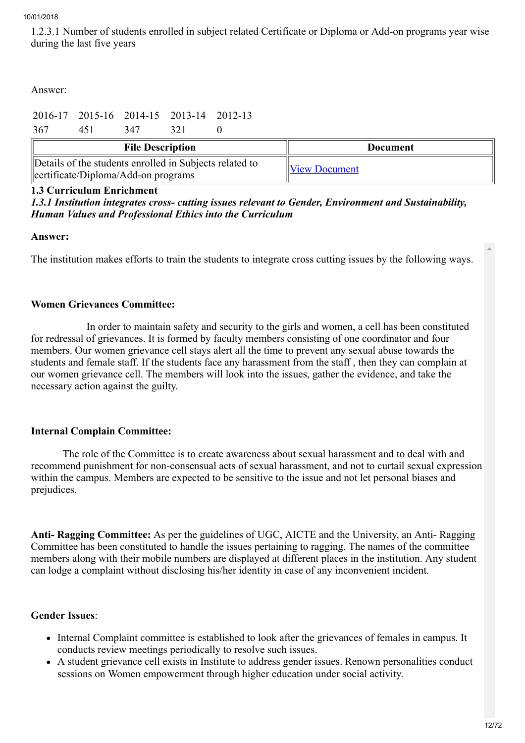1.2.3.1 Number of students enrolled in subject related Certificate or Diploma or Add-on programs year wise during the last five years

Answer:

| 2016-17 | 2015-16 | 2014-15 | 2013-14 | 2012-13 |
|---|---|---|---|---|
| 367 | 451 | 347 | 321 | 0 |

| File Description | Document |
|---|---|
| Details of the students enrolled in Subjects related to certificate/Diploma/Add-on programs | View Document |

**1.3 Curriculum Enrichment**

***1.3.1 Institution integrates cross- cutting issues relevant to Gender, Environment and Sustainability, Human Values and Professional Ethics into the Curriculum***

**Answer:**

The institution makes efforts to train the students to integrate cross cutting issues by the following ways.

**Women Grievances Committee:**

In order to maintain safety and security to the girls and women, a cell has been constituted for redressal of grievances. It is formed by faculty members consisting of one coordinator and four members. Our women grievance cell stays alert all the time to prevent any sexual abuse towards the students and female staff. If the students face any harassment from the staff , then they can complain at our women grievance cell. The members will look into the issues, gather the evidence, and take the necessary action against the guilty.

**Internal Complain Committee:**

The role of the Committee is to create awareness about sexual harassment and to deal with and recommend punishment for non-consensual acts of sexual harassment, and not to curtail sexual expression within the campus. Members are expected to be sensitive to the issue and not let personal biases and prejudices.

**Anti- Ragging Committee:** As per the guidelines of UGC, AICTE and the University, an Anti- Ragging Committee has been constituted to handle the issues pertaining to ragging. The names of the committee members along with their mobile numbers are displayed at different places in the institution. Any student can lodge a complaint without disclosing his/her identity in case of any inconvenient incident.

**Gender Issues**:

- Internal Complaint committee is established to look after the grievances of females in campus. It conducts review meetings periodically to resolve such issues.
- A student grievance cell exists in Institute to address gender issues. Renown personalities conduct sessions on Women empowerment through higher education under social activity.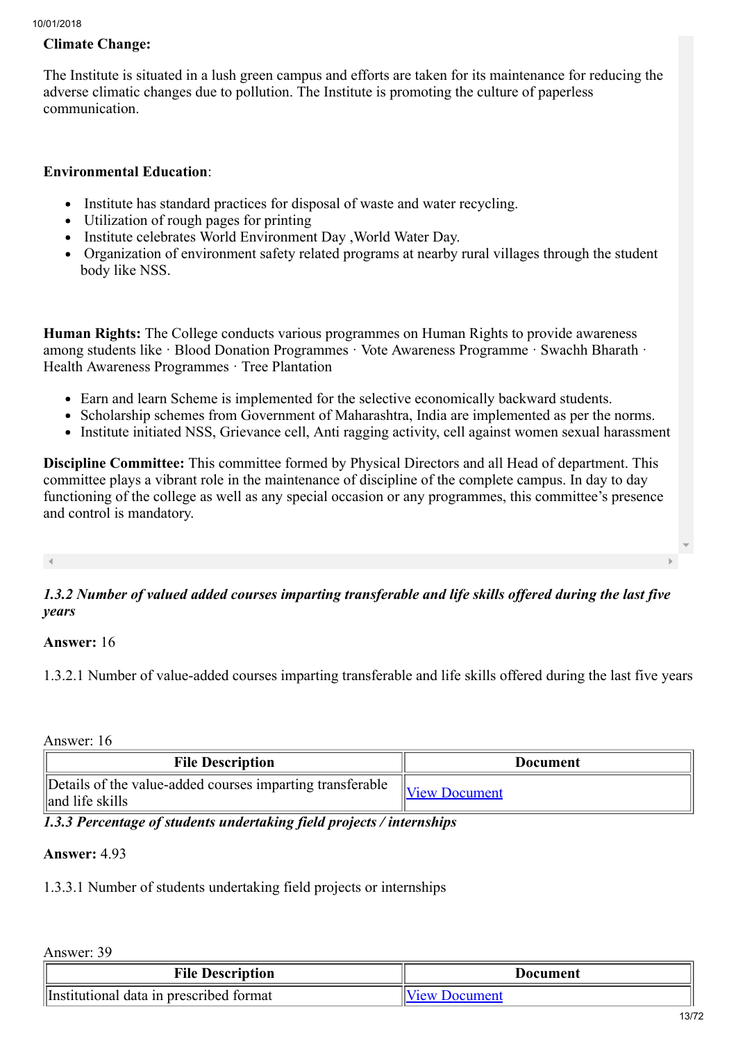**Climate Change:**

The Institute is situated in a lush green campus and efforts are taken for its maintenance for reducing the adverse climatic changes due to pollution. The Institute is promoting the culture of paperless communication.

**Environmental Education**:

- Institute has standard practices for disposal of waste and water recycling.
- Utilization of rough pages for printing
- Institute celebrates World Environment Day ,World Water Day.
- Organization of environment safety related programs at nearby rural villages through the student body like NSS.

**Human Rights:** The College conducts various programmes on Human Rights to provide awareness among students like · Blood Donation Programmes · Vote Awareness Programme · Swachh Bharath · Health Awareness Programmes · Tree Plantation

- Earn and learn Scheme is implemented for the selective economically backward students.
- Scholarship schemes from Government of Maharashtra, India are implemented as per the norms.
- Institute initiated NSS, Grievance cell, Anti ragging activity, cell against women sexual harassment

**Discipline Committee:** This committee formed by Physical Directors and all Head of department. This committee plays a vibrant role in the maintenance of discipline of the complete campus. In day to day functioning of the college as well as any special occasion or any programmes, this committee's presence and control is mandatory.

***1.3.2 Number of valued added courses imparting transferable and life skills offered during the last five years***

**Answer:** 16

1.3.2.1 Number of value-added courses imparting transferable and life skills offered during the last five years

Answer: 16

| File Description | Document |
|---|---|
| Details of the value-added courses imparting transferable and life skills | View Document |

***1.3.3 Percentage of students undertaking field projects / internships***

**Answer:** 4.93

1.3.3.1 Number of students undertaking field projects or internships

Answer: 39

| File Description | Document |
|---|---|
| Institutional data in prescribed format | View Document |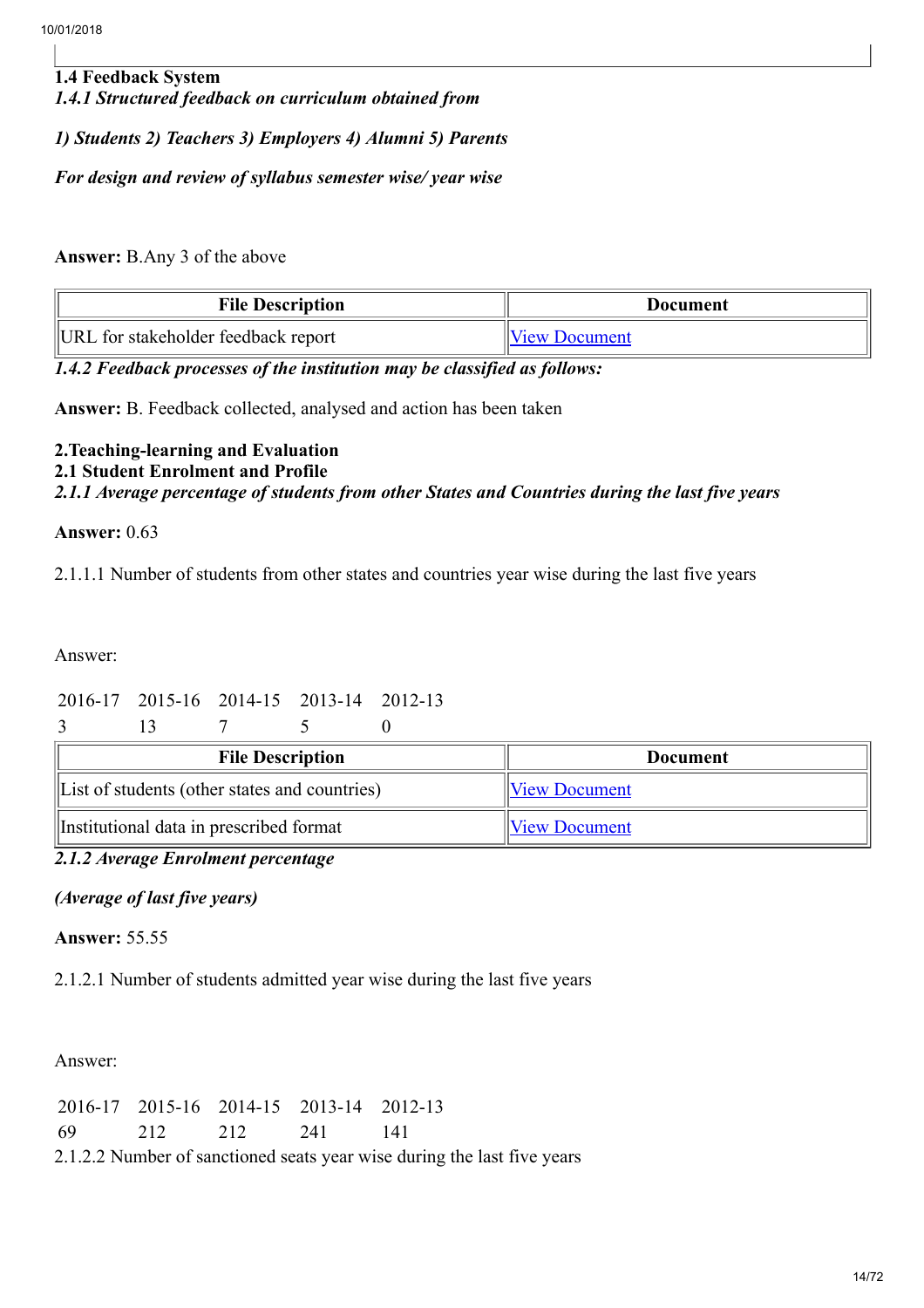**1.4 Feedback System**

***1.4.1 Structured feedback on curriculum obtained from***

***1) Students 2) Teachers 3) Employers 4) Alumni 5) Parents***

***For design and review of syllabus semester wise/ year wise***

**Answer:** B.Any 3 of the above

| File Description | Document |
| --- | --- |
| URL for stakeholder feedback report | View Document |

***1.4.2 Feedback processes of the institution may be classified as follows:***

**Answer:** B. Feedback collected, analysed and action has been taken

**2.Teaching-learning and Evaluation**

**2.1 Student Enrolment and Profile**

***2.1.1 Average percentage of students from other States and Countries during the last five years***

**Answer:** 0.63

2.1.1.1 Number of students from other states and countries year wise during the last five years

Answer:

| 2016-17 | 2015-16 | 2014-15 | 2013-14 | 2012-13 |
| --- | --- | --- | --- | --- |
| 3 | 13 | 7 | 5 | 0 |

| File Description | Document |
| --- | --- |
| List of students (other states and countries) | View Document |
| Institutional data in prescribed format | View Document |

***2.1.2 Average Enrolment percentage***

***(Average of last five years)***

**Answer:** 55.55

2.1.2.1 Number of students admitted year wise during the last five years

Answer:

| 2016-17 | 2015-16 | 2014-15 | 2013-14 | 2012-13 |
| --- | --- | --- | --- | --- |
| 69 | 212 | 212 | 241 | 141 |

2.1.2.2 Number of sanctioned seats year wise during the last five years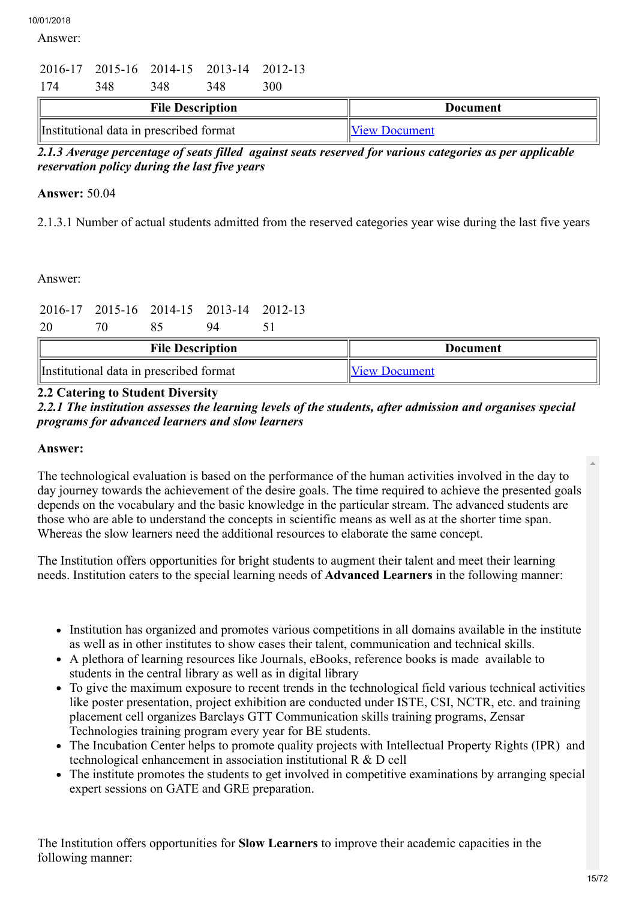Answer:

| 2016-17 | 2015-16 | 2014-15 | 2013-14 | 2012-13 |
|---|---|---|---|---|
| 174 | 348 | 348 | 348 | 300 |

| File Description | Document |
|---|---|
| Institutional data in prescribed format | View Document |

***2.1.3 Average percentage of seats filled against seats reserved for various categories as per applicable reservation policy during the last five years***

**Answer:** 50.04

2.1.3.1 Number of actual students admitted from the reserved categories year wise during the last five years

Answer:

| 2016-17 | 2015-16 | 2014-15 | 2013-14 | 2012-13 |
|---|---|---|---|---|
| 20 | 70 | 85 | 94 | 51 |

| File Description | Document |
|---|---|
| Institutional data in prescribed format | View Document |

**2.2 Catering to Student Diversity**

***2.2.1 The institution assesses the learning levels of the students, after admission and organises special programs for advanced learners and slow learners***

**Answer:**

The technological evaluation is based on the performance of the human activities involved in the day to day journey towards the achievement of the desire goals. The time required to achieve the presented goals depends on the vocabulary and the basic knowledge in the particular stream. The advanced students are those who are able to understand the concepts in scientific means as well as at the shorter time span. Whereas the slow learners need the additional resources to elaborate the same concept.

The Institution offers opportunities for bright students to augment their talent and meet their learning needs. Institution caters to the special learning needs of **Advanced Learners** in the following manner:

- Institution has organized and promotes various competitions in all domains available in the institute as well as in other institutes to show cases their talent, communication and technical skills.
- A plethora of learning resources like Journals, eBooks, reference books is made available to students in the central library as well as in digital library
- To give the maximum exposure to recent trends in the technological field various technical activities like poster presentation, project exhibition are conducted under ISTE, CSI, NCTR, etc. and training placement cell organizes Barclays GTT Communication skills training programs, Zensar Technologies training program every year for BE students.
- The Incubation Center helps to promote quality projects with Intellectual Property Rights (IPR) and technological enhancement in association institutional R & D cell
- The institute promotes the students to get involved in competitive examinations by arranging special expert sessions on GATE and GRE preparation.

The Institution offers opportunities for **Slow Learners** to improve their academic capacities in the following manner: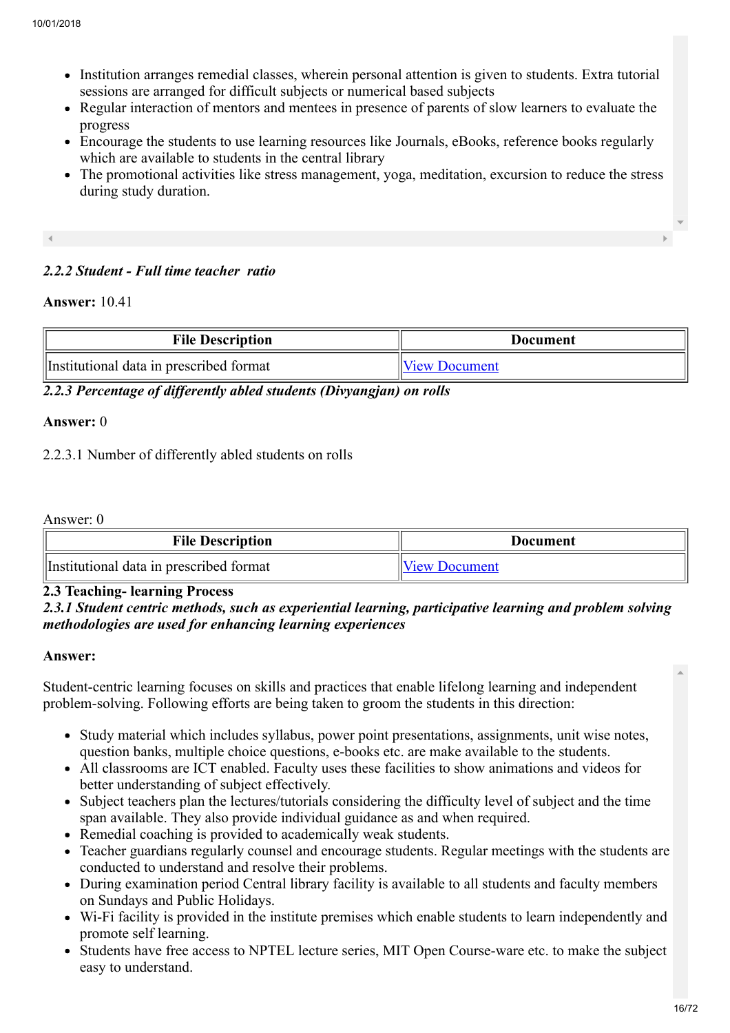- Institution arranges remedial classes, wherein personal attention is given to students. Extra tutorial sessions are arranged for difficult subjects or numerical based subjects
- Regular interaction of mentors and mentees in presence of parents of slow learners to evaluate the progress
- Encourage the students to use learning resources like Journals, eBooks, reference books regularly which are available to students in the central library
- The promotional activities like stress management, yoga, meditation, excursion to reduce the stress during study duration.

***2.2.2 Student - Full time teacher ratio***

**Answer:** 10.41

| File Description | Document |
|---|---|
| Institutional data in prescribed format | View Document |

***2.2.3 Percentage of differently abled students (Divyangjan) on rolls***

**Answer:** 0

2.2.3.1 Number of differently abled students on rolls

Answer: 0

| File Description | Document |
|---|---|
| Institutional data in prescribed format | View Document |

**2.3 Teaching- learning Process**

***2.3.1 Student centric methods, such as experiential learning, participative learning and problem solving methodologies are used for enhancing learning experiences***

**Answer:**

Student-centric learning focuses on skills and practices that enable lifelong learning and independent problem-solving. Following efforts are being taken to groom the students in this direction:

- Study material which includes syllabus, power point presentations, assignments, unit wise notes, question banks, multiple choice questions, e-books etc. are make available to the students.
- All classrooms are ICT enabled. Faculty uses these facilities to show animations and videos for better understanding of subject effectively.
- Subject teachers plan the lectures/tutorials considering the difficulty level of subject and the time span available. They also provide individual guidance as and when required.
- Remedial coaching is provided to academically weak students.
- Teacher guardians regularly counsel and encourage students. Regular meetings with the students are conducted to understand and resolve their problems.
- During examination period Central library facility is available to all students and faculty members on Sundays and Public Holidays.
- Wi-Fi facility is provided in the institute premises which enable students to learn independently and promote self learning.
- Students have free access to NPTEL lecture series, MIT Open Course-ware etc. to make the subject easy to understand.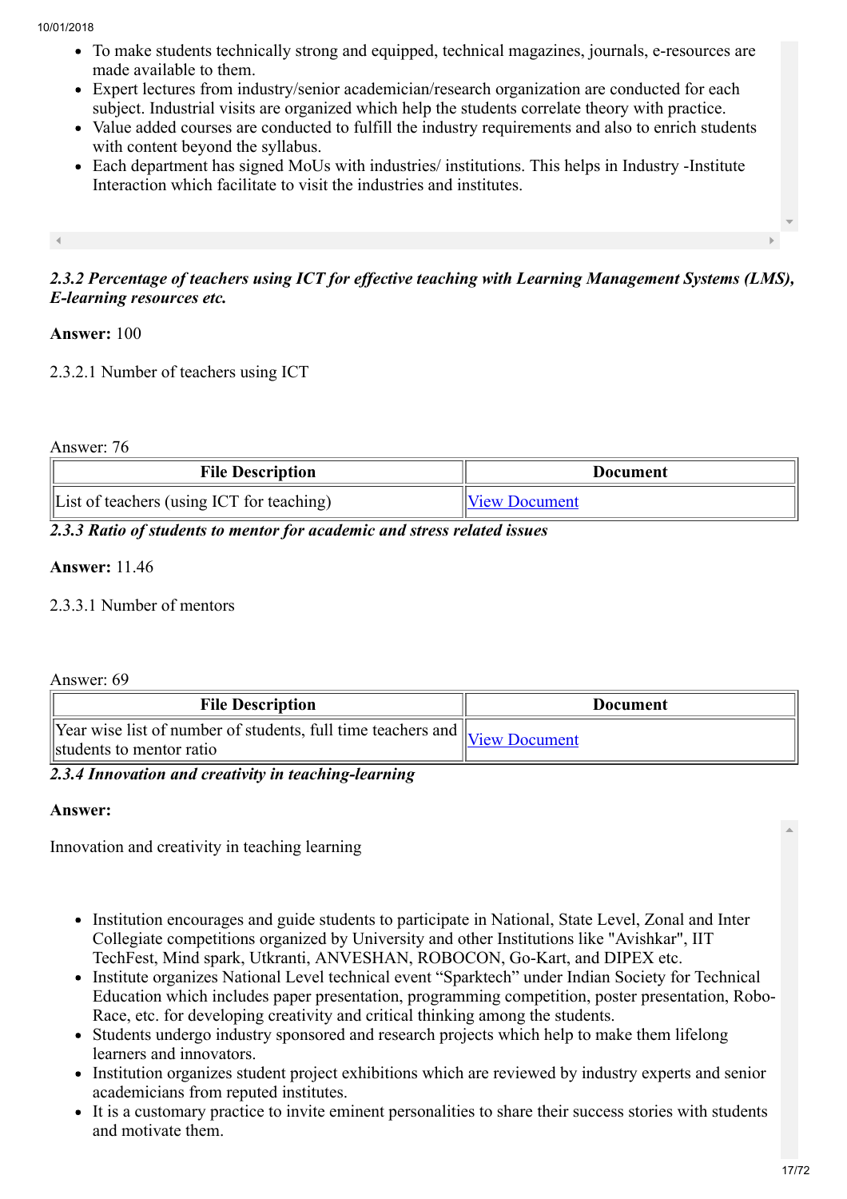- To make students technically strong and equipped, technical magazines, journals, e-resources are made available to them.
- Expert lectures from industry/senior academician/research organization are conducted for each subject. Industrial visits are organized which help the students correlate theory with practice.
- Value added courses are conducted to fulfill the industry requirements and also to enrich students with content beyond the syllabus.
- Each department has signed MoUs with industries/ institutions. This helps in Industry -Institute Interaction which facilitate to visit the industries and institutes.

***2.3.2 Percentage of teachers using ICT for effective teaching with Learning Management Systems (LMS), E-learning resources etc.***

**Answer:** 100

2.3.2.1 Number of teachers using ICT

Answer: 76

| File Description | Document |
| --- | --- |
| List of teachers (using ICT for teaching) | View Document |

***2.3.3 Ratio of students to mentor for academic and stress related issues***

**Answer:** 11.46

2.3.3.1 Number of mentors

Answer: 69

| File Description | Document |
| --- | --- |
| Year wise list of number of students, full time teachers and students to mentor ratio | View Document |

***2.3.4 Innovation and creativity in teaching-learning***

**Answer:**

Innovation and creativity in teaching learning

- Institution encourages and guide students to participate in National, State Level, Zonal and Inter Collegiate competitions organized by University and other Institutions like "Avishkar", IIT TechFest, Mind spark, Utkranti, ANVESHAN, ROBOCON, Go-Kart, and DIPEX etc.
- Institute organizes National Level technical event “Sparktech” under Indian Society for Technical Education which includes paper presentation, programming competition, poster presentation, Robo-Race, etc. for developing creativity and critical thinking among the students.
- Students undergo industry sponsored and research projects which help to make them lifelong learners and innovators.
- Institution organizes student project exhibitions which are reviewed by industry experts and senior academicians from reputed institutes.
- It is a customary practice to invite eminent personalities to share their success stories with students and motivate them.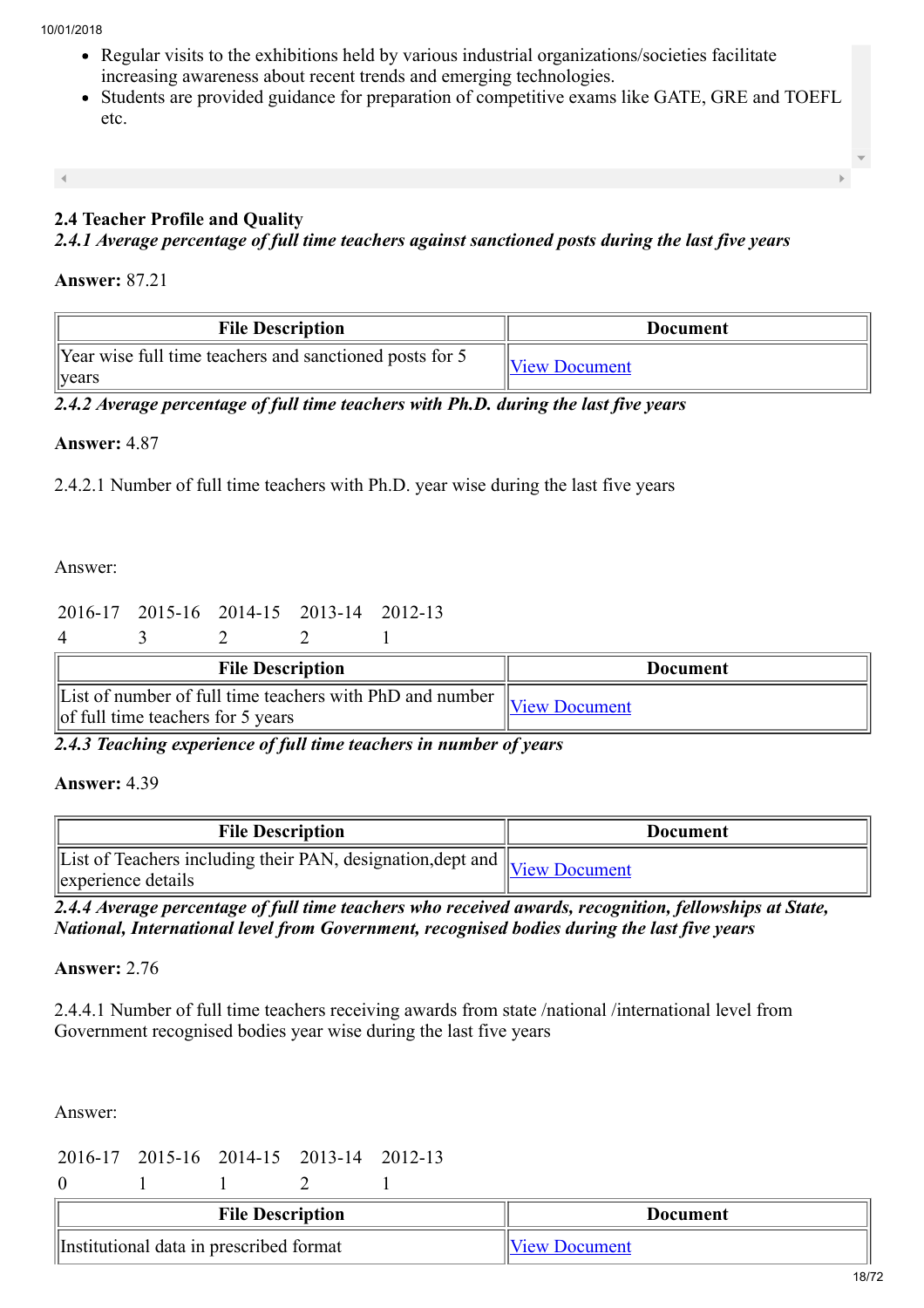- Regular visits to the exhibitions held by various industrial organizations/societies facilitate increasing awareness about recent trends and emerging technologies.
- Students are provided guidance for preparation of competitive exams like GATE, GRE and TOEFL etc.

**2.4 Teacher Profile and Quality**

***2.4.1 Average percentage of full time teachers against sanctioned posts during the last five years***

**Answer:** 87.21

| File Description | Document |
| --- | --- |
| Year wise full time teachers and sanctioned posts for 5 years | View Document |

***2.4.2 Average percentage of full time teachers with Ph.D. during the last five years***

**Answer:** 4.87

2.4.2.1 Number of full time teachers with Ph.D. year wise during the last five years

Answer:

| 2016-17 | 2015-16 | 2014-15 | 2013-14 | 2012-13 |
| --- | --- | --- | --- | --- |
| 4 | 3 | 2 | 2 | 1 |

| File Description | Document |
| --- | --- |
| List of number of full time teachers with PhD and number of full time teachers for 5 years | View Document |

***2.4.3 Teaching experience of full time teachers in number of years***

**Answer:** 4.39

| File Description | Document |
| --- | --- |
| List of Teachers including their PAN, designation,dept and experience details | View Document |

***2.4.4 Average percentage of full time teachers who received awards, recognition, fellowships at State, National, International level from Government, recognised bodies during the last five years***

**Answer:** 2.76

2.4.4.1 Number of full time teachers receiving awards from state /national /international level from Government recognised bodies year wise during the last five years

Answer:

| 2016-17 | 2015-16 | 2014-15 | 2013-14 | 2012-13 |
| --- | --- | --- | --- | --- |
| 0 | 1 | 1 | 2 | 1 |

| File Description | Document |
| --- | --- |
| Institutional data in prescribed format | View Document |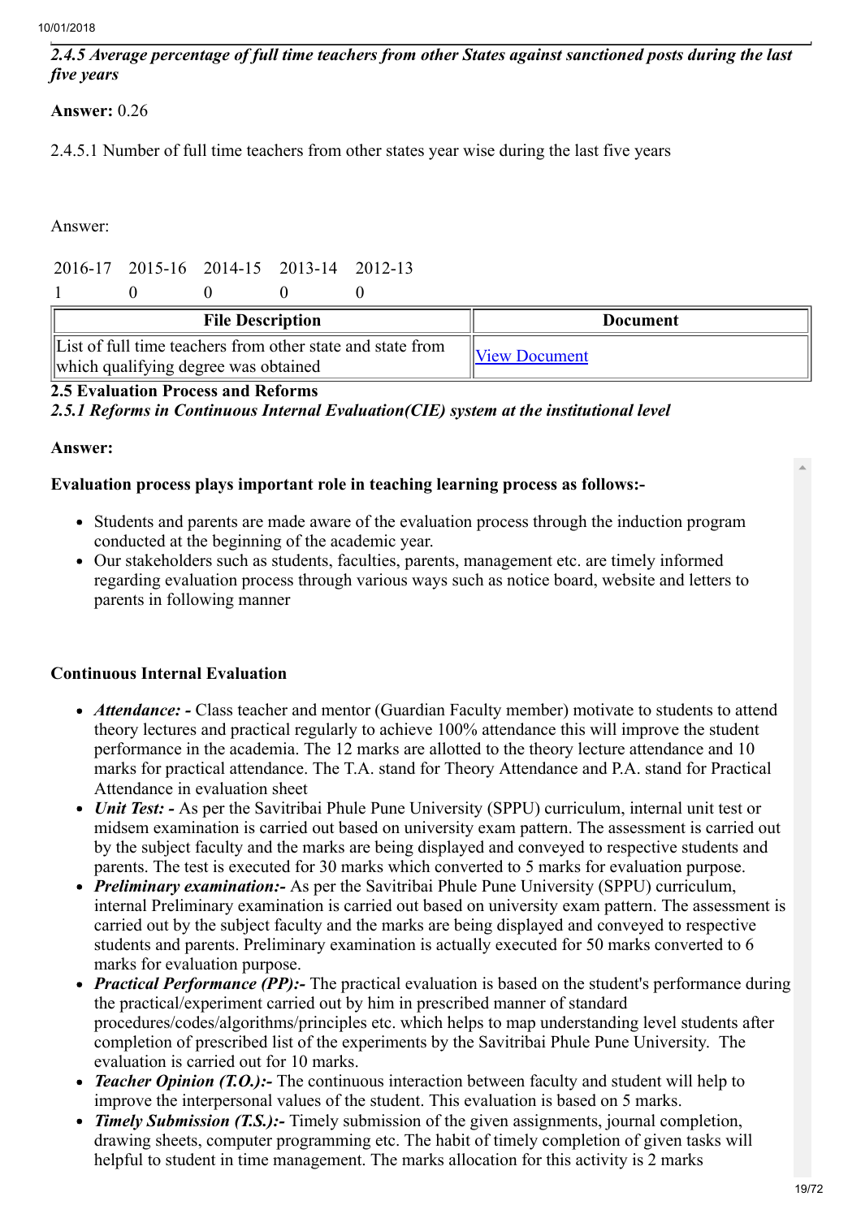*2.4.5 Average percentage of full time teachers from other States against sanctioned posts during the last five years*

**Answer:** 0.26

2.4.5.1 Number of full time teachers from other states year wise during the last five years

Answer:

| 2016-17 | 2015-16 | 2014-15 | 2013-14 | 2012-13 |
|---|---|---|---|---|
| 1 | 0 | 0 | 0 | 0 |

| File Description | Document |
|---|---|
| List of full time teachers from other state and state from which qualifying degree was obtained | View Document |

**2.5 Evaluation Process and Reforms**

*2.5.1 Reforms in Continuous Internal Evaluation(CIE) system at the institutional level*

**Answer:**

**Evaluation process plays important role in teaching learning process as follows:-**

- Students and parents are made aware of the evaluation process through the induction program conducted at the beginning of the academic year.
- Our stakeholders such as students, faculties, parents, management etc. are timely informed regarding evaluation process through various ways such as notice board, website and letters to parents in following manner

**Continuous Internal Evaluation**

- ***Attendance: -*** Class teacher and mentor (Guardian Faculty member) motivate to students to attend theory lectures and practical regularly to achieve 100% attendance this will improve the student performance in the academia. The 12 marks are allotted to the theory lecture attendance and 10 marks for practical attendance. The T.A. stand for Theory Attendance and P.A. stand for Practical Attendance in evaluation sheet
- ***Unit Test: -*** As per the Savitribai Phule Pune University (SPPU) curriculum, internal unit test or midsem examination is carried out based on university exam pattern. The assessment is carried out by the subject faculty and the marks are being displayed and conveyed to respective students and parents. The test is executed for 30 marks which converted to 5 marks for evaluation purpose.
- ***Preliminary examination:-*** As per the Savitribai Phule Pune University (SPPU) curriculum, internal Preliminary examination is carried out based on university exam pattern. The assessment is carried out by the subject faculty and the marks are being displayed and conveyed to respective students and parents. Preliminary examination is actually executed for 50 marks converted to 6 marks for evaluation purpose.
- ***Practical Performance (PP):-*** The practical evaluation is based on the student's performance during the practical/experiment carried out by him in prescribed manner of standard procedures/codes/algorithms/principles etc. which helps to map understanding level students after completion of prescribed list of the experiments by the Savitribai Phule Pune University. The evaluation is carried out for 10 marks.
- ***Teacher Opinion (T.O.):-*** The continuous interaction between faculty and student will help to improve the interpersonal values of the student. This evaluation is based on 5 marks.
- ***Timely Submission (T.S.):-*** Timely submission of the given assignments, journal completion, drawing sheets, computer programming etc. The habit of timely completion of given tasks will helpful to student in time management. The marks allocation for this activity is 2 marks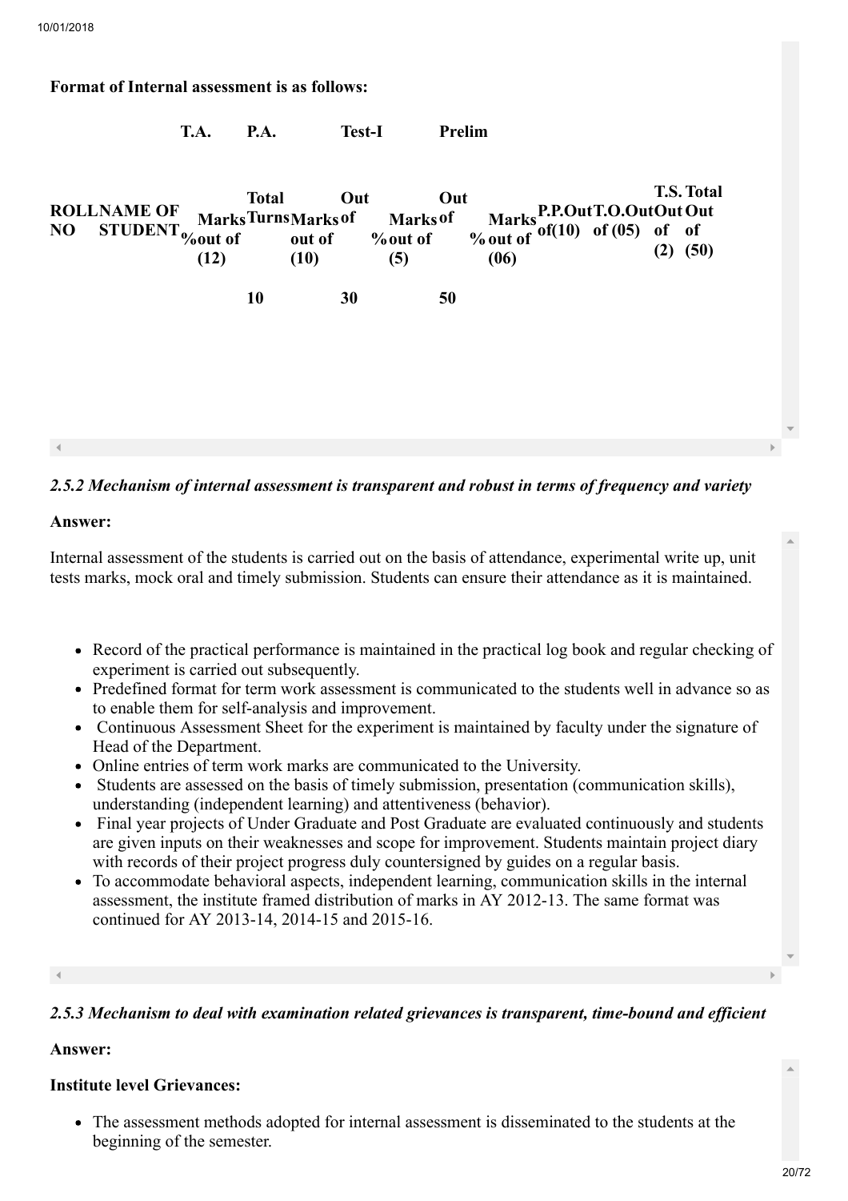**Format of Internal assessment is as follows:**

| | | T.A. | P.A. | | Test-I | | Prelim | | | | | |
|---|---|---|---|---|---|---|---|---|---|---|---|---|
| **ROLL NO** | **NAME OF STUDENT** | **Marks % out of (12)** | **Total Turns** | **Marks out of (10)** | **Out of** | **Marks % out of (5)** | **Out of** | **Marks % out of (06)** | **P.P. Out of (10)** | **T.O. Out of (05)** | **T.S. Out of (2)** | **Total Out of (50)** |
| | | | **10** | | **30** | | **50** | | | | | |

### *2.5.2 Mechanism of internal assessment is transparent and robust in terms of frequency and variety*

**Answer:**

Internal assessment of the students is carried out on the basis of attendance, experimental write up, unit tests marks, mock oral and timely submission. Students can ensure their attendance as it is maintained.

- Record of the practical performance is maintained in the practical log book and regular checking of experiment is carried out subsequently.
- Predefined format for term work assessment is communicated to the students well in advance so as to enable them for self-analysis and improvement.
- Continuous Assessment Sheet for the experiment is maintained by faculty under the signature of Head of the Department.
- Online entries of term work marks are communicated to the University.
- Students are assessed on the basis of timely submission, presentation (communication skills), understanding (independent learning) and attentiveness (behavior).
- Final year projects of Under Graduate and Post Graduate are evaluated continuously and students are given inputs on their weaknesses and scope for improvement. Students maintain project diary with records of their project progress duly countersigned by guides on a regular basis.
- To accommodate behavioral aspects, independent learning, communication skills in the internal assessment, the institute framed distribution of marks in AY 2012-13. The same format was continued for AY 2013-14, 2014-15 and 2015-16.

### *2.5.3 Mechanism to deal with examination related grievances is transparent, time-bound and efficient*

**Answer:**

**Institute level Grievances:**

- The assessment methods adopted for internal assessment is disseminated to the students at the beginning of the semester.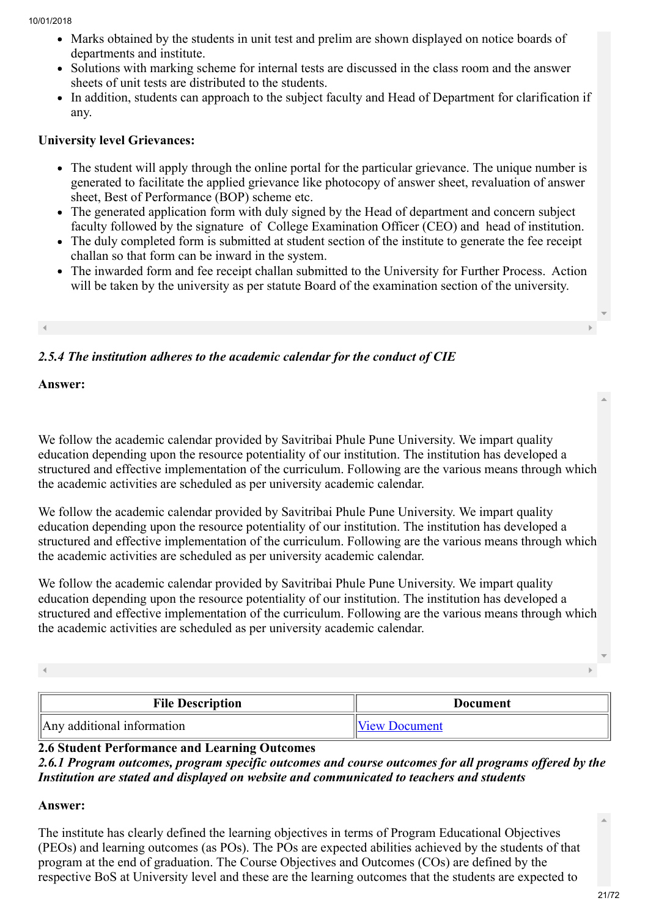- Marks obtained by the students in unit test and prelim are shown displayed on notice boards of departments and institute.
- Solutions with marking scheme for internal tests are discussed in the class room and the answer sheets of unit tests are distributed to the students.
- In addition, students can approach to the subject faculty and Head of Department for clarification if any.

**University level Grievances:**

- The student will apply through the online portal for the particular grievance. The unique number is generated to facilitate the applied grievance like photocopy of answer sheet, revaluation of answer sheet, Best of Performance (BOP) scheme etc.
- The generated application form with duly signed by the Head of department and concern subject faculty followed by the signature of College Examination Officer (CEO) and head of institution.
- The duly completed form is submitted at student section of the institute to generate the fee receipt challan so that form can be inward in the system.
- The inwarded form and fee receipt challan submitted to the University for Further Process. Action will be taken by the university as per statute Board of the examination section of the university.

***2.5.4 The institution adheres to the academic calendar for the conduct of CIE***

**Answer:**

We follow the academic calendar provided by Savitribai Phule Pune University. We impart quality education depending upon the resource potentiality of our institution. The institution has developed a structured and effective implementation of the curriculum. Following are the various means through which the academic activities are scheduled as per university academic calendar.

We follow the academic calendar provided by Savitribai Phule Pune University. We impart quality education depending upon the resource potentiality of our institution. The institution has developed a structured and effective implementation of the curriculum. Following are the various means through which the academic activities are scheduled as per university academic calendar.

We follow the academic calendar provided by Savitribai Phule Pune University. We impart quality education depending upon the resource potentiality of our institution. The institution has developed a structured and effective implementation of the curriculum. Following are the various means through which the academic activities are scheduled as per university academic calendar.

| File Description | Document |
|---|---|
| Any additional information | View Document |

**2.6 Student Performance and Learning Outcomes**

***2.6.1 Program outcomes, program specific outcomes and course outcomes for all programs offered by the Institution are stated and displayed on website and communicated to teachers and students***

**Answer:**

The institute has clearly defined the learning objectives in terms of Program Educational Objectives (PEOs) and learning outcomes (as POs). The POs are expected abilities achieved by the students of that program at the end of graduation. The Course Objectives and Outcomes (COs) are defined by the respective BoS at University level and these are the learning outcomes that the students are expected to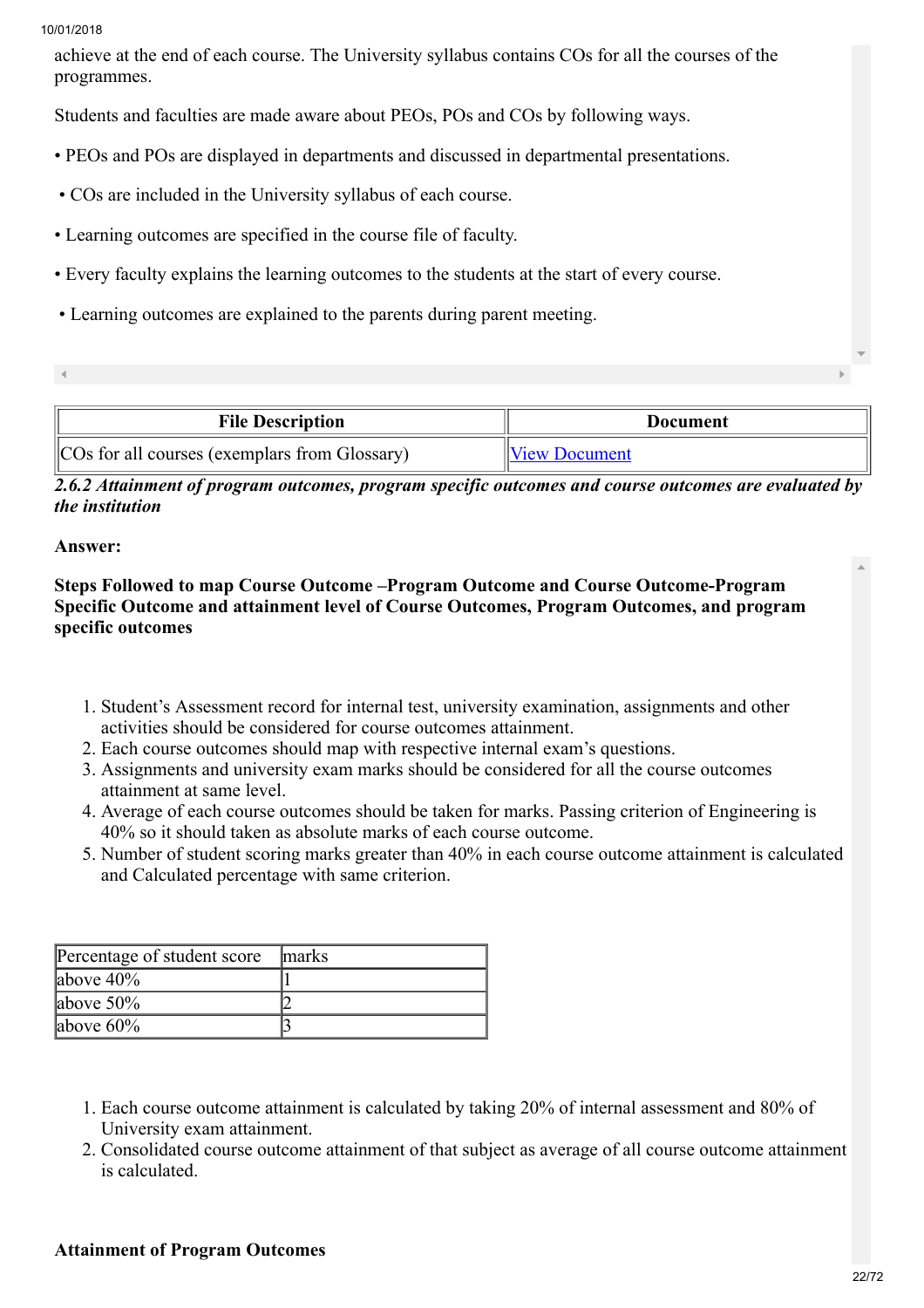achieve at the end of each course. The University syllabus contains COs for all the courses of the programmes.

Students and faculties are made aware about PEOs, POs and COs by following ways.

- PEOs and POs are displayed in departments and discussed in departmental presentations.
- COs are included in the University syllabus of each course.
- Learning outcomes are specified in the course file of faculty.
- Every faculty explains the learning outcomes to the students at the start of every course.
- Learning outcomes are explained to the parents during parent meeting.

| File Description | Document |
|---|---|
| COs for all courses (exemplars from Glossary) | View Document |

***2.6.2 Attainment of program outcomes, program specific outcomes and course outcomes are evaluated by the institution***

**Answer:**

**Steps Followed to map Course Outcome –Program Outcome and Course Outcome-Program Specific Outcome and attainment level of Course Outcomes, Program Outcomes, and program specific outcomes**

1. Student's Assessment record for internal test, university examination, assignments and other activities should be considered for course outcomes attainment.
2. Each course outcomes should map with respective internal exam's questions.
3. Assignments and university exam marks should be considered for all the course outcomes attainment at same level.
4. Average of each course outcomes should be taken for marks. Passing criterion of Engineering is 40% so it should taken as absolute marks of each course outcome.
5. Number of student scoring marks greater than 40% in each course outcome attainment is calculated and Calculated percentage with same criterion.

| Percentage of student score | marks |
|---|---|
| above 40% | 1 |
| above 50% | 2 |
| above 60% | 3 |

1. Each course outcome attainment is calculated by taking 20% of internal assessment and 80% of University exam attainment.
2. Consolidated course outcome attainment of that subject as average of all course outcome attainment is calculated.

**Attainment of Program Outcomes**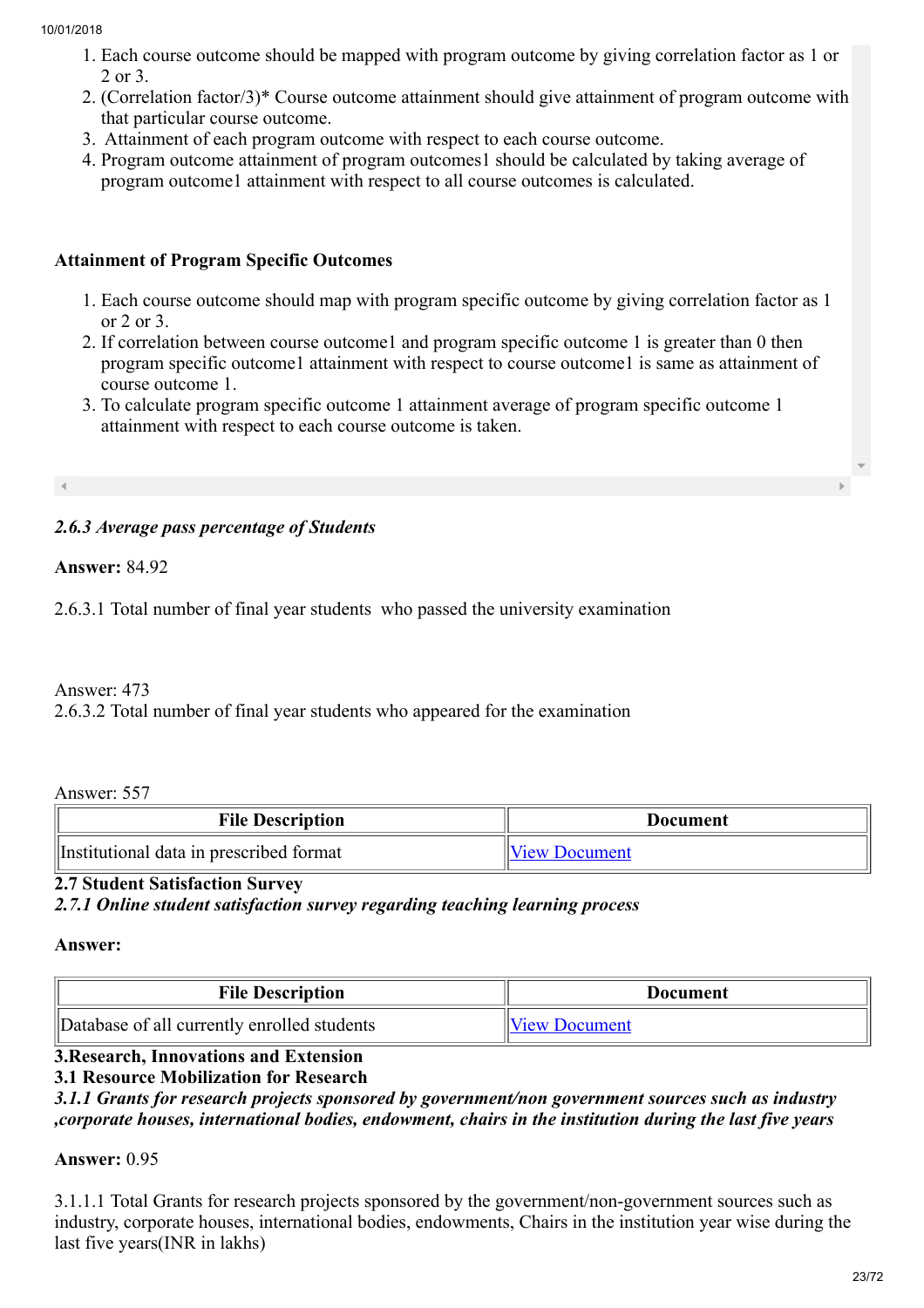1. Each course outcome should be mapped with program outcome by giving correlation factor as 1 or 2 or 3.
2. (Correlation factor/3)* Course outcome attainment should give attainment of program outcome with that particular course outcome.
3. Attainment of each program outcome with respect to each course outcome.
4. Program outcome attainment of program outcomes1 should be calculated by taking average of program outcome1 attainment with respect to all course outcomes is calculated.

**Attainment of Program Specific Outcomes**

1. Each course outcome should map with program specific outcome by giving correlation factor as 1 or 2 or 3.
2. If correlation between course outcome1 and program specific outcome 1 is greater than 0 then program specific outcome1 attainment with respect to course outcome1 is same as attainment of course outcome 1.
3. To calculate program specific outcome 1 attainment average of program specific outcome 1 attainment with respect to each course outcome is taken.

*2.6.3 Average pass percentage of Students*

**Answer:** 84.92

2.6.3.1 Total number of final year students who passed the university examination

Answer: 473

2.6.3.2 Total number of final year students who appeared for the examination

Answer: 557

| File Description | Document |
|---|---|
| Institutional data in prescribed format | View Document |

### 2.7 Student Satisfaction Survey

*2.7.1 Online student satisfaction survey regarding teaching learning process*

**Answer:**

| File Description | Document |
|---|---|
| Database of all currently enrolled students | View Document |

## 3.Research, Innovations and Extension

### 3.1 Resource Mobilization for Research

***3.1.1 Grants for research projects sponsored by government/non government sources such as industry ,corporate houses, international bodies, endowment, chairs in the institution during the last five years***

**Answer:** 0.95

3.1.1.1 Total Grants for research projects sponsored by the government/non-government sources such as industry, corporate houses, international bodies, endowments, Chairs in the institution year wise during the last five years(INR in lakhs)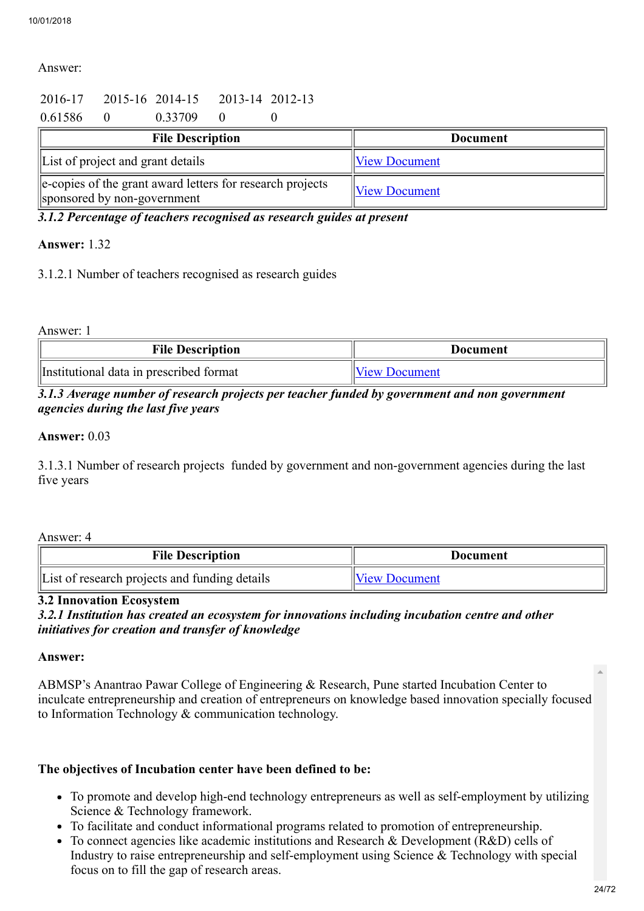Answer:

| 2016-17 | 2015-16 | 2014-15 | 2013-14 | 2012-13 |
|---|---|---|---|---|
| 0.61586 | 0 | 0.33709 | 0 | 0 |

| File Description | Document |
|---|---|
| List of project and grant details | View Document |
| e-copies of the grant award letters for research projects sponsored by non-government | View Document |

***3.1.2 Percentage of teachers recognised as research guides at present***

**Answer:** 1.32

3.1.2.1 Number of teachers recognised as research guides

Answer: 1

| File Description | Document |
|---|---|
| Institutional data in prescribed format | View Document |

***3.1.3 Average number of research projects per teacher funded by government and non government agencies during the last five years***

**Answer:** 0.03

3.1.3.1 Number of research projects funded by government and non-government agencies during the last five years

Answer: 4

| File Description | Document |
|---|---|
| List of research projects and funding details | View Document |

**3.2 Innovation Ecosystem**

***3.2.1 Institution has created an ecosystem for innovations including incubation centre and other initiatives for creation and transfer of knowledge***

**Answer:**

ABMSP's Anantrao Pawar College of Engineering & Research, Pune started Incubation Center to inculcate entrepreneurship and creation of entrepreneurs on knowledge based innovation specially focused to Information Technology & communication technology.

**The objectives of Incubation center have been defined to be:**

- To promote and develop high-end technology entrepreneurs as well as self-employment by utilizing Science & Technology framework.
- To facilitate and conduct informational programs related to promotion of entrepreneurship.
- To connect agencies like academic institutions and Research & Development (R&D) cells of Industry to raise entrepreneurship and self-employment using Science & Technology with special focus on to fill the gap of research areas.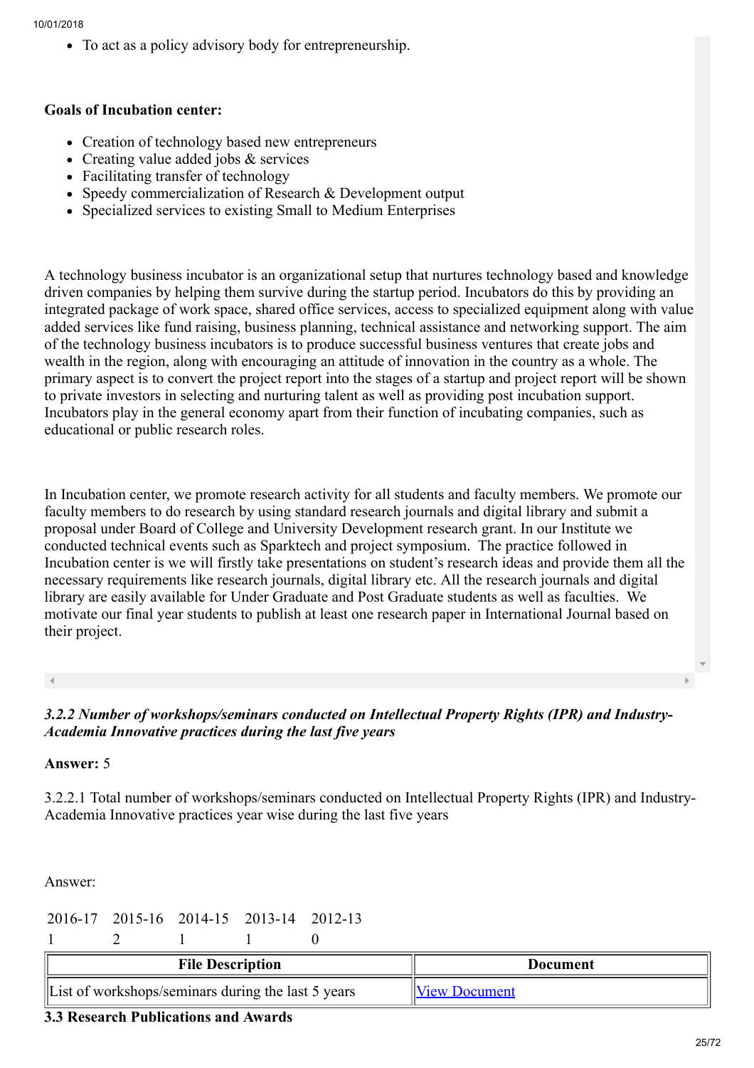- To act as a policy advisory body for entrepreneurship.

**Goals of Incubation center:**

- Creation of technology based new entrepreneurs
- Creating value added jobs & services
- Facilitating transfer of technology
- Speedy commercialization of Research & Development output
- Specialized services to existing Small to Medium Enterprises

A technology business incubator is an organizational setup that nurtures technology based and knowledge driven companies by helping them survive during the startup period. Incubators do this by providing an integrated package of work space, shared office services, access to specialized equipment along with value added services like fund raising, business planning, technical assistance and networking support. The aim of the technology business incubators is to produce successful business ventures that create jobs and wealth in the region, along with encouraging an attitude of innovation in the country as a whole. The primary aspect is to convert the project report into the stages of a startup and project report will be shown to private investors in selecting and nurturing talent as well as providing post incubation support. Incubators play in the general economy apart from their function of incubating companies, such as educational or public research roles.

In Incubation center, we promote research activity for all students and faculty members. We promote our faculty members to do research by using standard research journals and digital library and submit a proposal under Board of College and University Development research grant. In our Institute we conducted technical events such as Sparktech and project symposium. The practice followed in Incubation center is we will firstly take presentations on student's research ideas and provide them all the necessary requirements like research journals, digital library etc. All the research journals and digital library are easily available for Under Graduate and Post Graduate students as well as faculties. We motivate our final year students to publish at least one research paper in International Journal based on their project.

***3.2.2 Number of workshops/seminars conducted on Intellectual Property Rights (IPR) and Industry-Academia Innovative practices during the last five years***

**Answer:** 5

3.2.2.1 Total number of workshops/seminars conducted on Intellectual Property Rights (IPR) and Industry-Academia Innovative practices year wise during the last five years

Answer:

| 2016-17 | 2015-16 | 2014-15 | 2013-14 | 2012-13 |
|---|---|---|---|---|
| 1 | 2 | 1 | 1 | 0 |

| File Description | Document |
|---|---|
| List of workshops/seminars during the last 5 years | View Document |

### 3.3 Research Publications and Awards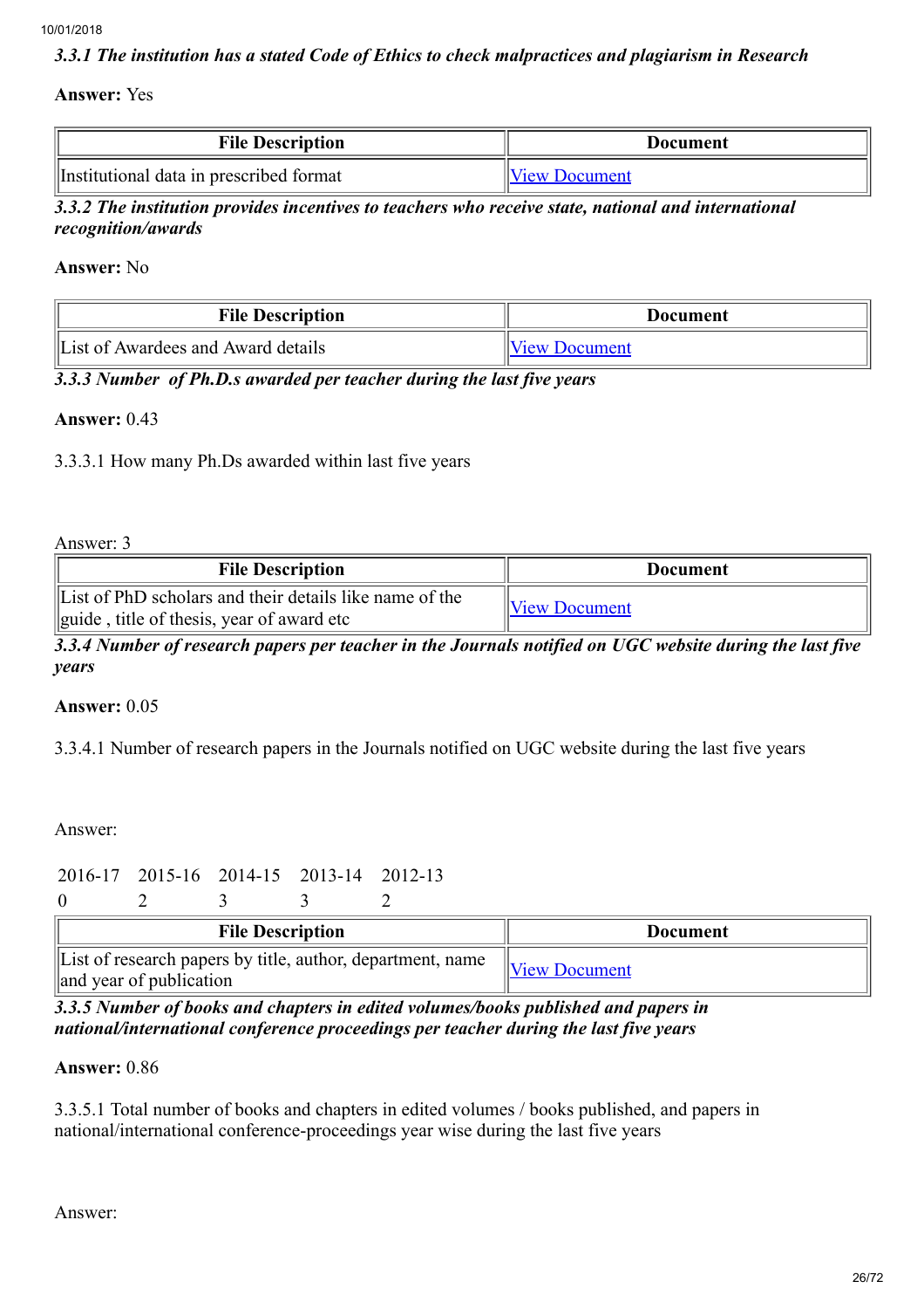***3.3.1 The institution has a stated Code of Ethics to check malpractices and plagiarism in Research***

**Answer:** Yes

| File Description | Document |
|---|---|
| Institutional data in prescribed format | View Document |

***3.3.2 The institution provides incentives to teachers who receive state, national and international recognition/awards***

**Answer:** No

| File Description | Document |
|---|---|
| List of Awardees and Award details | View Document |

***3.3.3 Number of Ph.D.s awarded per teacher during the last five years***

**Answer:** 0.43

3.3.3.1 How many Ph.Ds awarded within last five years

Answer: 3

| File Description | Document |
|---|---|
| List of PhD scholars and their details like name of the guide , title of thesis, year of award etc | View Document |

***3.3.4 Number of research papers per teacher in the Journals notified on UGC website during the last five years***

**Answer:** 0.05

3.3.4.1 Number of research papers in the Journals notified on UGC website during the last five years

Answer:

| 2016-17 | 2015-16 | 2014-15 | 2013-14 | 2012-13 |
|---|---|---|---|---|
| 0 | 2 | 3 | 3 | 2 |

| File Description | Document |
|---|---|
| List of research papers by title, author, department, name and year of publication | View Document |

***3.3.5 Number of books and chapters in edited volumes/books published and papers in national/international conference proceedings per teacher during the last five years***

**Answer:** 0.86

3.3.5.1 Total number of books and chapters in edited volumes / books published, and papers in national/international conference-proceedings year wise during the last five years

Answer: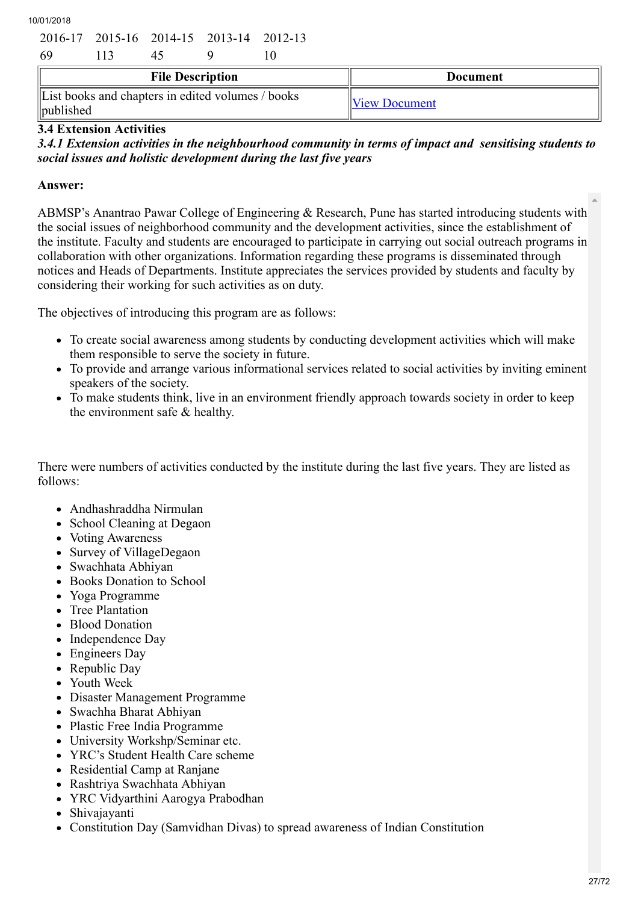| 2016-17 | 2015-16 | 2014-15 | 2013-14 | 2012-13 |
|---|---|---|---|---|
| 69 | 113 | 45 | 9 | 10 |

| File Description | Document |
|---|---|
| List books and chapters in edited volumes / books published | View Document |

**3.4 Extension Activities**

***3.4.1 Extension activities in the neighbourhood community in terms of impact and sensitising students to social issues and holistic development during the last five years***

**Answer:**

ABMSP's Anantrao Pawar College of Engineering & Research, Pune has started introducing students with the social issues of neighborhood community and the development activities, since the establishment of the institute. Faculty and students are encouraged to participate in carrying out social outreach programs in collaboration with other organizations. Information regarding these programs is disseminated through notices and Heads of Departments. Institute appreciates the services provided by students and faculty by considering their working for such activities as on duty.

The objectives of introducing this program are as follows:

- To create social awareness among students by conducting development activities which will make them responsible to serve the society in future.
- To provide and arrange various informational services related to social activities by inviting eminent speakers of the society.
- To make students think, live in an environment friendly approach towards society in order to keep the environment safe & healthy.

There were numbers of activities conducted by the institute during the last five years. They are listed as follows:

- Andhashraddha Nirmulan
- School Cleaning at Degaon
- Voting Awareness
- Survey of VillageDegaon
- Swachhata Abhiyan
- Books Donation to School
- Yoga Programme
- Tree Plantation
- Blood Donation
- Independence Day
- Engineers Day
- Republic Day
- Youth Week
- Disaster Management Programme
- Swachha Bharat Abhiyan
- Plastic Free India Programme
- University Workshp/Seminar etc.
- YRC's Student Health Care scheme
- Residential Camp at Ranjane
- Rashtriya Swachhata Abhiyan
- YRC Vidyarthini Aarogya Prabodhan
- Shivajayanti
- Constitution Day (Samvidhan Divas) to spread awareness of Indian Constitution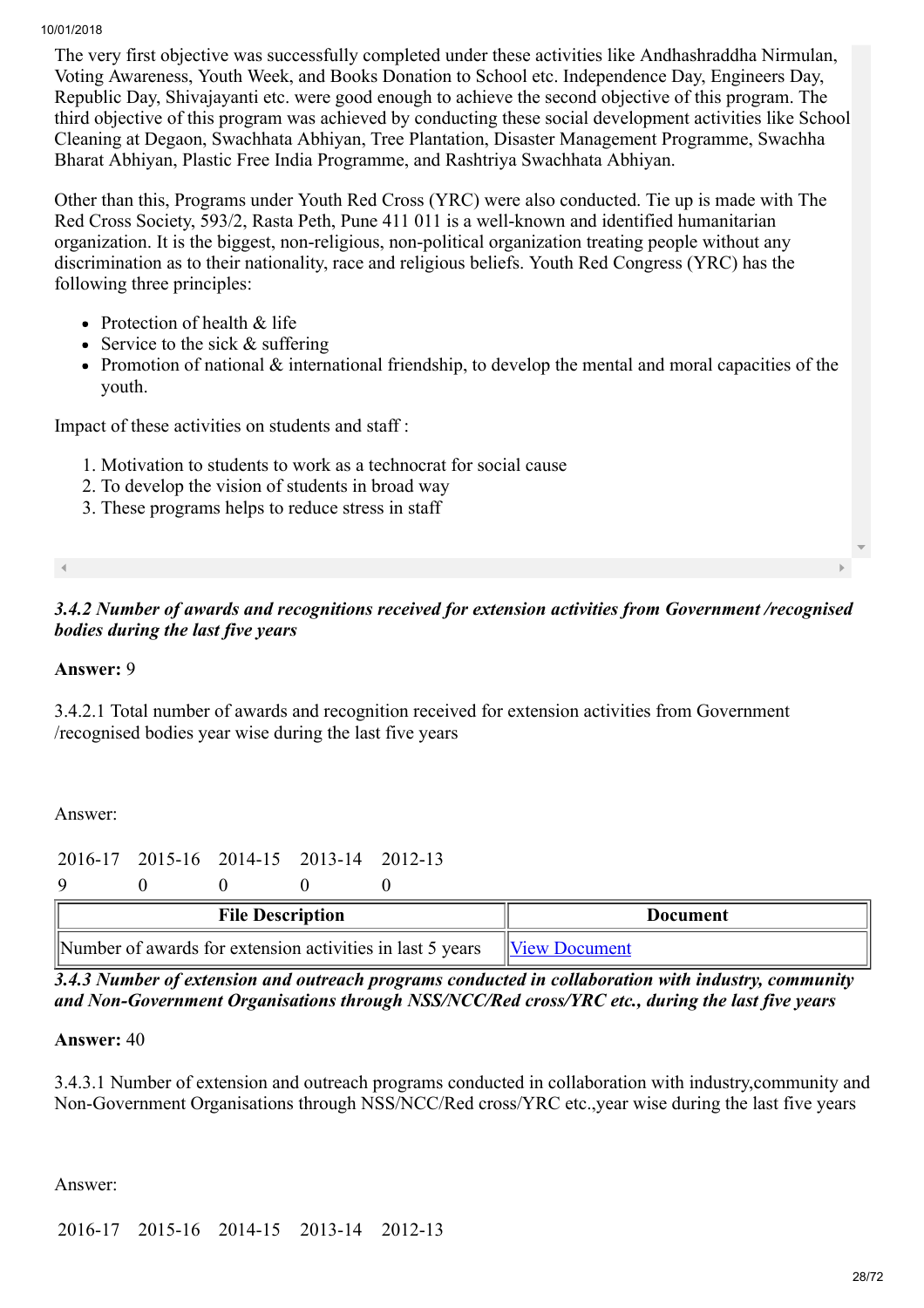The very first objective was successfully completed under these activities like Andhashraddha Nirmulan, Voting Awareness, Youth Week, and Books Donation to School etc. Independence Day, Engineers Day, Republic Day, Shivajayanti etc. were good enough to achieve the second objective of this program. The third objective of this program was achieved by conducting these social development activities like School Cleaning at Degaon, Swachhata Abhiyan, Tree Plantation, Disaster Management Programme, Swachha Bharat Abhiyan, Plastic Free India Programme, and Rashtriya Swachhata Abhiyan.

Other than this, Programs under Youth Red Cross (YRC) were also conducted. Tie up is made with The Red Cross Society, 593/2, Rasta Peth, Pune 411 011 is a well-known and identified humanitarian organization. It is the biggest, non-religious, non-political organization treating people without any discrimination as to their nationality, race and religious beliefs. Youth Red Congress (YRC) has the following three principles:

- Protection of health & life
- Service to the sick & suffering
- Promotion of national & international friendship, to develop the mental and moral capacities of the youth.

Impact of these activities on students and staff :

1. Motivation to students to work as a technocrat for social cause
2. To develop the vision of students in broad way
3. These programs helps to reduce stress in staff

***3.4.2 Number of awards and recognitions received for extension activities from Government /recognised bodies during the last five years***

**Answer:** 9

3.4.2.1 Total number of awards and recognition received for extension activities from Government /recognised bodies year wise during the last five years

Answer:

| 2016-17 | 2015-16 | 2014-15 | 2013-14 | 2012-13 |
|---|---|---|---|---|
| 9 | 0 | 0 | 0 | 0 |

| File Description | Document |
|---|---|
| Number of awards for extension activities in last 5 years | View Document |

***3.4.3 Number of extension and outreach programs conducted in collaboration with industry, community and Non-Government Organisations through NSS/NCC/Red cross/YRC etc., during the last five years***

**Answer:** 40

3.4.3.1 Number of extension and outreach programs conducted in collaboration with industry,community and Non-Government Organisations through NSS/NCC/Red cross/YRC etc.,year wise during the last five years

Answer:

| 2016-17 | 2015-16 | 2014-15 | 2013-14 | 2012-13 |
|---|---|---|---|---|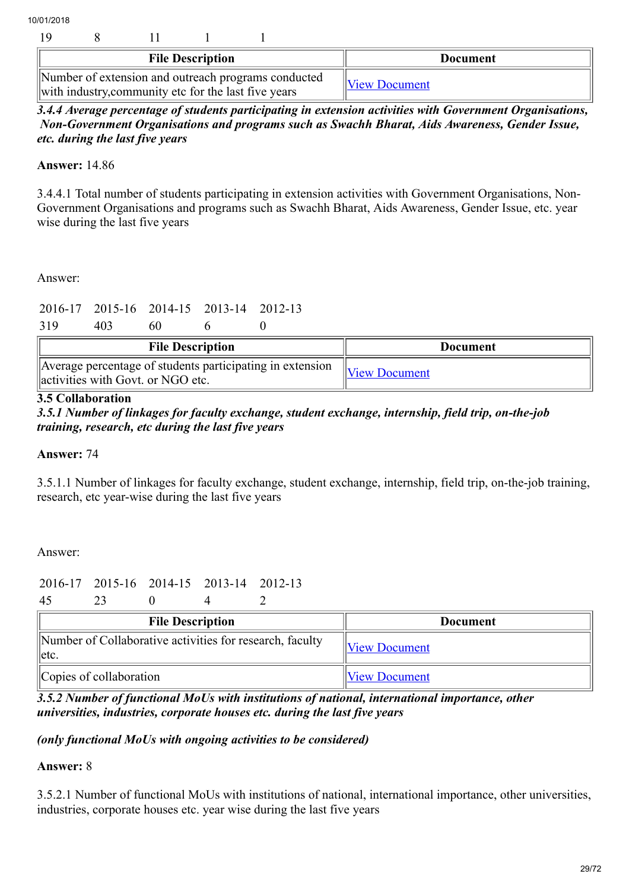| 19 | 8 | 11 | 1 | 1 |
|---|---|---|---|---|

| File Description | Document |
|---|---|
| Number of extension and outreach programs conducted with industry,community etc for the last five years | View Document |

***3.4.4 Average percentage of students participating in extension activities with Government Organisations, Non-Government Organisations and programs such as Swachh Bharat, Aids Awareness, Gender Issue, etc. during the last five years***

**Answer:** 14.86

3.4.4.1 Total number of students participating in extension activities with Government Organisations, Non-Government Organisations and programs such as Swachh Bharat, Aids Awareness, Gender Issue, etc. year wise during the last five years

Answer:

| 2016-17 | 2015-16 | 2014-15 | 2013-14 | 2012-13 |
|---|---|---|---|---|
| 319 | 403 | 60 | 6 | 0 |

| File Description | Document |
|---|---|
| Average percentage of students participating in extension activities with Govt. or NGO etc. | View Document |

**3.5 Collaboration**

***3.5.1 Number of linkages for faculty exchange, student exchange, internship, field trip, on-the-job training, research, etc during the last five years***

**Answer:** 74

3.5.1.1 Number of linkages for faculty exchange, student exchange, internship, field trip, on-the-job training, research, etc year-wise during the last five years

Answer:

| 2016-17 | 2015-16 | 2014-15 | 2013-14 | 2012-13 |
|---|---|---|---|---|
| 45 | 23 | 0 | 4 | 2 |

| File Description | Document |
|---|---|
| Number of Collaborative activities for research, faculty etc. | View Document |
| Copies of collaboration | View Document |

***3.5.2 Number of functional MoUs with institutions of national, international importance, other universities, industries, corporate houses etc. during the last five years***

***(only functional MoUs with ongoing activities to be considered)***

**Answer:** 8

3.5.2.1 Number of functional MoUs with institutions of national, international importance, other universities, industries, corporate houses etc. year wise during the last five years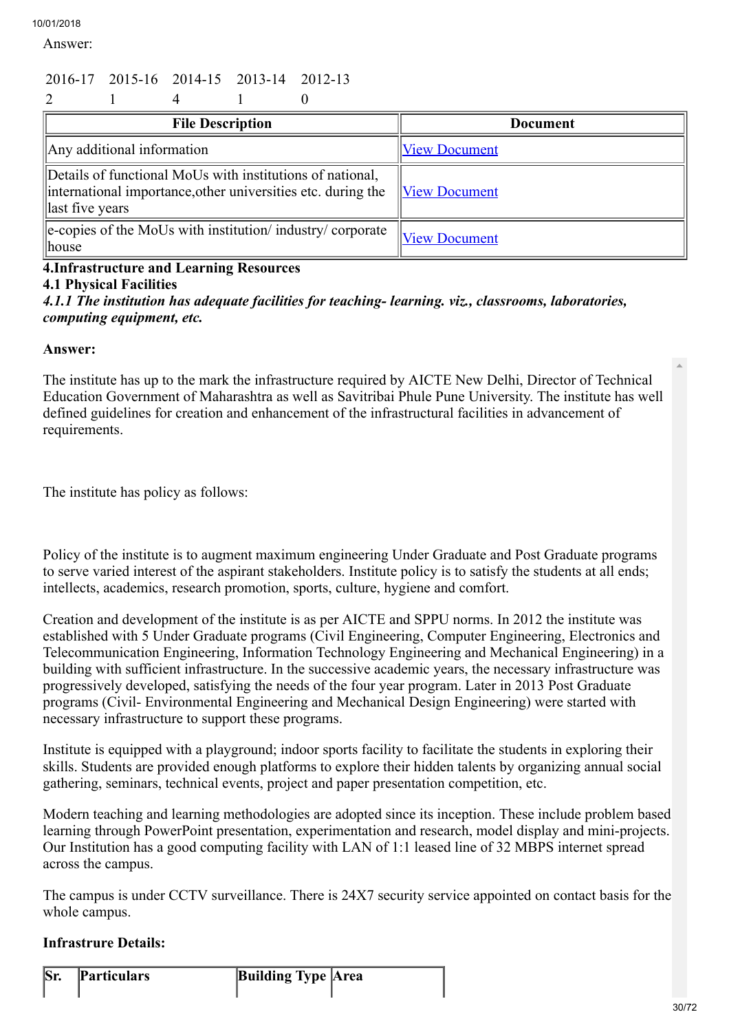Answer:

| 2016-17 | 2015-16 | 2014-15 | 2013-14 | 2012-13 |
|---|---|---|---|---|
| 2 | 1 | 4 | 1 | 0 |

| File Description | Document |
|---|---|
| Any additional information | View Document |
| Details of functional MoUs with institutions of national, international importance,other universities etc. during the last five years | View Document |
| e-copies of the MoUs with institution/ industry/ corporate house | View Document |

**4.Infrastructure and Learning Resources**

**4.1 Physical Facilities**

***4.1.1 The institution has adequate facilities for teaching- learning. viz., classrooms, laboratories, computing equipment, etc.***

**Answer:**

The institute has up to the mark the infrastructure required by AICTE New Delhi, Director of Technical Education Government of Maharashtra as well as Savitribai Phule Pune University. The institute has well defined guidelines for creation and enhancement of the infrastructural facilities in advancement of requirements.

The institute has policy as follows:

Policy of the institute is to augment maximum engineering Under Graduate and Post Graduate programs to serve varied interest of the aspirant stakeholders. Institute policy is to satisfy the students at all ends; intellects, academics, research promotion, sports, culture, hygiene and comfort.

Creation and development of the institute is as per AICTE and SPPU norms. In 2012 the institute was established with 5 Under Graduate programs (Civil Engineering, Computer Engineering, Electronics and Telecommunication Engineering, Information Technology Engineering and Mechanical Engineering) in a building with sufficient infrastructure. In the successive academic years, the necessary infrastructure was progressively developed, satisfying the needs of the four year program. Later in 2013 Post Graduate programs (Civil- Environmental Engineering and Mechanical Design Engineering) were started with necessary infrastructure to support these programs.

Institute is equipped with a playground; indoor sports facility to facilitate the students in exploring their skills. Students are provided enough platforms to explore their hidden talents by organizing annual social gathering, seminars, technical events, project and paper presentation competition, etc.

Modern teaching and learning methodologies are adopted since its inception. These include problem based learning through PowerPoint presentation, experimentation and research, model display and mini-projects. Our Institution has a good computing facility with LAN of 1:1 leased line of 32 MBPS internet spread across the campus.

The campus is under CCTV surveillance. There is 24X7 security service appointed on contact basis for the whole campus.

**Infrastrure Details:**

| Sr. | Particulars | Building Type | Area |
|---|---|---|---|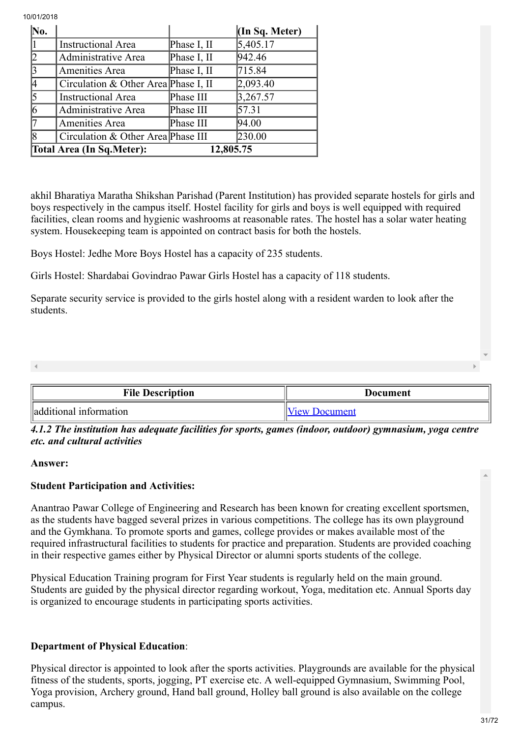| No. | | | (In Sq. Meter) |
|---|---|---|---|
| 1 | Instructional Area | Phase I, II | 5,405.17 |
| 2 | Administrative Area | Phase I, II | 942.46 |
| 3 | Amenities Area | Phase I, II | 715.84 |
| 4 | Circulation & Other Area | Phase I, II | 2,093.40 |
| 5 | Instructional Area | Phase III | 3,267.57 |
| 6 | Administrative Area | Phase III | 57.31 |
| 7 | Amenities Area | Phase III | 94.00 |
| 8 | Circulation & Other Area | Phase III | 230.00 |
| **Total Area (In Sq.Meter):** | | **12,805.75** | |

akhil Bharatiya Maratha Shikshan Parishad (Parent Institution) has provided separate hostels for girls and boys respectively in the campus itself. Hostel facility for girls and boys is well equipped with required facilities, clean rooms and hygienic washrooms at reasonable rates. The hostel has a solar water heating system. Housekeeping team is appointed on contract basis for both the hostels.

Boys Hostel: Jedhe More Boys Hostel has a capacity of 235 students.

Girls Hostel: Shardabai Govindrao Pawar Girls Hostel has a capacity of 118 students.

Separate security service is provided to the girls hostel along with a resident warden to look after the students.

| File Description | Document |
|---|---|
| additional information | View Document |

*4.1.2 The institution has adequate facilities for sports, games (indoor, outdoor) gymnasium, yoga centre etc. and cultural activities*

**Answer:**

**Student Participation and Activities:**

Anantrao Pawar College of Engineering and Research has been known for creating excellent sportsmen, as the students have bagged several prizes in various competitions. The college has its own playground and the Gymkhana. To promote sports and games, college provides or makes available most of the required infrastructural facilities to students for practice and preparation. Students are provided coaching in their respective games either by Physical Director or alumni sports students of the college.

Physical Education Training program for First Year students is regularly held on the main ground. Students are guided by the physical director regarding workout, Yoga, meditation etc. Annual Sports day is organized to encourage students in participating sports activities.

**Department of Physical Education**:

Physical director is appointed to look after the sports activities. Playgrounds are available for the physical fitness of the students, sports, jogging, PT exercise etc. A well-equipped Gymnasium, Swimming Pool, Yoga provision, Archery ground, Hand ball ground, Holley ball ground is also available on the college campus.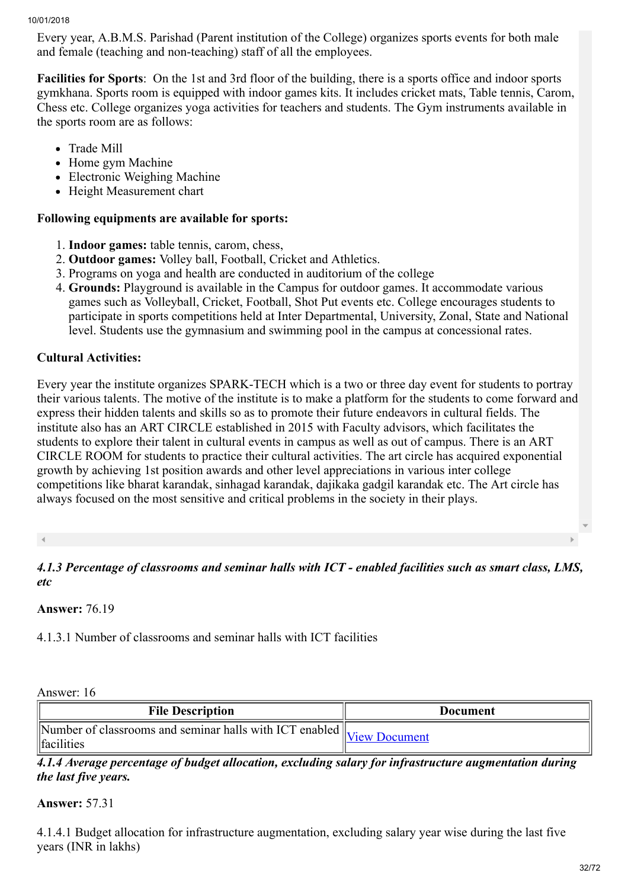Every year, A.B.M.S. Parishad (Parent institution of the College) organizes sports events for both male and female (teaching and non-teaching) staff of all the employees.

**Facilities for Sports**: On the 1st and 3rd floor of the building, there is a sports office and indoor sports gymkhana. Sports room is equipped with indoor games kits. It includes cricket mats, Table tennis, Carom, Chess etc. College organizes yoga activities for teachers and students. The Gym instruments available in the sports room are as follows:

- Trade Mill
- Home gym Machine
- Electronic Weighing Machine
- Height Measurement chart

**Following equipments are available for sports:**

1. **Indoor games:** table tennis, carom, chess,
2. **Outdoor games:** Volley ball, Football, Cricket and Athletics.
3. Programs on yoga and health are conducted in auditorium of the college
4. **Grounds:** Playground is available in the Campus for outdoor games. It accommodate various games such as Volleyball, Cricket, Football, Shot Put events etc. College encourages students to participate in sports competitions held at Inter Departmental, University, Zonal, State and National level. Students use the gymnasium and swimming pool in the campus at concessional rates.

**Cultural Activities:**

Every year the institute organizes SPARK-TECH which is a two or three day event for students to portray their various talents. The motive of the institute is to make a platform for the students to come forward and express their hidden talents and skills so as to promote their future endeavors in cultural fields. The institute also has an ART CIRCLE established in 2015 with Faculty advisors, which facilitates the students to explore their talent in cultural events in campus as well as out of campus. There is an ART CIRCLE ROOM for students to practice their cultural activities. The art circle has acquired exponential growth by achieving 1st position awards and other level appreciations in various inter college competitions like bharat karandak, sinhagad karandak, dajikaka gadgil karandak etc. The Art circle has always focused on the most sensitive and critical problems in the society in their plays.

***4.1.3 Percentage of classrooms and seminar halls with ICT - enabled facilities such as smart class, LMS, etc***

**Answer:** 76.19

4.1.3.1 Number of classrooms and seminar halls with ICT facilities

Answer: 16

| File Description | Document |
|---|---|
| Number of classrooms and seminar halls with ICT enabled facilities | View Document |

***4.1.4 Average percentage of budget allocation, excluding salary for infrastructure augmentation during the last five years.***

**Answer:** 57.31

4.1.4.1 Budget allocation for infrastructure augmentation, excluding salary year wise during the last five years (INR in lakhs)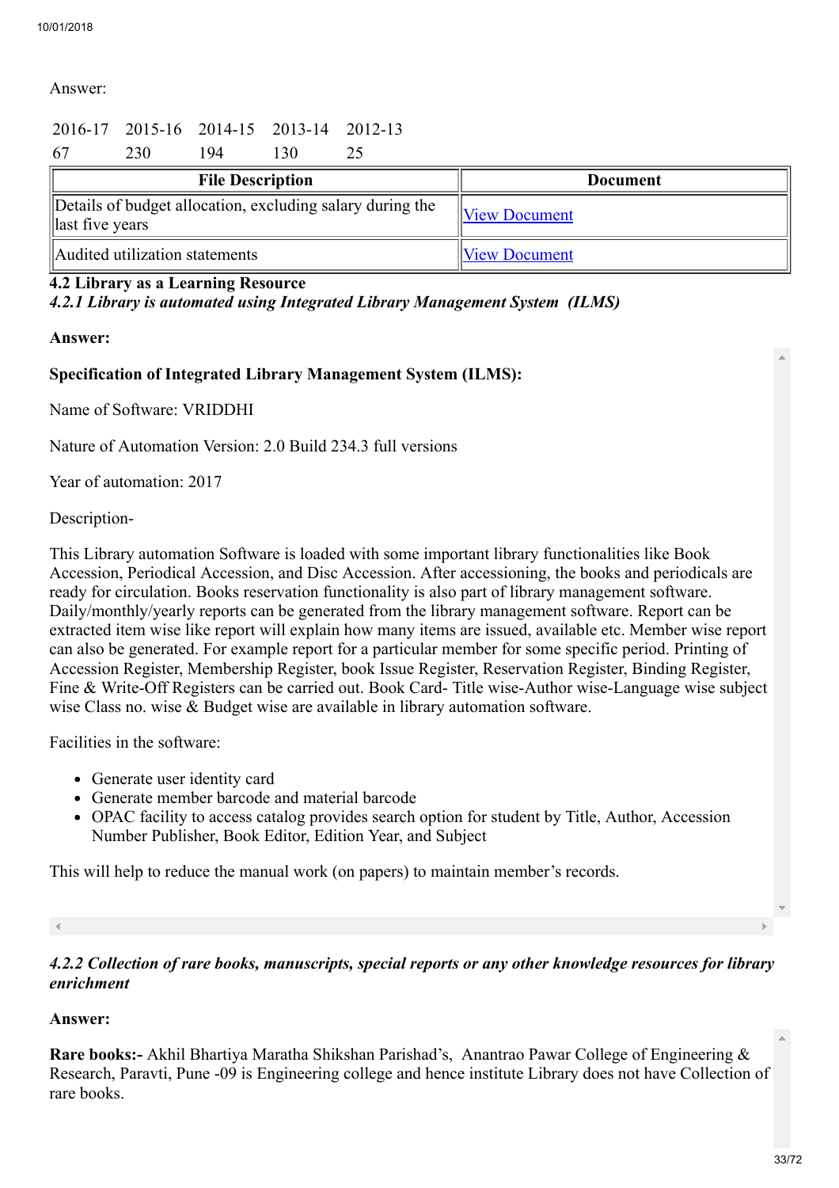Answer:

| 2016-17 | 2015-16 | 2014-15 | 2013-14 | 2012-13 |
|---|---|---|---|---|
| 67 | 230 | 194 | 130 | 25 |

| File Description | Document |
|---|---|
| Details of budget allocation, excluding salary during the last five years | View Document |
| Audited utilization statements | View Document |

**4.2 Library as a Learning Resource**

***4.2.1 Library is automated using Integrated Library Management System (ILMS)***

**Answer:**

**Specification of Integrated Library Management System (ILMS):**

Name of Software: VRIDDHI

Nature of Automation Version: 2.0 Build 234.3 full versions

Year of automation: 2017

Description-

This Library automation Software is loaded with some important library functionalities like Book Accession, Periodical Accession, and Disc Accession. After accessioning, the books and periodicals are ready for circulation. Books reservation functionality is also part of library management software. Daily/monthly/yearly reports can be generated from the library management software. Report can be extracted item wise like report will explain how many items are issued, available etc. Member wise report can also be generated. For example report for a particular member for some specific period. Printing of Accession Register, Membership Register, book Issue Register, Reservation Register, Binding Register, Fine & Write-Off Registers can be carried out. Book Card- Title wise-Author wise-Language wise subject wise Class no. wise & Budget wise are available in library automation software.

Facilities in the software:

- Generate user identity card
- Generate member barcode and material barcode
- OPAC facility to access catalog provides search option for student by Title, Author, Accession Number Publisher, Book Editor, Edition Year, and Subject

This will help to reduce the manual work (on papers) to maintain member's records.

***4.2.2 Collection of rare books, manuscripts, special reports or any other knowledge resources for library enrichment***

**Answer:**

**Rare books:-** Akhil Bhartiya Maratha Shikshan Parishad's, Anantrao Pawar College of Engineering & Research, Paravti, Pune -09 is Engineering college and hence institute Library does not have Collection of rare books.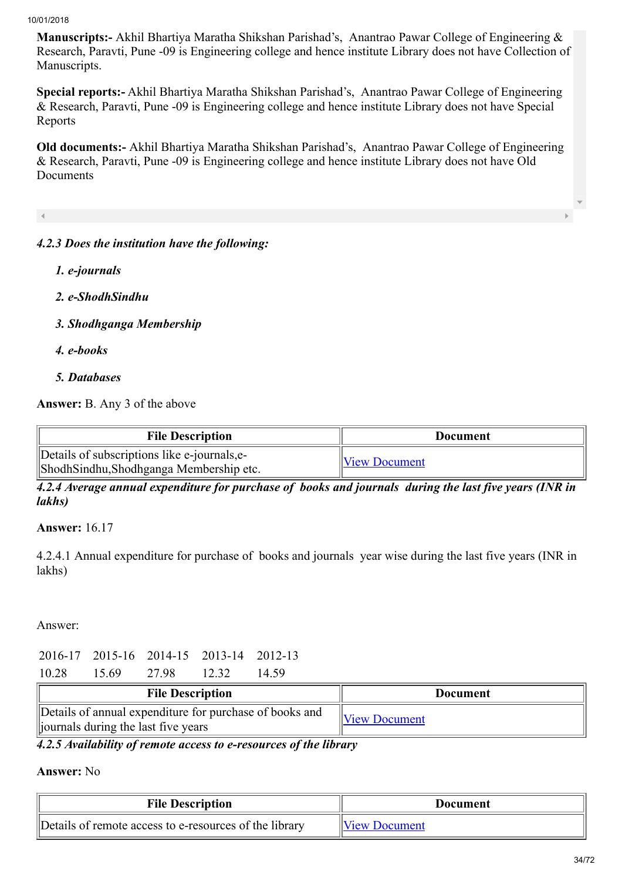**Manuscripts:-** Akhil Bhartiya Maratha Shikshan Parishad's, Anantrao Pawar College of Engineering & Research, Paravti, Pune -09 is Engineering college and hence institute Library does not have Collection of Manuscripts.

**Special reports:-** Akhil Bhartiya Maratha Shikshan Parishad's, Anantrao Pawar College of Engineering & Research, Paravti, Pune -09 is Engineering college and hence institute Library does not have Special Reports

**Old documents:-** Akhil Bhartiya Maratha Shikshan Parishad's, Anantrao Pawar College of Engineering & Research, Paravti, Pune -09 is Engineering college and hence institute Library does not have Old Documents

***4.2.3 Does the institution have the following:***

1. ***e-journals***
2. ***e-ShodhSindhu***
3. ***Shodhganga Membership***
4. ***e-books***
5. ***Databases***

**Answer:** B. Any 3 of the above

| File Description | Document |
|---|---|
| Details of subscriptions like e-journals,e-ShodhSindhu,Shodhganga Membership etc. | View Document |

***4.2.4 Average annual expenditure for purchase of books and journals during the last five years (INR in lakhs)***

**Answer:** 16.17

4.2.4.1 Annual expenditure for purchase of books and journals year wise during the last five years (INR in lakhs)

Answer:

| 2016-17 | 2015-16 | 2014-15 | 2013-14 | 2012-13 |
|---|---|---|---|---|
| 10.28 | 15.69 | 27.98 | 12.32 | 14.59 |

| File Description | Document |
|---|---|
| Details of annual expenditure for purchase of books and journals during the last five years | View Document |

***4.2.5 Availability of remote access to e-resources of the library***

**Answer:** No

| File Description | Document |
|---|---|
| Details of remote access to e-resources of the library | View Document |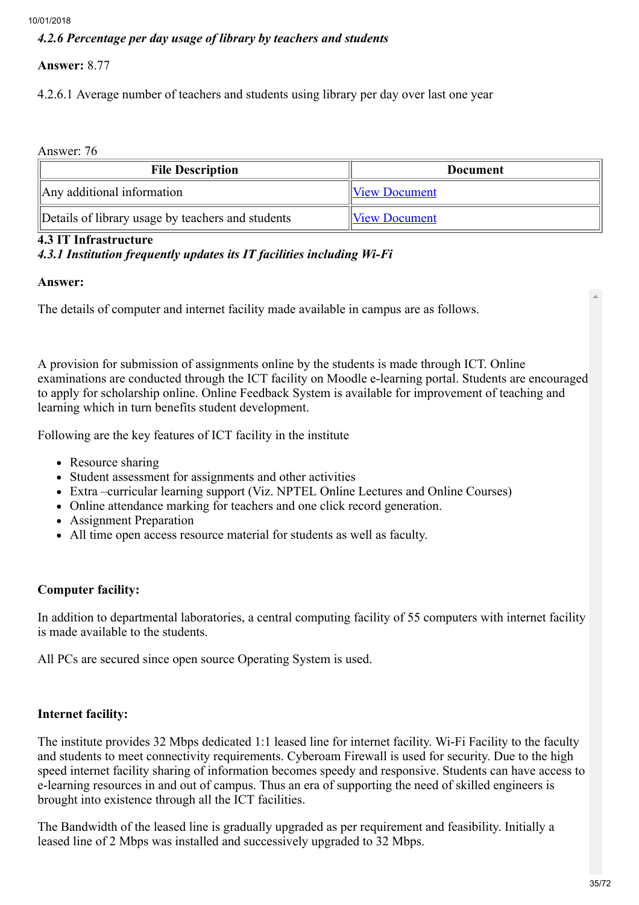*4.2.6 Percentage per day usage of library by teachers and students*

**Answer:** 8.77

4.2.6.1 Average number of teachers and students using library per day over last one year

Answer: 76

| File Description | Document |
| --- | --- |
| Any additional information | View Document |
| Details of library usage by teachers and students | View Document |

### 4.3 IT Infrastructure

*4.3.1 Institution frequently updates its IT facilities including Wi-Fi*

**Answer:**

The details of computer and internet facility made available in campus are as follows.

A provision for submission of assignments online by the students is made through ICT. Online examinations are conducted through the ICT facility on Moodle e-learning portal. Students are encouraged to apply for scholarship online. Online Feedback System is available for improvement of teaching and learning which in turn benefits student development.

Following are the key features of ICT facility in the institute

- Resource sharing
- Student assessment for assignments and other activities
- Extra –curricular learning support (Viz. NPTEL Online Lectures and Online Courses)
- Online attendance marking for teachers and one click record generation.
- Assignment Preparation
- All time open access resource material for students as well as faculty.

**Computer facility:**

In addition to departmental laboratories, a central computing facility of 55 computers with internet facility is made available to the students.

All PCs are secured since open source Operating System is used.

**Internet facility:**

The institute provides 32 Mbps dedicated 1:1 leased line for internet facility. Wi-Fi Facility to the faculty and students to meet connectivity requirements. Cyberoam Firewall is used for security. Due to the high speed internet facility sharing of information becomes speedy and responsive. Students can have access to e-learning resources in and out of campus. Thus an era of supporting the need of skilled engineers is brought into existence through all the ICT facilities.

The Bandwidth of the leased line is gradually upgraded as per requirement and feasibility. Initially a leased line of 2 Mbps was installed and successively upgraded to 32 Mbps.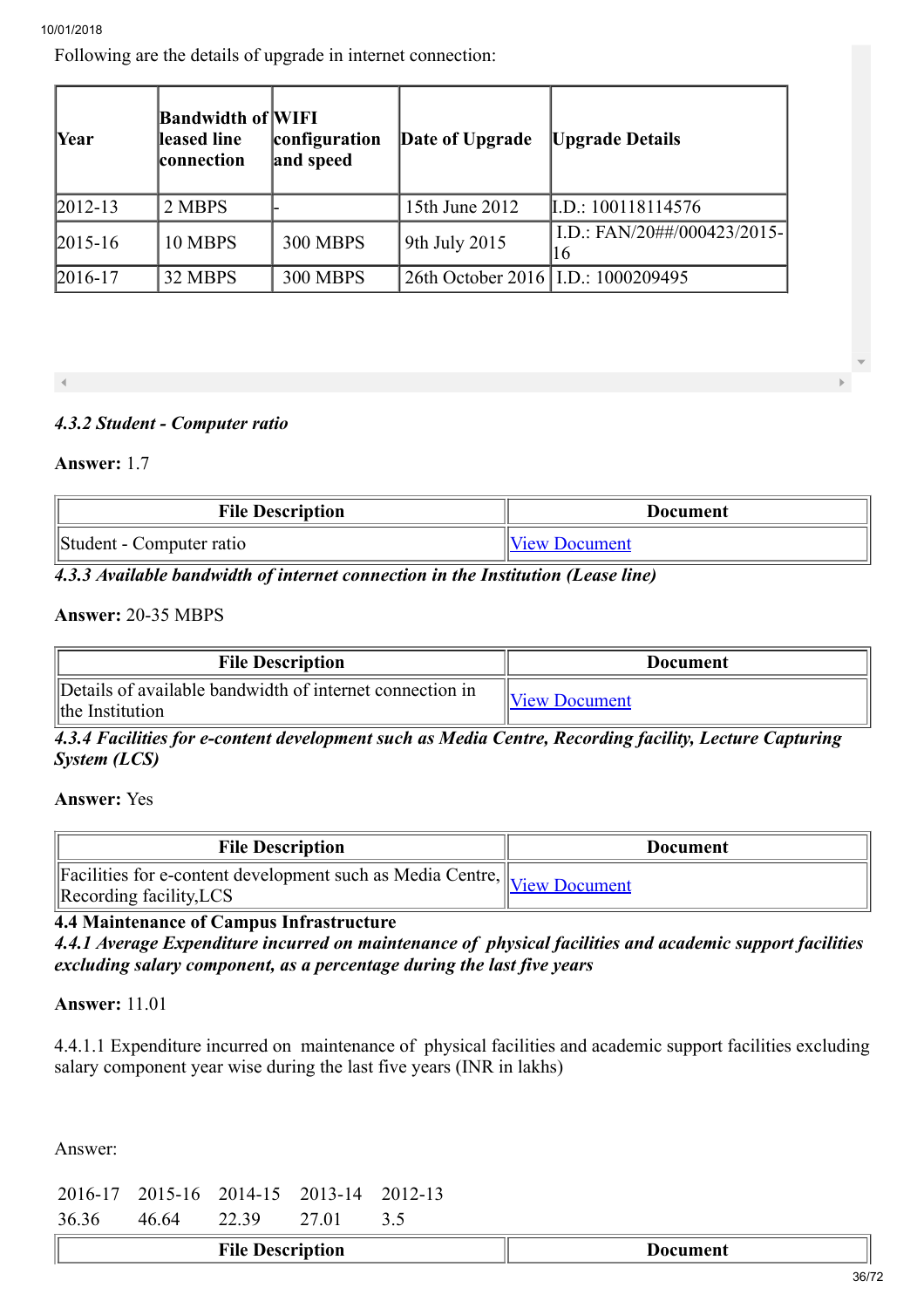Following are the details of upgrade in internet connection:

| Year | Bandwidth of leased line connection | WIFI configuration and speed | Date of Upgrade | Upgrade Details |
|---|---|---|---|---|
| 2012-13 | 2 MBPS | - | 15th June 2012 | I.D.: 100118114576 |
| 2015-16 | 10 MBPS | 300 MBPS | 9th July 2015 | I.D.: FAN/20##/000423/2015-16 |
| 2016-17 | 32 MBPS | 300 MBPS | 26th October 2016 | I.D.: 1000209495 |

*4.3.2 Student - Computer ratio*

**Answer:** 1.7

| File Description | Document |
|---|---|
| Student - Computer ratio | View Document |

*4.3.3 Available bandwidth of internet connection in the Institution (Lease line)*

**Answer:** 20-35 MBPS

| File Description | Document |
|---|---|
| Details of available bandwidth of internet connection in the Institution | View Document |

*4.3.4 Facilities for e-content development such as Media Centre, Recording facility, Lecture Capturing System (LCS)*

**Answer:** Yes

| File Description | Document |
|---|---|
| Facilities for e-content development such as Media Centre, Recording facility,LCS | View Document |

**4.4 Maintenance of Campus Infrastructure**

*4.4.1 Average Expenditure incurred on maintenance of physical facilities and academic support facilities excluding salary component, as a percentage during the last five years*

**Answer:** 11.01

4.4.1.1 Expenditure incurred on maintenance of physical facilities and academic support facilities excluding salary component year wise during the last five years (INR in lakhs)

Answer:

| 2016-17 | 2015-16 | 2014-15 | 2013-14 | 2012-13 |
|---|---|---|---|---|
| 36.36 | 46.64 | 22.39 | 27.01 | 3.5 |

| File Description | Document |
|---|---|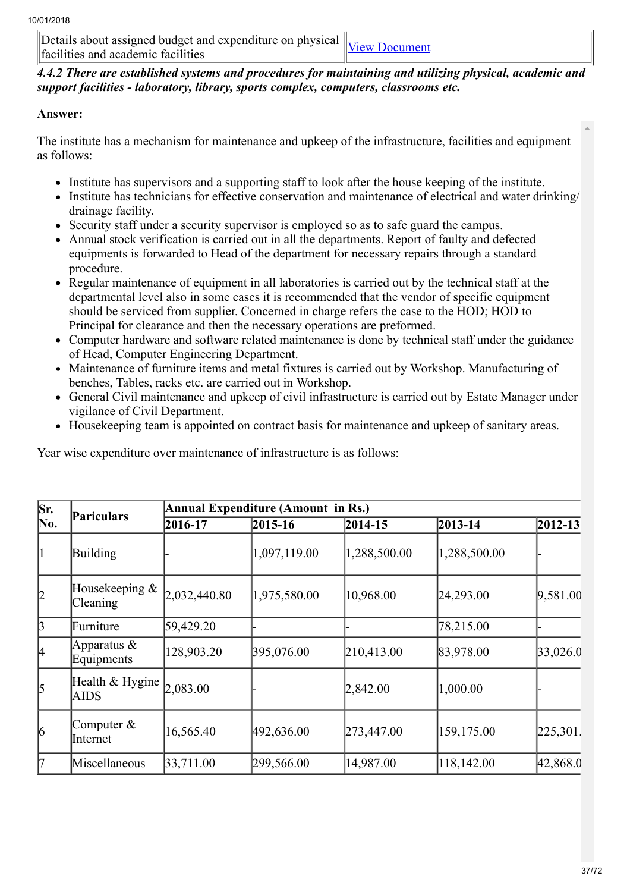| Details about assigned budget and expenditure on physical facilities and academic facilities | [View Document](#) |
|---|---|

***4.4.2 There are established systems and procedures for maintaining and utilizing physical, academic and support facilities - laboratory, library, sports complex, computers, classrooms etc.***

**Answer:**

The institute has a mechanism for maintenance and upkeep of the infrastructure, facilities and equipment as follows:

- Institute has supervisors and a supporting staff to look after the house keeping of the institute.
- Institute has technicians for effective conservation and maintenance of electrical and water drinking/ drainage facility.
- Security staff under a security supervisor is employed so as to safe guard the campus.
- Annual stock verification is carried out in all the departments. Report of faulty and defected equipments is forwarded to Head of the department for necessary repairs through a standard procedure.
- Regular maintenance of equipment in all laboratories is carried out by the technical staff at the departmental level also in some cases it is recommended that the vendor of specific equipment should be serviced from supplier. Concerned in charge refers the case to the HOD; HOD to Principal for clearance and then the necessary operations are preformed.
- Computer hardware and software related maintenance is done by technical staff under the guidance of Head, Computer Engineering Department.
- Maintenance of furniture items and metal fixtures is carried out by Workshop. Manufacturing of benches, Tables, racks etc. are carried out in Workshop.
- General Civil maintenance and upkeep of civil infrastructure is carried out by Estate Manager under vigilance of Civil Department.
- Housekeeping team is appointed on contract basis for maintenance and upkeep of sanitary areas.

Year wise expenditure over maintenance of infrastructure is as follows:

| Sr. No. | Particulars | Annual Expenditure (Amount in Rs.) | | | | |
|---|---|---|---|---|---|---|
| | | 2016-17 | 2015-16 | 2014-15 | 2013-14 | 2012-13 |
| 1 | Building | - | 1,097,119.00 | 1,288,500.00 | 1,288,500.00 | - |
| 2 | Housekeeping & Cleaning | 2,032,440.80 | 1,975,580.00 | 10,968.00 | 24,293.00 | 9,581.00 |
| 3 | Furniture | 59,429.20 | - | - | 78,215.00 | - |
| 4 | Apparatus & Equipments | 128,903.20 | 395,076.00 | 210,413.00 | 83,978.00 | 33,026.0 |
| 5 | Health & Hygine AIDS | 2,083.00 | - | 2,842.00 | 1,000.00 | - |
| 6 | Computer & Internet | 16,565.40 | 492,636.00 | 273,447.00 | 159,175.00 | 225,301. |
| 7 | Miscellaneous | 33,711.00 | 299,566.00 | 14,987.00 | 118,142.00 | 42,868.0 |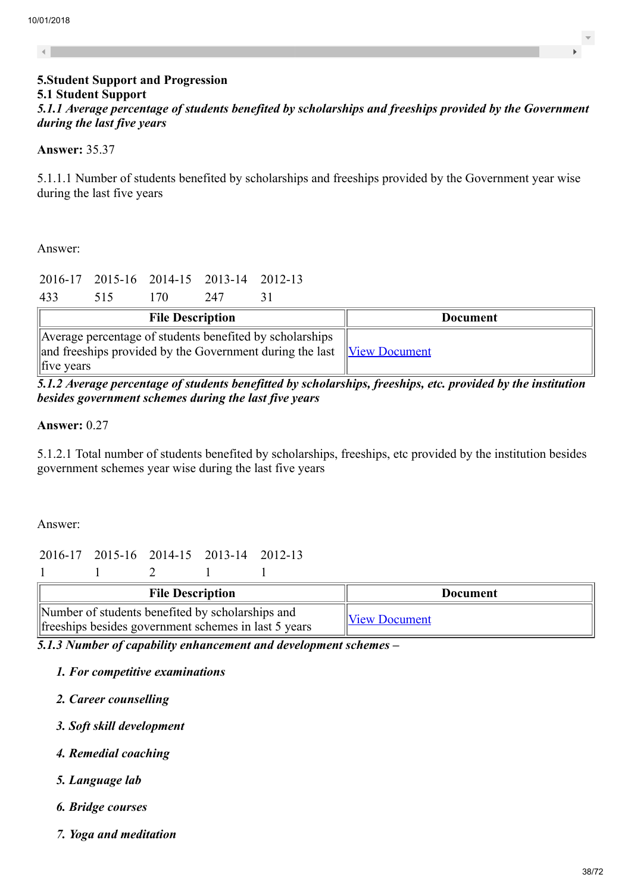## 5.Student Support and Progression

### 5.1 Student Support

***5.1.1 Average percentage of students benefited by scholarships and freeships provided by the Government during the last five years***

**Answer:** 35.37

5.1.1.1 Number of students benefited by scholarships and freeships provided by the Government year wise during the last five years

Answer:

| 2016-17 | 2015-16 | 2014-15 | 2013-14 | 2012-13 |
|---|---|---|---|---|
| 433 | 515 | 170 | 247 | 31 |

| File Description | Document |
|---|---|
| Average percentage of students benefited by scholarships and freeships provided by the Government during the last five years | View Document |

***5.1.2 Average percentage of students benefitted by scholarships, freeships, etc. provided by the institution besides government schemes during the last five years***

**Answer:** 0.27

5.1.2.1 Total number of students benefited by scholarships, freeships, etc provided by the institution besides government schemes year wise during the last five years

Answer:

| 2016-17 | 2015-16 | 2014-15 | 2013-14 | 2012-13 |
|---|---|---|---|---|
| 1 | 1 | 2 | 1 | 1 |

| File Description | Document |
|---|---|
| Number of students benefited by scholarships and freeships besides government schemes in last 5 years | View Document |

***5.1.3 Number of capability enhancement and development schemes –***

1. ***For competitive examinations***
2. ***Career counselling***
3. ***Soft skill development***
4. ***Remedial coaching***
5. ***Language lab***
6. ***Bridge courses***
7. ***Yoga and meditation***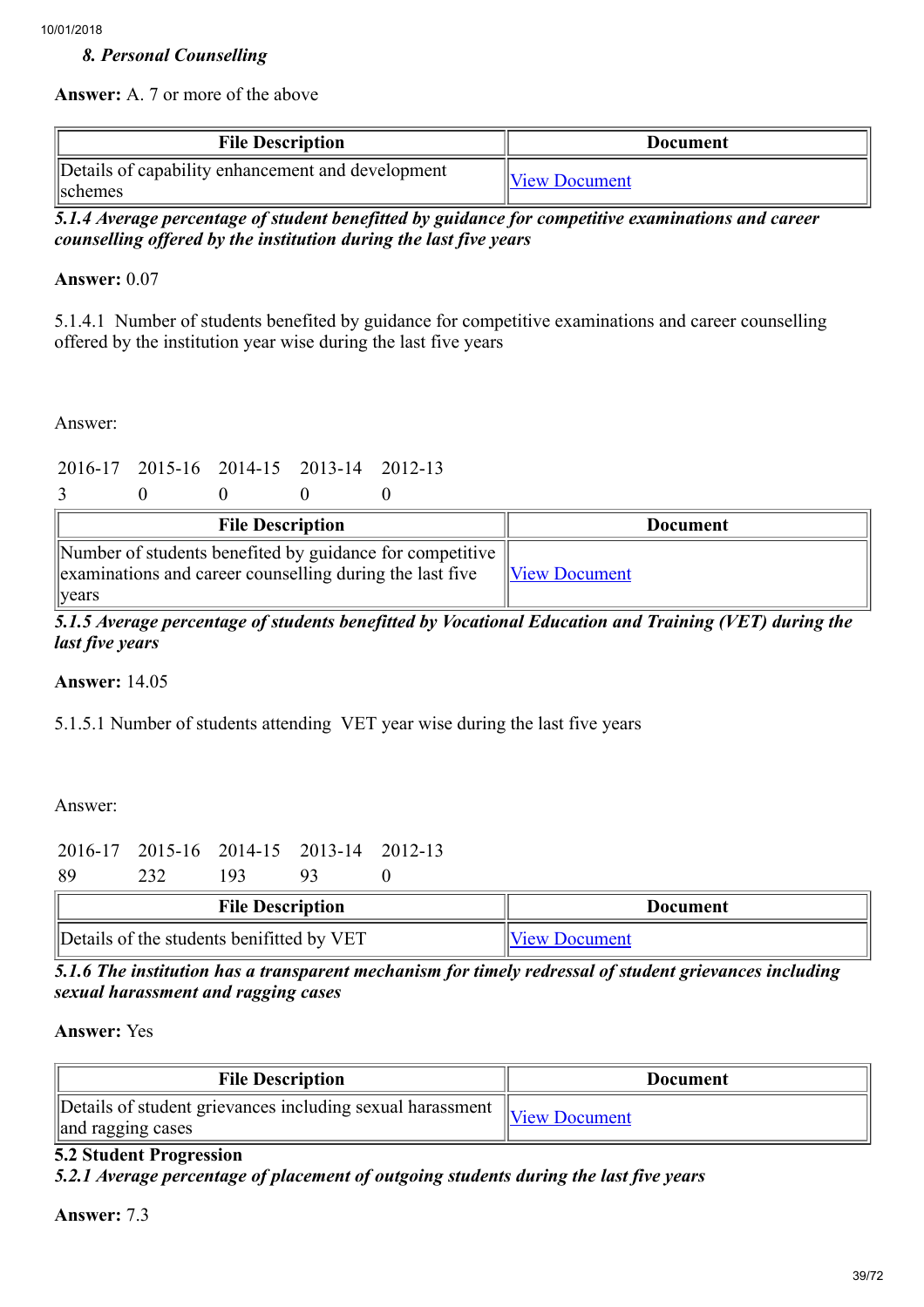*8. Personal Counselling*

**Answer:** A. 7 or more of the above

| File Description | Document |
| --- | --- |
| Details of capability enhancement and development schemes | View Document |

***5.1.4 Average percentage of student benefitted by guidance for competitive examinations and career counselling offered by the institution during the last five years***

**Answer:** 0.07

5.1.4.1 Number of students benefited by guidance for competitive examinations and career counselling offered by the institution year wise during the last five years

Answer:

| 2016-17 | 2015-16 | 2014-15 | 2013-14 | 2012-13 |
| --- | --- | --- | --- | --- |
| 3 | 0 | 0 | 0 | 0 |

| File Description | Document |
| --- | --- |
| Number of students benefited by guidance for competitive examinations and career counselling during the last five years | View Document |

***5.1.5 Average percentage of students benefitted by Vocational Education and Training (VET) during the last five years***

**Answer:** 14.05

5.1.5.1 Number of students attending VET year wise during the last five years

Answer:

| 2016-17 | 2015-16 | 2014-15 | 2013-14 | 2012-13 |
| --- | --- | --- | --- | --- |
| 89 | 232 | 193 | 93 | 0 |

| File Description | Document |
| --- | --- |
| Details of the students benifitted by VET | View Document |

***5.1.6 The institution has a transparent mechanism for timely redressal of student grievances including sexual harassment and ragging cases***

**Answer:** Yes

| File Description | Document |
| --- | --- |
| Details of student grievances including sexual harassment and ragging cases | View Document |

**5.2 Student Progression**

***5.2.1 Average percentage of placement of outgoing students during the last five years***

**Answer:** 7.3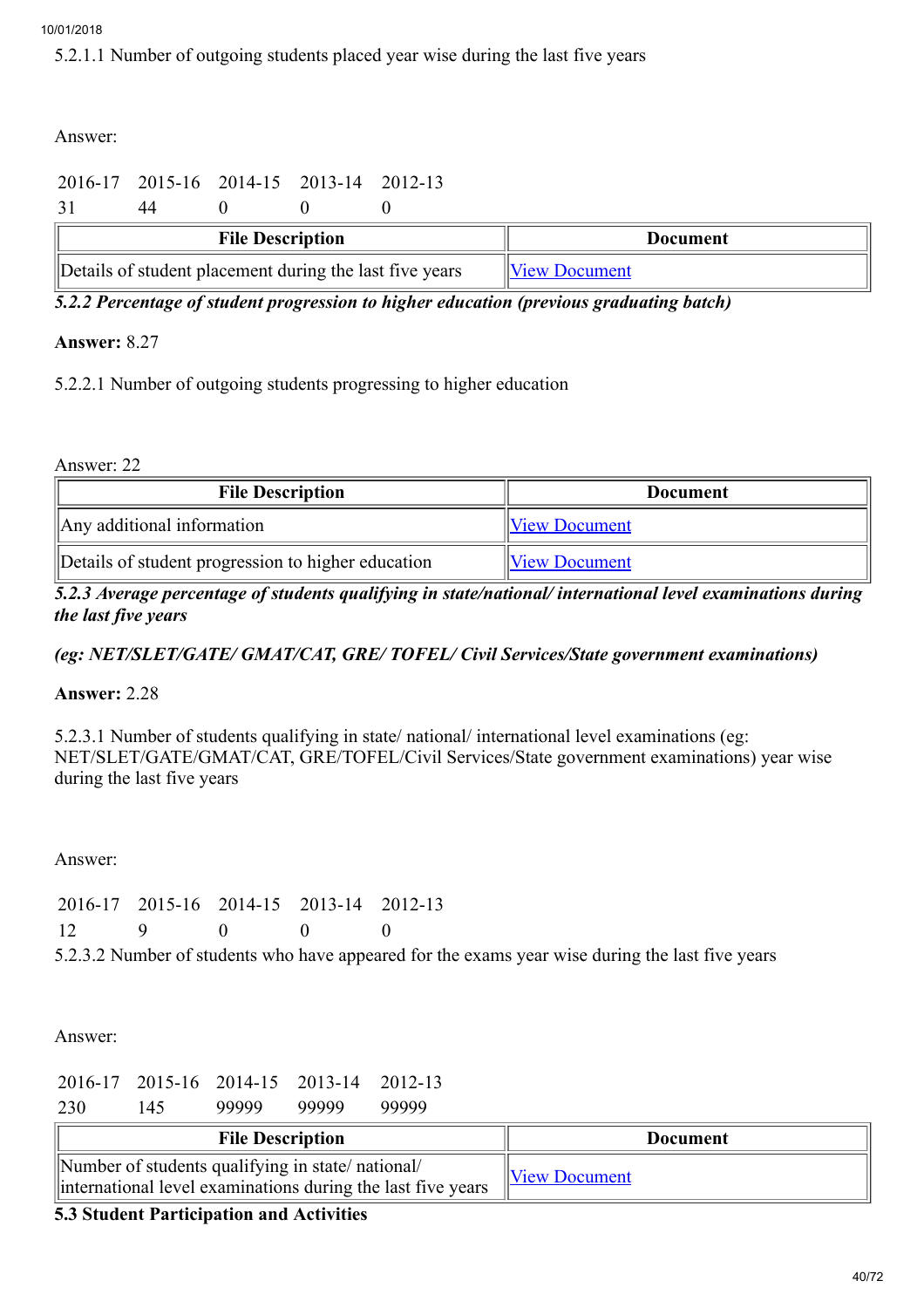5.2.1.1 Number of outgoing students placed year wise during the last five years

Answer:

| 2016-17 | 2015-16 | 2014-15 | 2013-14 | 2012-13 |
|---|---|---|---|---|
| 31 | 44 | 0 | 0 | 0 |

| File Description | Document |
|---|---|
| Details of student placement during the last five years | View Document |

***5.2.2 Percentage of student progression to higher education (previous graduating batch)***

**Answer:** 8.27

5.2.2.1 Number of outgoing students progressing to higher education

Answer: 22

| File Description | Document |
|---|---|
| Any additional information | View Document |
| Details of student progression to higher education | View Document |

***5.2.3 Average percentage of students qualifying in state/national/ international level examinations during the last five years***

***(eg: NET/SLET/GATE/ GMAT/CAT, GRE/ TOFEL/ Civil Services/State government examinations)***

**Answer:** 2.28

5.2.3.1 Number of students qualifying in state/ national/ international level examinations (eg: NET/SLET/GATE/GMAT/CAT, GRE/TOFEL/Civil Services/State government examinations) year wise during the last five years

Answer:

| 2016-17 | 2015-16 | 2014-15 | 2013-14 | 2012-13 |
|---|---|---|---|---|
| 12 | 9 | 0 | 0 | 0 |

5.2.3.2 Number of students who have appeared for the exams year wise during the last five years

Answer:

| 2016-17 | 2015-16 | 2014-15 | 2013-14 | 2012-13 |
|---|---|---|---|---|
| 230 | 145 | 99999 | 99999 | 99999 |

| File Description | Document |
|---|---|
| Number of students qualifying in state/ national/ international level examinations during the last five years | View Document |

**5.3 Student Participation and Activities**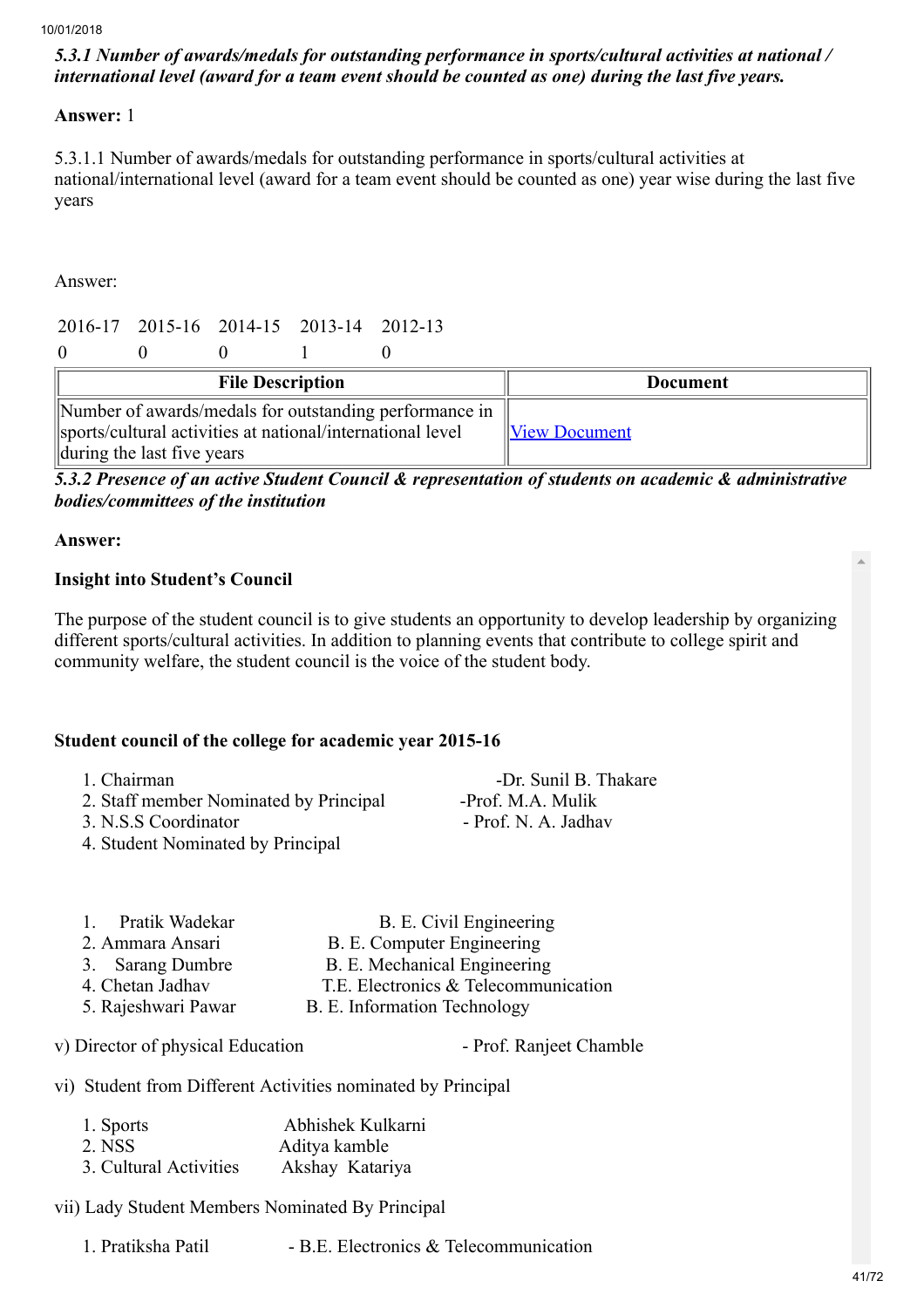***5.3.1 Number of awards/medals for outstanding performance in sports/cultural activities at national / international level (award for a team event should be counted as one) during the last five years.***

**Answer:** 1

5.3.1.1 Number of awards/medals for outstanding performance in sports/cultural activities at national/international level (award for a team event should be counted as one) year wise during the last five years

Answer:

| 2016-17 | 2015-16 | 2014-15 | 2013-14 | 2012-13 |
|---|---|---|---|---|
| 0 | 0 | 0 | 1 | 0 |

| File Description | Document |
|---|---|
| Number of awards/medals for outstanding performance in sports/cultural activities at national/international level during the last five years | View Document |

***5.3.2 Presence of an active Student Council & representation of students on academic & administrative bodies/committees of the institution***

**Answer:**

**Insight into Student's Council**

The purpose of the student council is to give students an opportunity to develop leadership by organizing different sports/cultural activities. In addition to planning events that contribute to college spirit and community welfare, the student council is the voice of the student body.

**Student council of the college for academic year 2015-16**

1. Chairman -Dr. Sunil B. Thakare
2. Staff member Nominated by Principal -Prof. M.A. Mulik
3. N.S.S Coordinator - Prof. N. A. Jadhav
4. Student Nominated by Principal

1. Pratik Wadekar B. E. Civil Engineering
2. Ammara Ansari B. E. Computer Engineering
3. Sarang Dumbre B. E. Mechanical Engineering
4. Chetan Jadhav T.E. Electronics & Telecommunication
5. Rajeshwari Pawar B. E. Information Technology

v) Director of physical Education - Prof. Ranjeet Chamble

vi) Student from Different Activities nominated by Principal

1. Sports Abhishek Kulkarni
2. NSS Aditya kamble
3. Cultural Activities Akshay Katariya

vii) Lady Student Members Nominated By Principal

1. Pratiksha Patil - B.E. Electronics & Telecommunication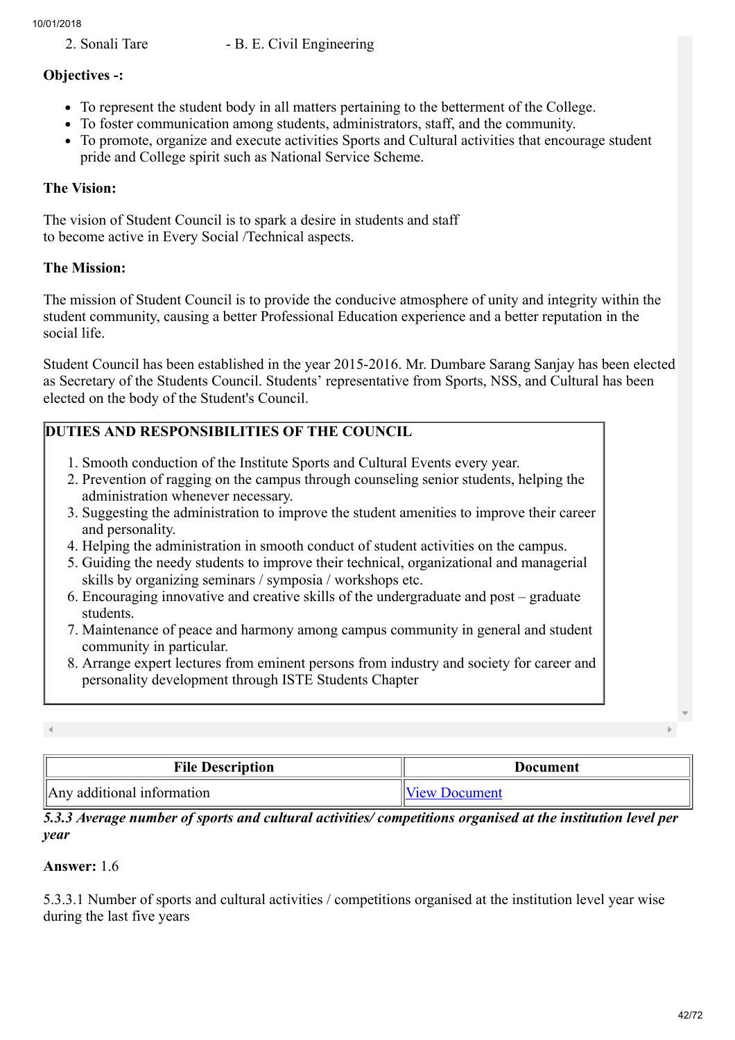2. Sonali Tare - B. E. Civil Engineering

**Objectives -:**

- To represent the student body in all matters pertaining to the betterment of the College.
- To foster communication among students, administrators, staff, and the community.
- To promote, organize and execute activities Sports and Cultural activities that encourage student pride and College spirit such as National Service Scheme.

**The Vision:**

The vision of Student Council is to spark a desire in students and staff
to become active in Every Social /Technical aspects.

**The Mission:**

The mission of Student Council is to provide the conducive atmosphere of unity and integrity within the student community, causing a better Professional Education experience and a better reputation in the social life.

Student Council has been established in the year 2015-2016. Mr. Dumbare Sarang Sanjay has been elected as Secretary of the Students Council. Students' representative from Sports, NSS, and Cultural has been elected on the body of the Student's Council.

**DUTIES AND RESPONSIBILITIES OF THE COUNCIL**

1. Smooth conduction of the Institute Sports and Cultural Events every year.
2. Prevention of ragging on the campus through counseling senior students, helping the administration whenever necessary.
3. Suggesting the administration to improve the student amenities to improve their career and personality.
4. Helping the administration in smooth conduct of student activities on the campus.
5. Guiding the needy students to improve their technical, organizational and managerial skills by organizing seminars / symposia / workshops etc.
6. Encouraging innovative and creative skills of the undergraduate and post – graduate students.
7. Maintenance of peace and harmony among campus community in general and student community in particular.
8. Arrange expert lectures from eminent persons from industry and society for career and personality development through ISTE Students Chapter

| File Description | Document |
|---|---|
| Any additional information | View Document |

*5.3.3 Average number of sports and cultural activities/ competitions organised at the institution level per year*

**Answer:** 1.6

5.3.3.1 Number of sports and cultural activities / competitions organised at the institution level year wise during the last five years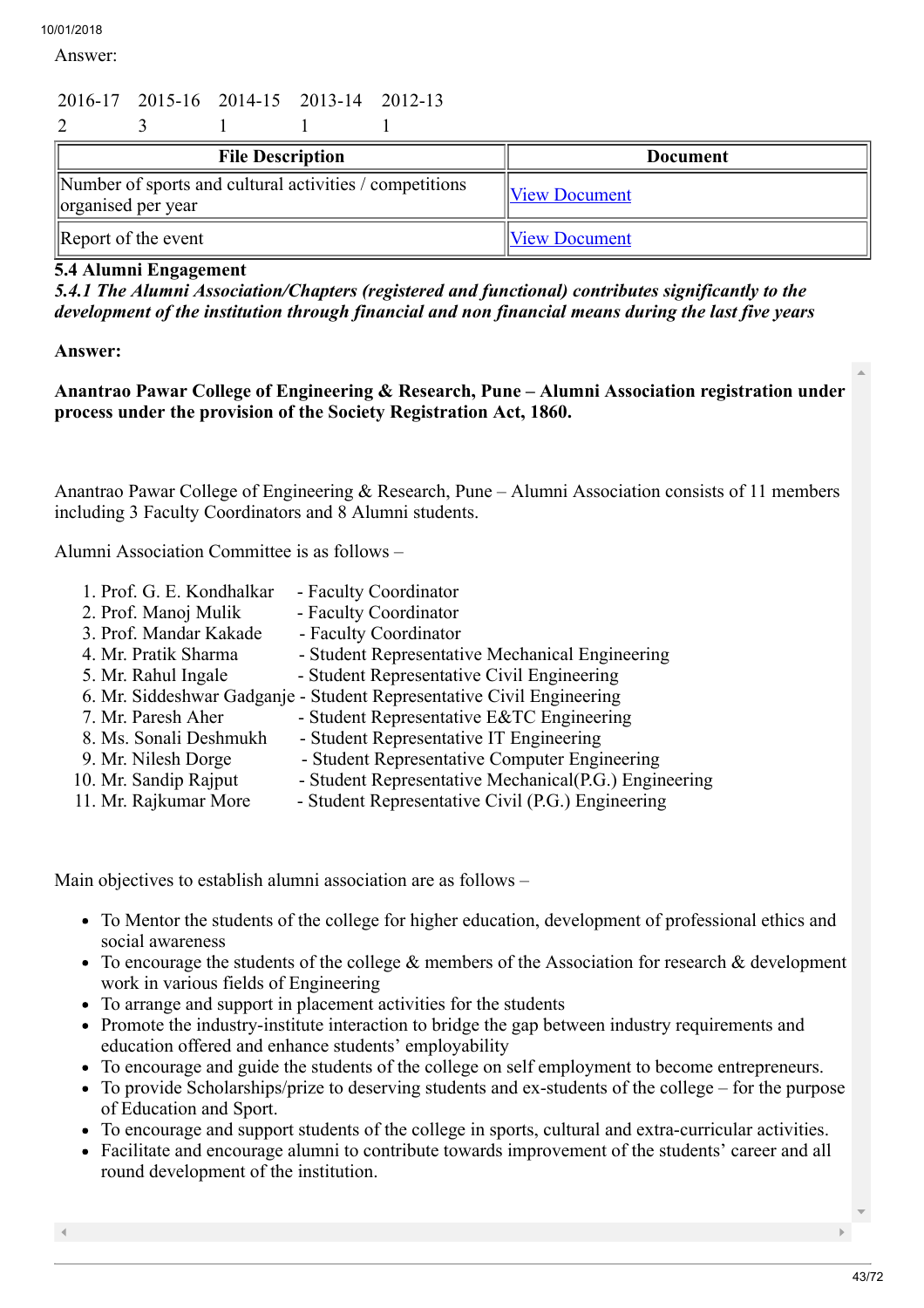Answer:

| 2016-17 | 2015-16 | 2014-15 | 2013-14 | 2012-13 |
|---|---|---|---|---|
| 2 | 3 | 1 | 1 | 1 |

| File Description | Document |
|---|---|
| Number of sports and cultural activities / competitions organised per year | View Document |
| Report of the event | View Document |

### 5.4 Alumni Engagement

***5.4.1 The Alumni Association/Chapters (registered and functional) contributes significantly to the development of the institution through financial and non financial means during the last five years***

**Answer:**

**Anantrao Pawar College of Engineering & Research, Pune – Alumni Association registration under process under the provision of the Society Registration Act, 1860.**

Anantrao Pawar College of Engineering & Research, Pune – Alumni Association consists of 11 members including 3 Faculty Coordinators and 8 Alumni students.

Alumni Association Committee is as follows –

1. Prof. G. E. Kondhalkar - Faculty Coordinator
2. Prof. Manoj Mulik - Faculty Coordinator
3. Prof. Mandar Kakade - Faculty Coordinator
4. Mr. Pratik Sharma - Student Representative Mechanical Engineering
5. Mr. Rahul Ingale - Student Representative Civil Engineering
6. Mr. Siddeshwar Gadganje - Student Representative Civil Engineering
7. Mr. Paresh Aher - Student Representative E&TC Engineering
8. Ms. Sonali Deshmukh - Student Representative IT Engineering
9. Mr. Nilesh Dorge - Student Representative Computer Engineering
10. Mr. Sandip Rajput - Student Representative Mechanical(P.G.) Engineering
11. Mr. Rajkumar More - Student Representative Civil (P.G.) Engineering

Main objectives to establish alumni association are as follows –

- To Mentor the students of the college for higher education, development of professional ethics and social awareness
- To encourage the students of the college & members of the Association for research & development work in various fields of Engineering
- To arrange and support in placement activities for the students
- Promote the industry-institute interaction to bridge the gap between industry requirements and education offered and enhance students' employability
- To encourage and guide the students of the college on self employment to become entrepreneurs.
- To provide Scholarships/prize to deserving students and ex-students of the college – for the purpose of Education and Sport.
- To encourage and support students of the college in sports, cultural and extra-curricular activities.
- Facilitate and encourage alumni to contribute towards improvement of the students' career and all round development of the institution.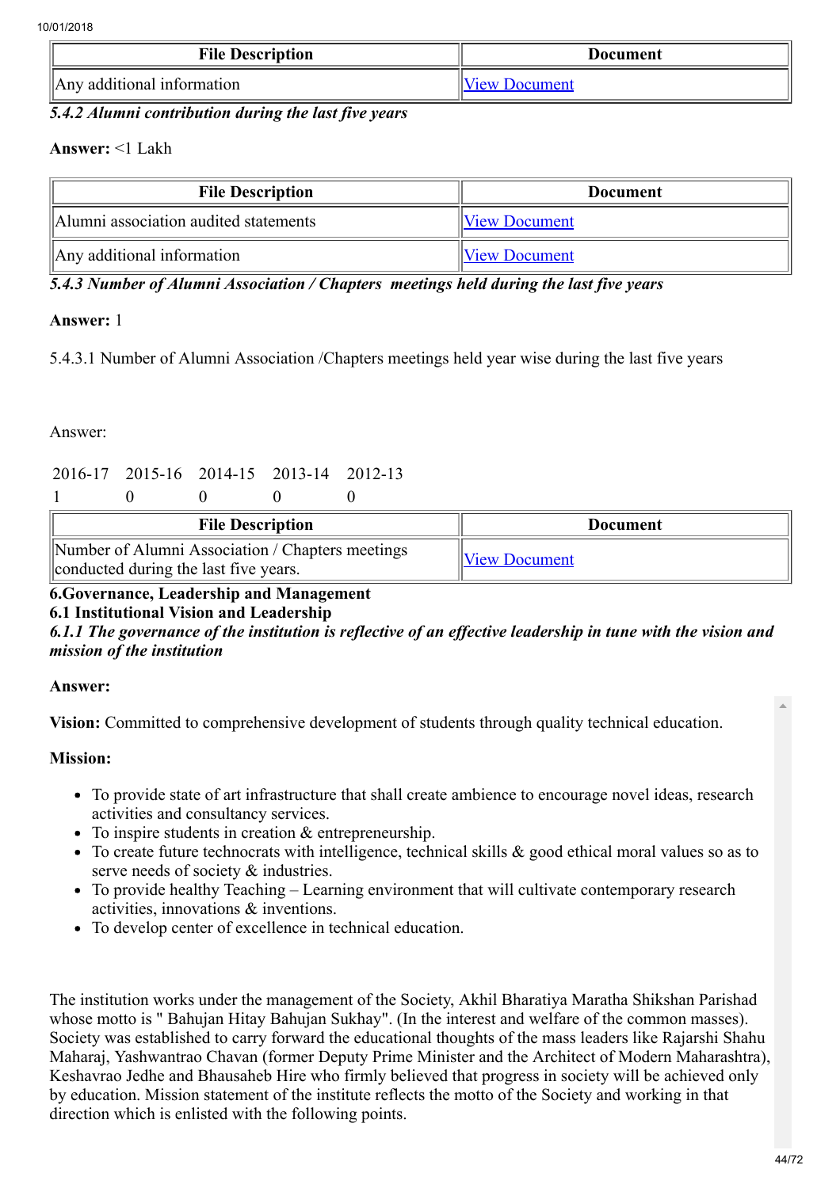| File Description | Document |
|---|---|
| Any additional information | View Document |

*5.4.2 Alumni contribution during the last five years*

**Answer:** <1 Lakh

| File Description | Document |
|---|---|
| Alumni association audited statements | View Document |
| Any additional information | View Document |

*5.4.3 Number of Alumni Association / Chapters meetings held during the last five years*

**Answer:** 1

5.4.3.1 Number of Alumni Association /Chapters meetings held year wise during the last five years

Answer:

| 2016-17 | 2015-16 | 2014-15 | 2013-14 | 2012-13 |
|---|---|---|---|---|
| 1 | 0 | 0 | 0 | 0 |

| File Description | Document |
|---|---|
| Number of Alumni Association / Chapters meetings conducted during the last five years. | View Document |

**6.Governance, Leadership and Management**

**6.1 Institutional Vision and Leadership**

***6.1.1 The governance of the institution is reflective of an effective leadership in tune with the vision and mission of the institution***

**Answer:**

**Vision:** Committed to comprehensive development of students through quality technical education.

**Mission:**

- To provide state of art infrastructure that shall create ambience to encourage novel ideas, research activities and consultancy services.
- To inspire students in creation & entrepreneurship.
- To create future technocrats with intelligence, technical skills & good ethical moral values so as to serve needs of society & industries.
- To provide healthy Teaching – Learning environment that will cultivate contemporary research activities, innovations & inventions.
- To develop center of excellence in technical education.

The institution works under the management of the Society, Akhil Bharatiya Maratha Shikshan Parishad whose motto is " Bahujan Hitay Bahujan Sukhay". (In the interest and welfare of the common masses). Society was established to carry forward the educational thoughts of the mass leaders like Rajarshi Shahu Maharaj, Yashwantrao Chavan (former Deputy Prime Minister and the Architect of Modern Maharashtra), Keshavrao Jedhe and Bhausaheb Hire who firmly believed that progress in society will be achieved only by education. Mission statement of the institute reflects the motto of the Society and working in that direction which is enlisted with the following points.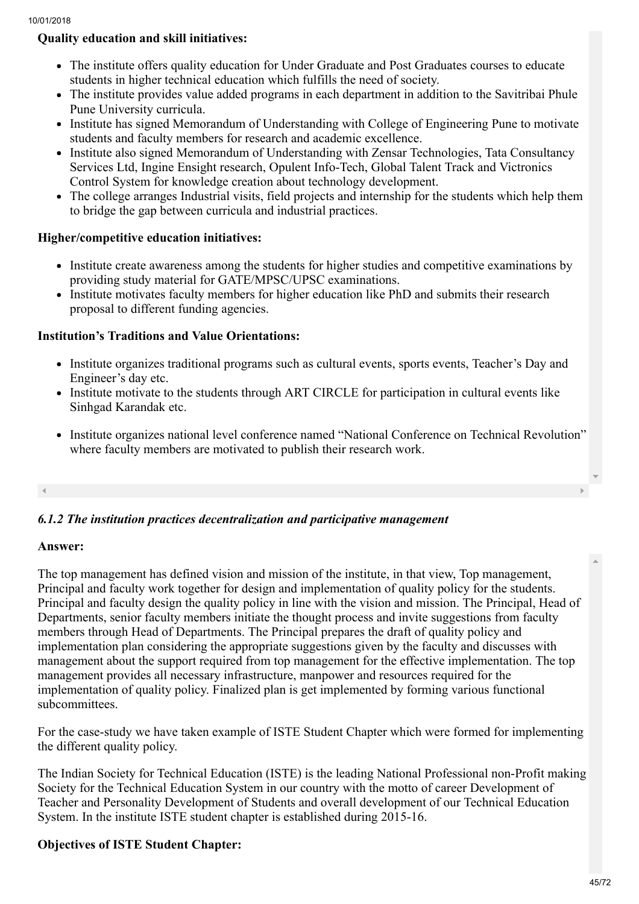**Quality education and skill initiatives:**

- The institute offers quality education for Under Graduate and Post Graduates courses to educate students in higher technical education which fulfills the need of society.
- The institute provides value added programs in each department in addition to the Savitribai Phule Pune University curricula.
- Institute has signed Memorandum of Understanding with College of Engineering Pune to motivate students and faculty members for research and academic excellence.
- Institute also signed Memorandum of Understanding with Zensar Technologies, Tata Consultancy Services Ltd, Ingine Ensight research, Opulent Info-Tech, Global Talent Track and Victronics Control System for knowledge creation about technology development.
- The college arranges Industrial visits, field projects and internship for the students which help them to bridge the gap between curricula and industrial practices.

**Higher/competitive education initiatives:**

- Institute create awareness among the students for higher studies and competitive examinations by providing study material for GATE/MPSC/UPSC examinations.
- Institute motivates faculty members for higher education like PhD and submits their research proposal to different funding agencies.

**Institution's Traditions and Value Orientations:**

- Institute organizes traditional programs such as cultural events, sports events, Teacher's Day and Engineer's day etc.
- Institute motivate to the students through ART CIRCLE for participation in cultural events like Sinhgad Karandak etc.
- Institute organizes national level conference named "National Conference on Technical Revolution" where faculty members are motivated to publish their research work.

***6.1.2 The institution practices decentralization and participative management***

**Answer:**

The top management has defined vision and mission of the institute, in that view, Top management, Principal and faculty work together for design and implementation of quality policy for the students. Principal and faculty design the quality policy in line with the vision and mission. The Principal, Head of Departments, senior faculty members initiate the thought process and invite suggestions from faculty members through Head of Departments. The Principal prepares the draft of quality policy and implementation plan considering the appropriate suggestions given by the faculty and discusses with management about the support required from top management for the effective implementation. The top management provides all necessary infrastructure, manpower and resources required for the implementation of quality policy. Finalized plan is get implemented by forming various functional subcommittees.

For the case-study we have taken example of ISTE Student Chapter which were formed for implementing the different quality policy.

The Indian Society for Technical Education (ISTE) is the leading National Professional non-Profit making Society for the Technical Education System in our country with the motto of career Development of Teacher and Personality Development of Students and overall development of our Technical Education System. In the institute ISTE student chapter is established during 2015-16.

**Objectives of ISTE Student Chapter:**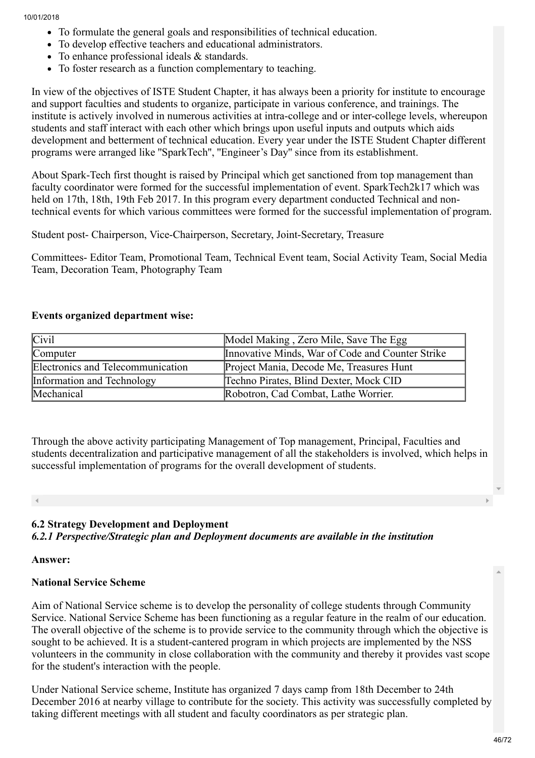- To formulate the general goals and responsibilities of technical education.
- To develop effective teachers and educational administrators.
- To enhance professional ideals & standards.
- To foster research as a function complementary to teaching.

In view of the objectives of ISTE Student Chapter, it has always been a priority for institute to encourage and support faculties and students to organize, participate in various conference, and trainings. The institute is actively involved in numerous activities at intra-college and or inter-college levels, whereupon students and staff interact with each other which brings upon useful inputs and outputs which aids development and betterment of technical education. Every year under the ISTE Student Chapter different programs were arranged like "SparkTech", "Engineer's Day" since from its establishment.

About Spark-Tech first thought is raised by Principal which get sanctioned from top management than faculty coordinator were formed for the successful implementation of event. SparkTech2k17 which was held on 17th, 18th, 19th Feb 2017. In this program every department conducted Technical and non-technical events for which various committees were formed for the successful implementation of program.

Student post- Chairperson, Vice-Chairperson, Secretary, Joint-Secretary, Treasure

Committees- Editor Team, Promotional Team, Technical Event team, Social Activity Team, Social Media Team, Decoration Team, Photography Team

**Events organized department wise:**

| | |
|---|---|
| Civil | Model Making , Zero Mile, Save The Egg |
| Computer | Innovative Minds, War of Code and Counter Strike |
| Electronics and Telecommunication | Project Mania, Decode Me, Treasures Hunt |
| Information and Technology | Techno Pirates, Blind Dexter, Mock CID |
| Mechanical | Robotron, Cad Combat, Lathe Worrier. |

Through the above activity participating Management of Top management, Principal, Faculties and students decentralization and participative management of all the stakeholders is involved, which helps in successful implementation of programs for the overall development of students.

**6.2 Strategy Development and Deployment**

***6.2.1 Perspective/Strategic plan and Deployment documents are available in the institution***

**Answer:**

**National Service Scheme**

Aim of National Service scheme is to develop the personality of college students through Community Service. National Service Scheme has been functioning as a regular feature in the realm of our education. The overall objective of the scheme is to provide service to the community through which the objective is sought to be achieved. It is a student-cantered program in which projects are implemented by the NSS volunteers in the community in close collaboration with the community and thereby it provides vast scope for the student's interaction with the people.

Under National Service scheme, Institute has organized 7 days camp from 18th December to 24th December 2016 at nearby village to contribute for the society. This activity was successfully completed by taking different meetings with all student and faculty coordinators as per strategic plan.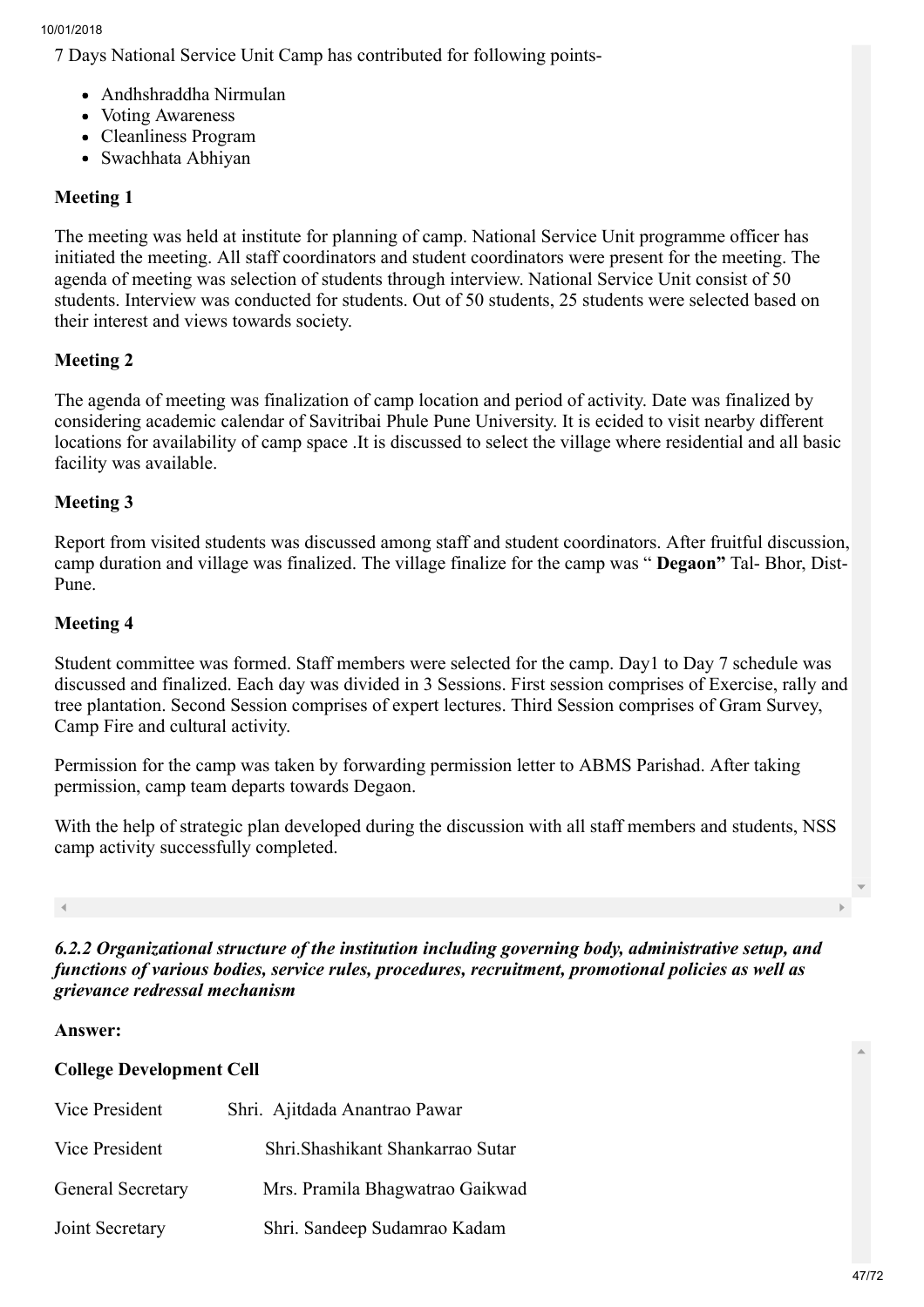7 Days National Service Unit Camp has contributed for following points-

- Andhshraddha Nirmulan
- Voting Awareness
- Cleanliness Program
- Swachhata Abhiyan

**Meeting 1**

The meeting was held at institute for planning of camp. National Service Unit programme officer has initiated the meeting. All staff coordinators and student coordinators were present for the meeting. The agenda of meeting was selection of students through interview. National Service Unit consist of 50 students. Interview was conducted for students. Out of 50 students, 25 students were selected based on their interest and views towards society.

**Meeting 2**

The agenda of meeting was finalization of camp location and period of activity. Date was finalized by considering academic calendar of Savitribai Phule Pune University. It is ecided to visit nearby different locations for availability of camp space .It is discussed to select the village where residential and all basic facility was available.

**Meeting 3**

Report from visited students was discussed among staff and student coordinators. After fruitful discussion, camp duration and village was finalized. The village finalize for the camp was " **Degaon"** Tal- Bhor, Dist-Pune.

**Meeting 4**

Student committee was formed. Staff members were selected for the camp. Day1 to Day 7 schedule was discussed and finalized. Each day was divided in 3 Sessions. First session comprises of Exercise, rally and tree plantation. Second Session comprises of expert lectures. Third Session comprises of Gram Survey, Camp Fire and cultural activity.

Permission for the camp was taken by forwarding permission letter to ABMS Parishad. After taking permission, camp team departs towards Degaon.

With the help of strategic plan developed during the discussion with all staff members and students, NSS camp activity successfully completed.

***6.2.2 Organizational structure of the institution including governing body, administrative setup, and functions of various bodies, service rules, procedures, recruitment, promotional policies as well as grievance redressal mechanism***

**Answer:**

**College Development Cell**

| | |
|---|---|
| Vice President | Shri. Ajitdada Anantrao Pawar |
| Vice President | Shri.Shashikant Shankarrao Sutar |
| General Secretary | Mrs. Pramila Bhagwatrao Gaikwad |
| Joint Secretary | Shri. Sandeep Sudamrao Kadam |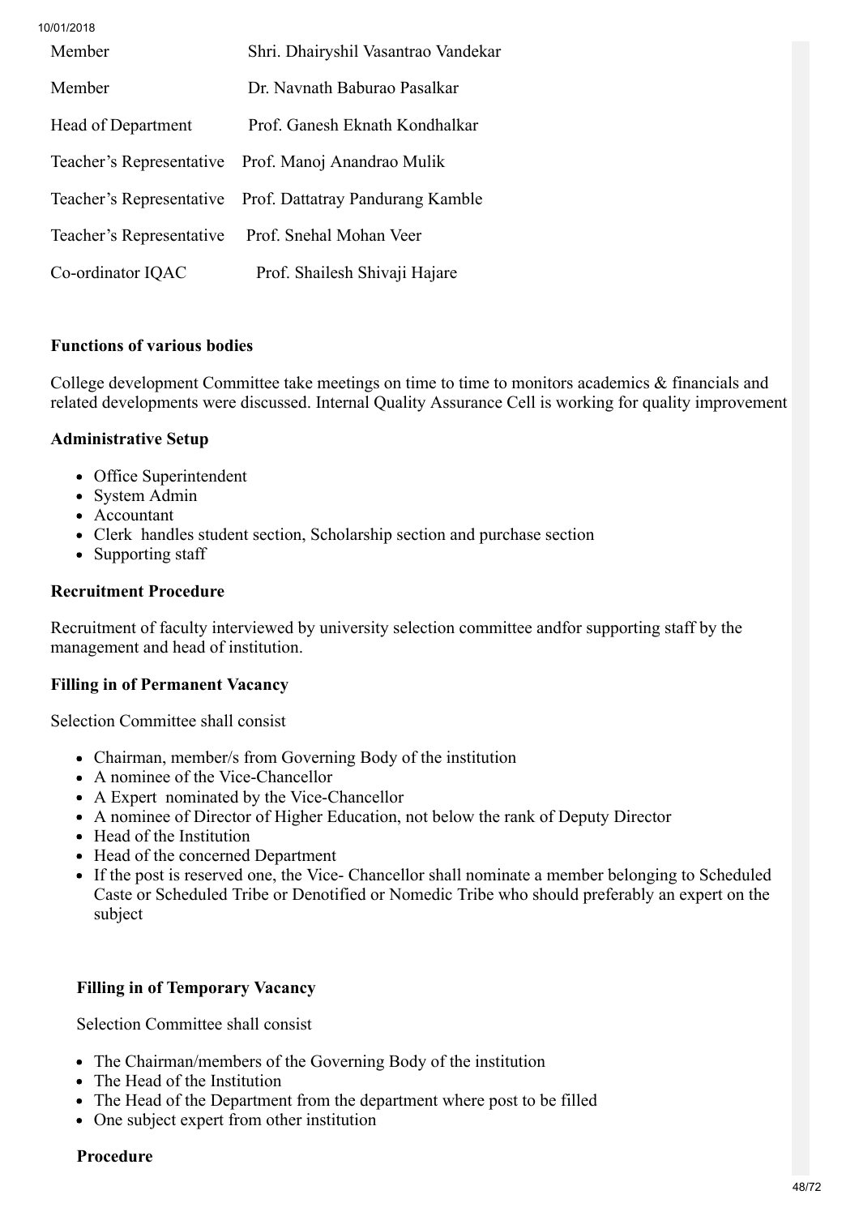| Member | Shri. Dhairyshil Vasantrao Vandekar |
|---|---|
| Member | Dr. Navnath Baburao Pasalkar |
| Head of Department | Prof. Ganesh Eknath Kondhalkar |
| Teacher's Representative | Prof. Manoj Anandrao Mulik |
| Teacher's Representative | Prof. Dattatray Pandurang Kamble |
| Teacher's Representative | Prof. Snehal Mohan Veer |
| Co-ordinator IQAC | Prof. Shailesh Shivaji Hajare |

**Functions of various bodies**

College development Committee take meetings on time to time to monitors academics & financials and related developments were discussed. Internal Quality Assurance Cell is working for quality improvement

**Administrative Setup**

- Office Superintendent
- System Admin
- Accountant
- Clerk handles student section, Scholarship section and purchase section
- Supporting staff

**Recruitment Procedure**

Recruitment of faculty interviewed by university selection committee andfor supporting staff by the management and head of institution.

**Filling in of Permanent Vacancy**

Selection Committee shall consist

- Chairman, member/s from Governing Body of the institution
- A nominee of the Vice-Chancellor
- A Expert nominated by the Vice-Chancellor
- A nominee of Director of Higher Education, not below the rank of Deputy Director
- Head of the Institution
- Head of the concerned Department
- If the post is reserved one, the Vice- Chancellor shall nominate a member belonging to Scheduled Caste or Scheduled Tribe or Denotified or Nomedic Tribe who should preferably an expert on the subject

**Filling in of Temporary Vacancy**

Selection Committee shall consist

- The Chairman/members of the Governing Body of the institution
- The Head of the Institution
- The Head of the Department from the department where post to be filled
- One subject expert from other institution

**Procedure**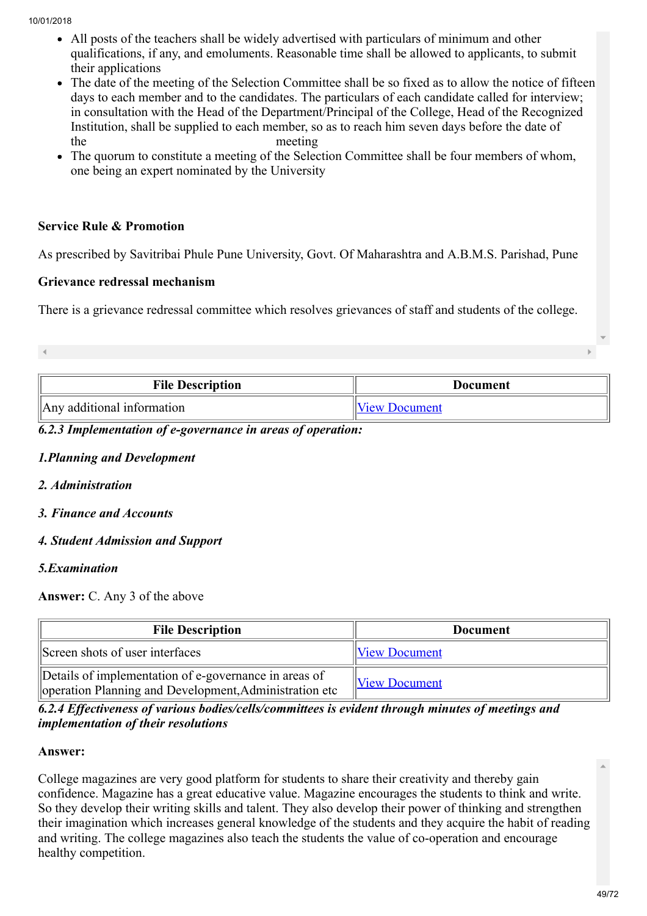- All posts of the teachers shall be widely advertised with particulars of minimum and other qualifications, if any, and emoluments. Reasonable time shall be allowed to applicants, to submit their applications
- The date of the meeting of the Selection Committee shall be so fixed as to allow the notice of fifteen days to each member and to the candidates. The particulars of each candidate called for interview; in consultation with the Head of the Department/Principal of the College, Head of the Recognized Institution, shall be supplied to each member, so as to reach him seven days before the date of the meeting
- The quorum to constitute a meeting of the Selection Committee shall be four members of whom, one being an expert nominated by the University

**Service Rule & Promotion**

As prescribed by Savitribai Phule Pune University, Govt. Of Maharashtra and A.B.M.S. Parishad, Pune

**Grievance redressal mechanism**

There is a grievance redressal committee which resolves grievances of staff and students of the college.

| File Description | Document |
|---|---|
| Any additional information | View Document |

***6.2.3 Implementation of e-governance in areas of operation:***

***1.Planning and Development***

***2. Administration***

***3. Finance and Accounts***

***4. Student Admission and Support***

***5.Examination***

**Answer:** C. Any 3 of the above

| File Description | Document |
|---|---|
| Screen shots of user interfaces | View Document |
| Details of implementation of e-governance in areas of operation Planning and Development,Administration etc | View Document |

***6.2.4 Effectiveness of various bodies/cells/committees is evident through minutes of meetings and implementation of their resolutions***

**Answer:**

College magazines are very good platform for students to share their creativity and thereby gain confidence. Magazine has a great educative value. Magazine encourages the students to think and write. So they develop their writing skills and talent. They also develop their power of thinking and strengthen their imagination which increases general knowledge of the students and they acquire the habit of reading and writing. The college magazines also teach the students the value of co-operation and encourage healthy competition.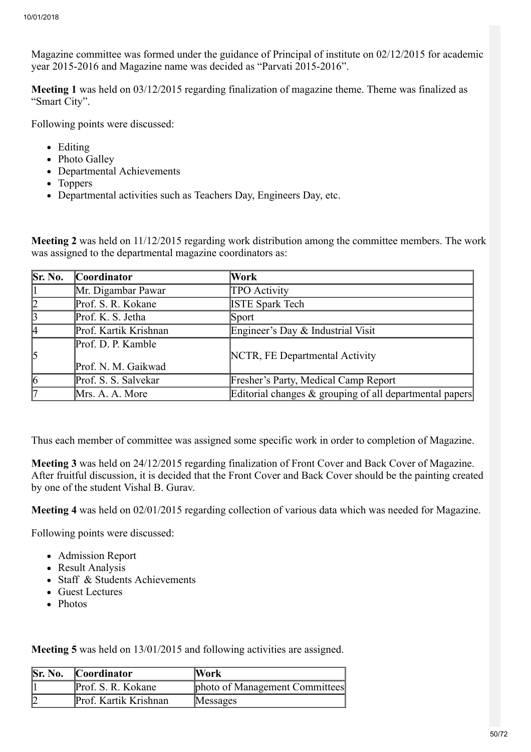Magazine committee was formed under the guidance of Principal of institute on 02/12/2015 for academic year 2015-2016 and Magazine name was decided as "Parvati 2015-2016".

**Meeting 1** was held on 03/12/2015 regarding finalization of magazine theme. Theme was finalized as "Smart City".

Following points were discussed:

- Editing
- Photo Galley
- Departmental Achievements
- Toppers
- Departmental activities such as Teachers Day, Engineers Day, etc.

**Meeting 2** was held on 11/12/2015 regarding work distribution among the committee members. The work was assigned to the departmental magazine coordinators as:

| Sr. No. | Coordinator | Work |
|---|---|---|
| 1 | Mr. Digambar Pawar | TPO Activity |
| 2 | Prof. S. R. Kokane | ISTE Spark Tech |
| 3 | Prof. K. S. Jetha | Sport |
| 4 | Prof. Kartik Krishnan | Engineer's Day & Industrial Visit |
| 5 | Prof. D. P. Kamble<br>Prof. N. M. Gaikwad | NCTR, FE Departmental Activity |
| 6 | Prof. S. S. Salvekar | Fresher's Party, Medical Camp Report |
| 7 | Mrs. A. A. More | Editorial changes & grouping of all departmental papers |

Thus each member of committee was assigned some specific work in order to completion of Magazine.

**Meeting 3** was held on 24/12/2015 regarding finalization of Front Cover and Back Cover of Magazine. After fruitful discussion, it is decided that the Front Cover and Back Cover should be the painting created by one of the student Vishal B. Gurav.

**Meeting 4** was held on 02/01/2015 regarding collection of various data which was needed for Magazine.

Following points were discussed:

- Admission Report
- Result Analysis
- Staff & Students Achievements
- Guest Lectures
- Photos

**Meeting 5** was held on 13/01/2015 and following activities are assigned.

| Sr. No. | Coordinator | Work |
|---|---|---|
| 1 | Prof. S. R. Kokane | photo of Management Committees |
| 2 | Prof. Kartik Krishnan | Messages |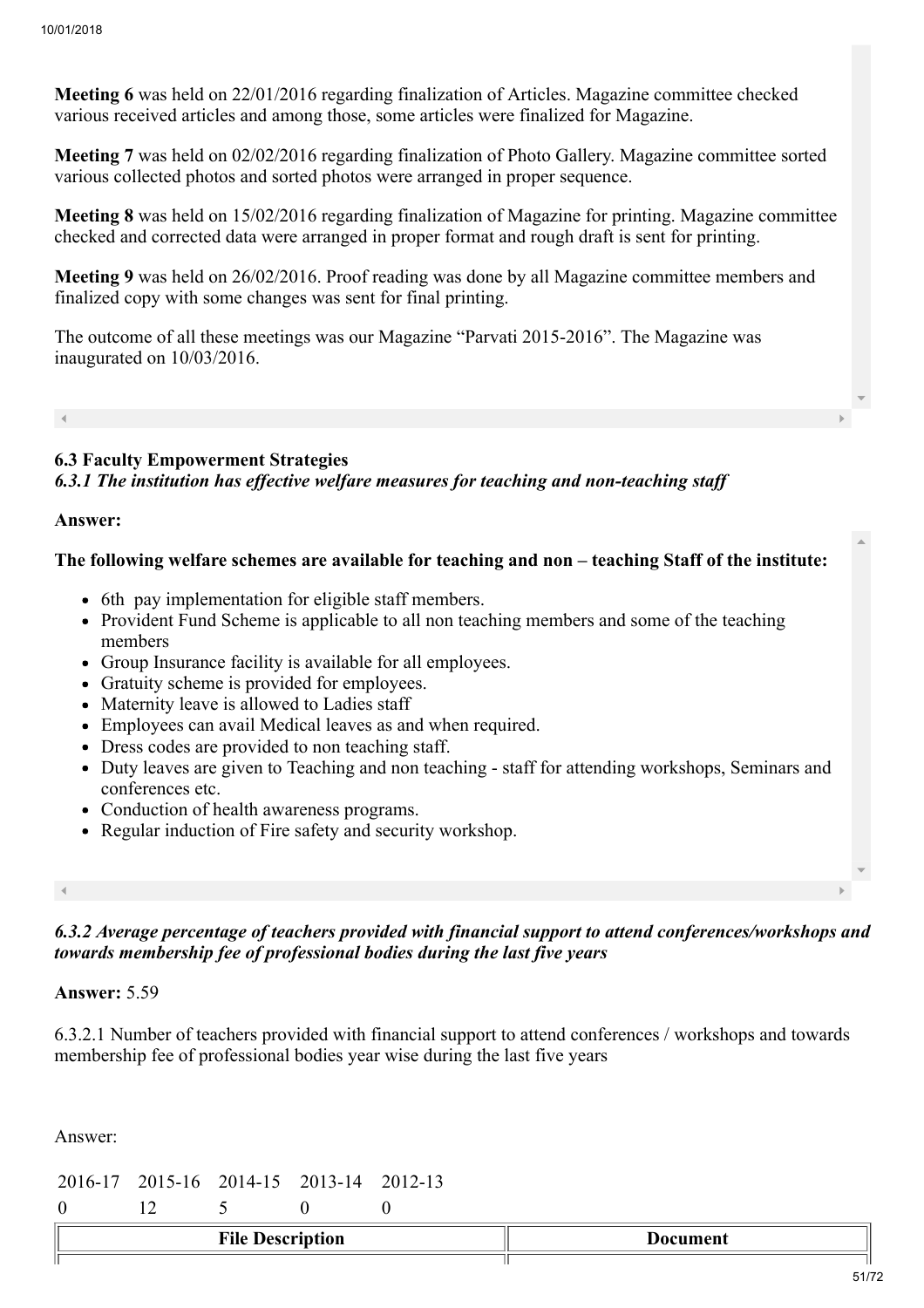**Meeting 6** was held on 22/01/2016 regarding finalization of Articles. Magazine committee checked various received articles and among those, some articles were finalized for Magazine.

**Meeting 7** was held on 02/02/2016 regarding finalization of Photo Gallery. Magazine committee sorted various collected photos and sorted photos were arranged in proper sequence.

**Meeting 8** was held on 15/02/2016 regarding finalization of Magazine for printing. Magazine committee checked and corrected data were arranged in proper format and rough draft is sent for printing.

**Meeting 9** was held on 26/02/2016. Proof reading was done by all Magazine committee members and finalized copy with some changes was sent for final printing.

The outcome of all these meetings was our Magazine "Parvati 2015-2016". The Magazine was inaugurated on 10/03/2016.

### 6.3 Faculty Empowerment Strategies

***6.3.1 The institution has effective welfare measures for teaching and non-teaching staff***

**Answer:**

**The following welfare schemes are available for teaching and non – teaching Staff of the institute:**

- 6th pay implementation for eligible staff members.
- Provident Fund Scheme is applicable to all non teaching members and some of the teaching members
- Group Insurance facility is available for all employees.
- Gratuity scheme is provided for employees.
- Maternity leave is allowed to Ladies staff
- Employees can avail Medical leaves as and when required.
- Dress codes are provided to non teaching staff.
- Duty leaves are given to Teaching and non teaching - staff for attending workshops, Seminars and conferences etc.
- Conduction of health awareness programs.
- Regular induction of Fire safety and security workshop.

***6.3.2 Average percentage of teachers provided with financial support to attend conferences/workshops and towards membership fee of professional bodies during the last five years***

**Answer:** 5.59

6.3.2.1 Number of teachers provided with financial support to attend conferences / workshops and towards membership fee of professional bodies year wise during the last five years

Answer:

| 2016-17 | 2015-16 | 2014-15 | 2013-14 | 2012-13 |
|---|---|---|---|---|
| 0 | 12 | 5 | 0 | 0 |

| File Description | Document |
|---|---|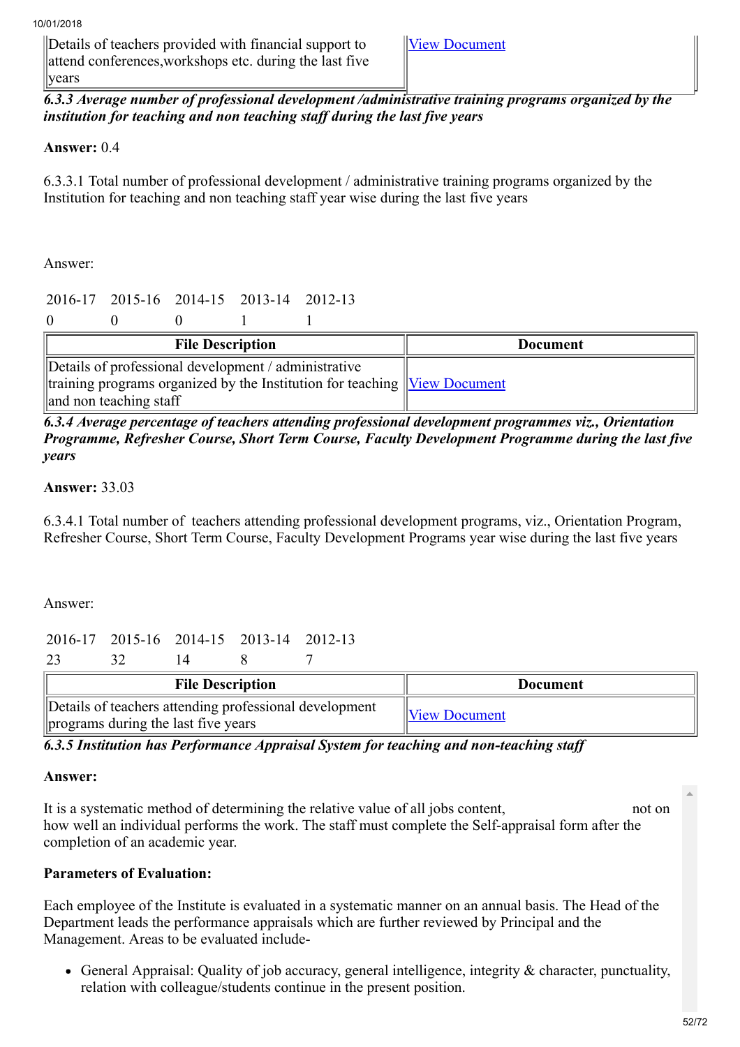| | |
|---|---|
| Details of teachers provided with financial support to attend conferences,workshops etc. during the last five years | View Document |

***6.3.3 Average number of professional development /administrative training programs organized by the institution for teaching and non teaching staff during the last five years***

**Answer:** 0.4

6.3.3.1 Total number of professional development / administrative training programs organized by the Institution for teaching and non teaching staff year wise during the last five years

Answer:

| 2016-17 | 2015-16 | 2014-15 | 2013-14 | 2012-13 |
|---|---|---|---|---|
| 0 | 0 | 0 | 1 | 1 |

| File Description | Document |
|---|---|
| Details of professional development / administrative training programs organized by the Institution for teaching and non teaching staff | View Document |

***6.3.4 Average percentage of teachers attending professional development programmes viz., Orientation Programme, Refresher Course, Short Term Course, Faculty Development Programme during the last five years***

**Answer:** 33.03

6.3.4.1 Total number of teachers attending professional development programs, viz., Orientation Program, Refresher Course, Short Term Course, Faculty Development Programs year wise during the last five years

Answer:

| 2016-17 | 2015-16 | 2014-15 | 2013-14 | 2012-13 |
|---|---|---|---|---|
| 23 | 32 | 14 | 8 | 7 |

| File Description | Document |
|---|---|
| Details of teachers attending professional development programs during the last five years | View Document |

***6.3.5 Institution has Performance Appraisal System for teaching and non-teaching staff***

**Answer:**

It is a systematic method of determining the relative value of all jobs content, not on how well an individual performs the work. The staff must complete the Self-appraisal form after the completion of an academic year.

**Parameters of Evaluation:**

Each employee of the Institute is evaluated in a systematic manner on an annual basis. The Head of the Department leads the performance appraisals which are further reviewed by Principal and the Management. Areas to be evaluated include-

- General Appraisal: Quality of job accuracy, general intelligence, integrity & character, punctuality, relation with colleague/students continue in the present position.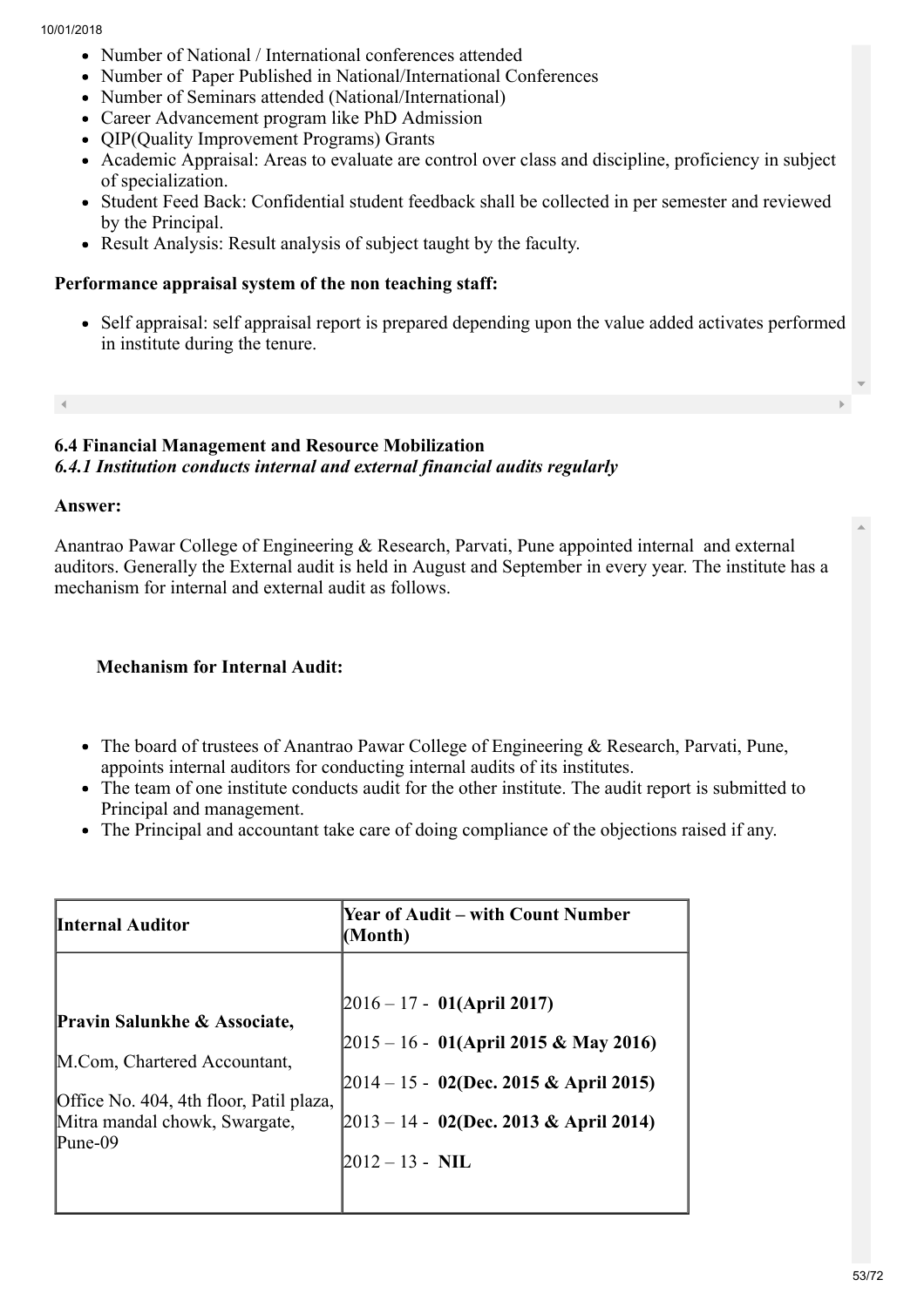- Number of National / International conferences attended
- Number of Paper Published in National/International Conferences
- Number of Seminars attended (National/International)
- Career Advancement program like PhD Admission
- QIP(Quality Improvement Programs) Grants
- Academic Appraisal: Areas to evaluate are control over class and discipline, proficiency in subject of specialization.
- Student Feed Back: Confidential student feedback shall be collected in per semester and reviewed by the Principal.
- Result Analysis: Result analysis of subject taught by the faculty.

**Performance appraisal system of the non teaching staff:**

- Self appraisal: self appraisal report is prepared depending upon the value added activates performed in institute during the tenure.

### 6.4 Financial Management and Resource Mobilization

***6.4.1 Institution conducts internal and external financial audits regularly***

**Answer:**

Anantrao Pawar College of Engineering & Research, Parvati, Pune appointed internal and external auditors. Generally the External audit is held in August and September in every year. The institute has a mechanism for internal and external audit as follows.

**Mechanism for Internal Audit:**

- The board of trustees of Anantrao Pawar College of Engineering & Research, Parvati, Pune, appoints internal auditors for conducting internal audits of its institutes.
- The team of one institute conducts audit for the other institute. The audit report is submitted to Principal and management.
- The Principal and accountant take care of doing compliance of the objections raised if any.

| Internal Auditor | Year of Audit – with Count Number (Month) |
|---|---|
| **Pravin Salunkhe & Associate,**<br>M.Com, Chartered Accountant,<br>Office No. 404, 4th floor, Patil plaza, Mitra mandal chowk, Swargate, Pune-09 | 2016 – 17 - **01(April 2017)**<br>2015 – 16 - **01(April 2015 & May 2016)**<br>2014 – 15 - **02(Dec. 2015 & April 2015)**<br>2013 – 14 - **02(Dec. 2013 & April 2014)**<br>2012 – 13 - **NIL** |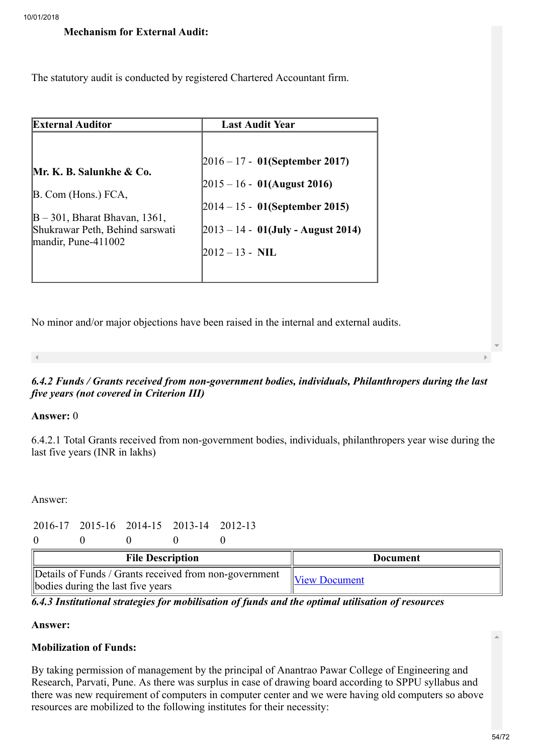**Mechanism for External Audit:**

The statutory audit is conducted by registered Chartered Accountant firm.

| External Auditor | Last Audit Year |
|---|---|
| **Mr. K. B. Salunkhe & Co.**<br>B. Com (Hons.) FCA,<br>B – 301, Bharat Bhavan, 1361, Shukrawar Peth, Behind sarswati mandir, Pune-411002 | 2016 – 17 - **01(September 2017)**<br>2015 – 16 - **01(August 2016)**<br>2014 – 15 - **01(September 2015)**<br>2013 – 14 - **01(July - August 2014)**<br>2012 – 13 - **NIL** |

No minor and/or major objections have been raised in the internal and external audits.

***6.4.2 Funds / Grants received from non-government bodies, individuals, Philanthropers during the last five years (not covered in Criterion III)***

**Answer:** 0

6.4.2.1 Total Grants received from non-government bodies, individuals, philanthropers year wise during the last five years (INR in lakhs)

Answer:

| 2016-17 | 2015-16 | 2014-15 | 2013-14 | 2012-13 |
|---|---|---|---|---|
| 0 | 0 | 0 | 0 | 0 |

| File Description | Document |
|---|---|
| Details of Funds / Grants received from non-government bodies during the last five years | View Document |

***6.4.3 Institutional strategies for mobilisation of funds and the optimal utilisation of resources***

**Answer:**

**Mobilization of Funds:**

By taking permission of management by the principal of Anantrao Pawar College of Engineering and Research, Parvati, Pune. As there was surplus in case of drawing board according to SPPU syllabus and there was new requirement of computers in computer center and we were having old computers so above resources are mobilized to the following institutes for their necessity: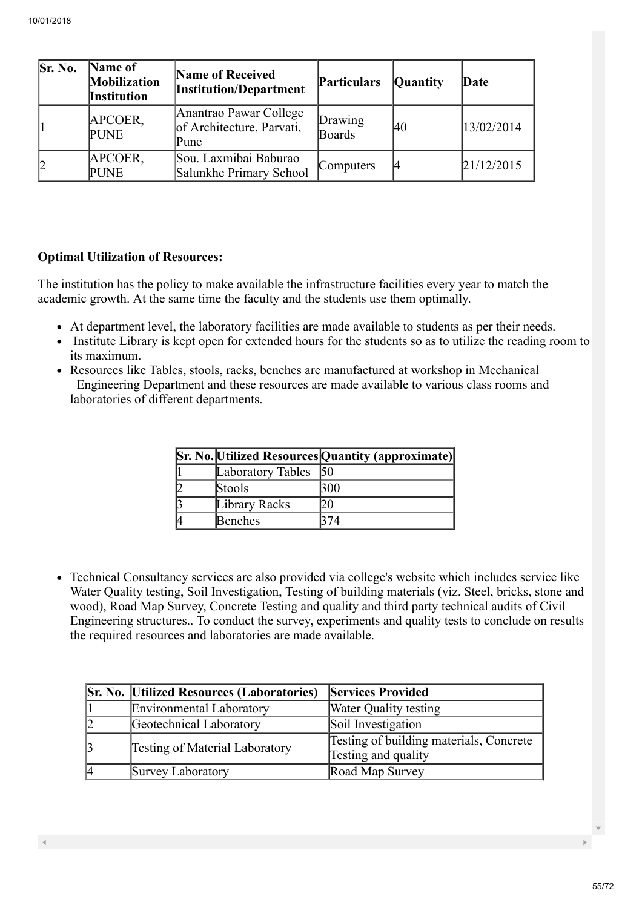| Sr. No. | Name of Mobilization Institution | Name of Received Institution/Department | Particulars | Quantity | Date |
|---|---|---|---|---|---|
| 1 | APCOER, PUNE | Anantrao Pawar College of Architecture, Parvati, Pune | Drawing Boards | 40 | 13/02/2014 |
| 2 | APCOER, PUNE | Sou. Laxmibai Baburao Salunkhe Primary School | Computers | 4 | 21/12/2015 |

**Optimal Utilization of Resources:**

The institution has the policy to make available the infrastructure facilities every year to match the academic growth. At the same time the faculty and the students use them optimally.

- At department level, the laboratory facilities are made available to students as per their needs.
- Institute Library is kept open for extended hours for the students so as to utilize the reading room to its maximum.
- Resources like Tables, stools, racks, benches are manufactured at workshop in Mechanical Engineering Department and these resources are made available to various class rooms and laboratories of different departments.

| Sr. No. | Utilized Resources | Quantity (approximate) |
|---|---|---|
| 1 | Laboratory Tables | 50 |
| 2 | Stools | 300 |
| 3 | Library Racks | 20 |
| 4 | Benches | 374 |

- Technical Consultancy services are also provided via college's website which includes service like Water Quality testing, Soil Investigation, Testing of building materials (viz. Steel, bricks, stone and wood), Road Map Survey, Concrete Testing and quality and third party technical audits of Civil Engineering structures.. To conduct the survey, experiments and quality tests to conclude on results the required resources and laboratories are made available.

| Sr. No. | Utilized Resources (Laboratories) | Services Provided |
|---|---|---|
| 1 | Environmental Laboratory | Water Quality testing |
| 2 | Geotechnical Laboratory | Soil Investigation |
| 3 | Testing of Material Laboratory | Testing of building materials, Concrete Testing and quality |
| 4 | Survey Laboratory | Road Map Survey |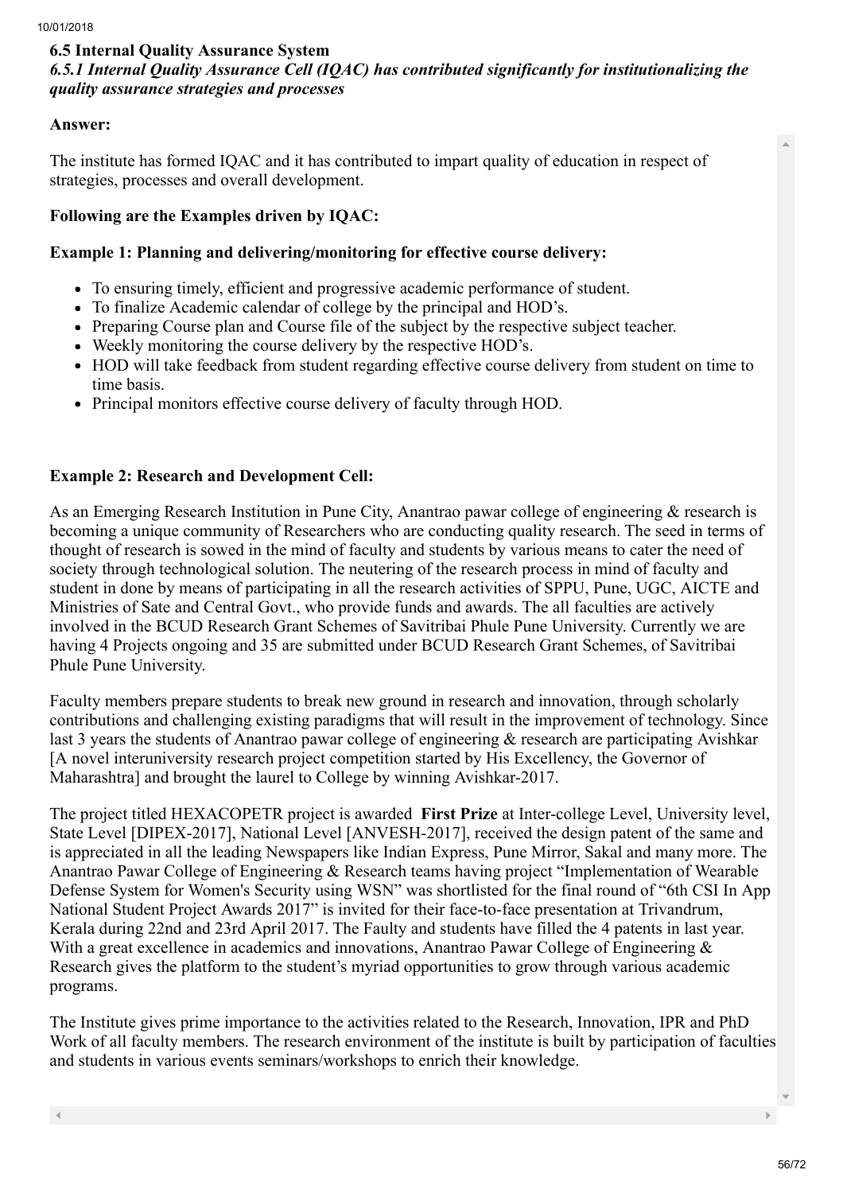### 6.5 Internal Quality Assurance System

***6.5.1 Internal Quality Assurance Cell (IQAC) has contributed significantly for institutionalizing the quality assurance strategies and processes***

**Answer:**

The institute has formed IQAC and it has contributed to impart quality of education in respect of strategies, processes and overall development.

**Following are the Examples driven by IQAC:**

**Example 1: Planning and delivering/monitoring for effective course delivery:**

- To ensuring timely, efficient and progressive academic performance of student.
- To finalize Academic calendar of college by the principal and HOD's.
- Preparing Course plan and Course file of the subject by the respective subject teacher.
- Weekly monitoring the course delivery by the respective HOD's.
- HOD will take feedback from student regarding effective course delivery from student on time to time basis.
- Principal monitors effective course delivery of faculty through HOD.

**Example 2: Research and Development Cell:**

As an Emerging Research Institution in Pune City, Anantrao pawar college of engineering & research is becoming a unique community of Researchers who are conducting quality research. The seed in terms of thought of research is sowed in the mind of faculty and students by various means to cater the need of society through technological solution. The neutering of the research process in mind of faculty and student in done by means of participating in all the research activities of SPPU, Pune, UGC, AICTE and Ministries of Sate and Central Govt., who provide funds and awards. The all faculties are actively involved in the BCUD Research Grant Schemes of Savitribai Phule Pune University. Currently we are having 4 Projects ongoing and 35 are submitted under BCUD Research Grant Schemes, of Savitribai Phule Pune University.

Faculty members prepare students to break new ground in research and innovation, through scholarly contributions and challenging existing paradigms that will result in the improvement of technology. Since last 3 years the students of Anantrao pawar college of engineering & research are participating Avishkar [A novel interuniversity research project competition started by His Excellency, the Governor of Maharashtra] and brought the laurel to College by winning Avishkar-2017.

The project titled HEXACOPETR project is awarded **First Prize** at Inter-college Level, University level, State Level [DIPEX-2017], National Level [ANVESH-2017], received the design patent of the same and is appreciated in all the leading Newspapers like Indian Express, Pune Mirror, Sakal and many more. The Anantrao Pawar College of Engineering & Research teams having project "Implementation of Wearable Defense System for Women's Security using WSN" was shortlisted for the final round of "6th CSI In App National Student Project Awards 2017" is invited for their face-to-face presentation at Trivandrum, Kerala during 22nd and 23rd April 2017. The Faulty and students have filled the 4 patents in last year. With a great excellence in academics and innovations, Anantrao Pawar College of Engineering & Research gives the platform to the student's myriad opportunities to grow through various academic programs.

The Institute gives prime importance to the activities related to the Research, Innovation, IPR and PhD Work of all faculty members. The research environment of the institute is built by participation of faculties and students in various events seminars/workshops to enrich their knowledge.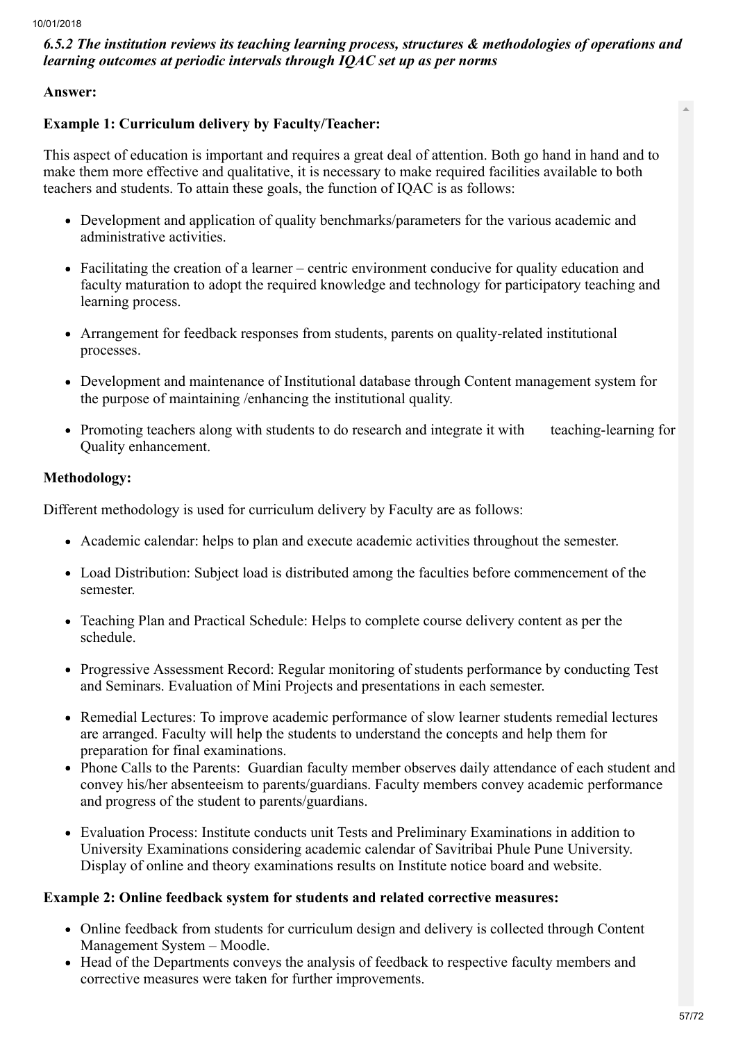*6.5.2 The institution reviews its teaching learning process, structures & methodologies of operations and learning outcomes at periodic intervals through IQAC set up as per norms*

**Answer:**

**Example 1: Curriculum delivery by Faculty/Teacher:**

This aspect of education is important and requires a great deal of attention. Both go hand in hand and to make them more effective and qualitative, it is necessary to make required facilities available to both teachers and students. To attain these goals, the function of IQAC is as follows:

- Development and application of quality benchmarks/parameters for the various academic and administrative activities.
- Facilitating the creation of a learner – centric environment conducive for quality education and faculty maturation to adopt the required knowledge and technology for participatory teaching and learning process.
- Arrangement for feedback responses from students, parents on quality-related institutional processes.
- Development and maintenance of Institutional database through Content management system for the purpose of maintaining /enhancing the institutional quality.
- Promoting teachers along with students to do research and integrate it with teaching-learning for Quality enhancement.

**Methodology:**

Different methodology is used for curriculum delivery by Faculty are as follows:

- Academic calendar: helps to plan and execute academic activities throughout the semester.
- Load Distribution: Subject load is distributed among the faculties before commencement of the semester.
- Teaching Plan and Practical Schedule: Helps to complete course delivery content as per the schedule.
- Progressive Assessment Record: Regular monitoring of students performance by conducting Test and Seminars. Evaluation of Mini Projects and presentations in each semester.
- Remedial Lectures: To improve academic performance of slow learner students remedial lectures are arranged. Faculty will help the students to understand the concepts and help them for preparation for final examinations.
- Phone Calls to the Parents: Guardian faculty member observes daily attendance of each student and convey his/her absenteeism to parents/guardians. Faculty members convey academic performance and progress of the student to parents/guardians.
- Evaluation Process: Institute conducts unit Tests and Preliminary Examinations in addition to University Examinations considering academic calendar of Savitribai Phule Pune University. Display of online and theory examinations results on Institute notice board and website.

**Example 2: Online feedback system for students and related corrective measures:**

- Online feedback from students for curriculum design and delivery is collected through Content Management System – Moodle.
- Head of the Departments conveys the analysis of feedback to respective faculty members and corrective measures were taken for further improvements.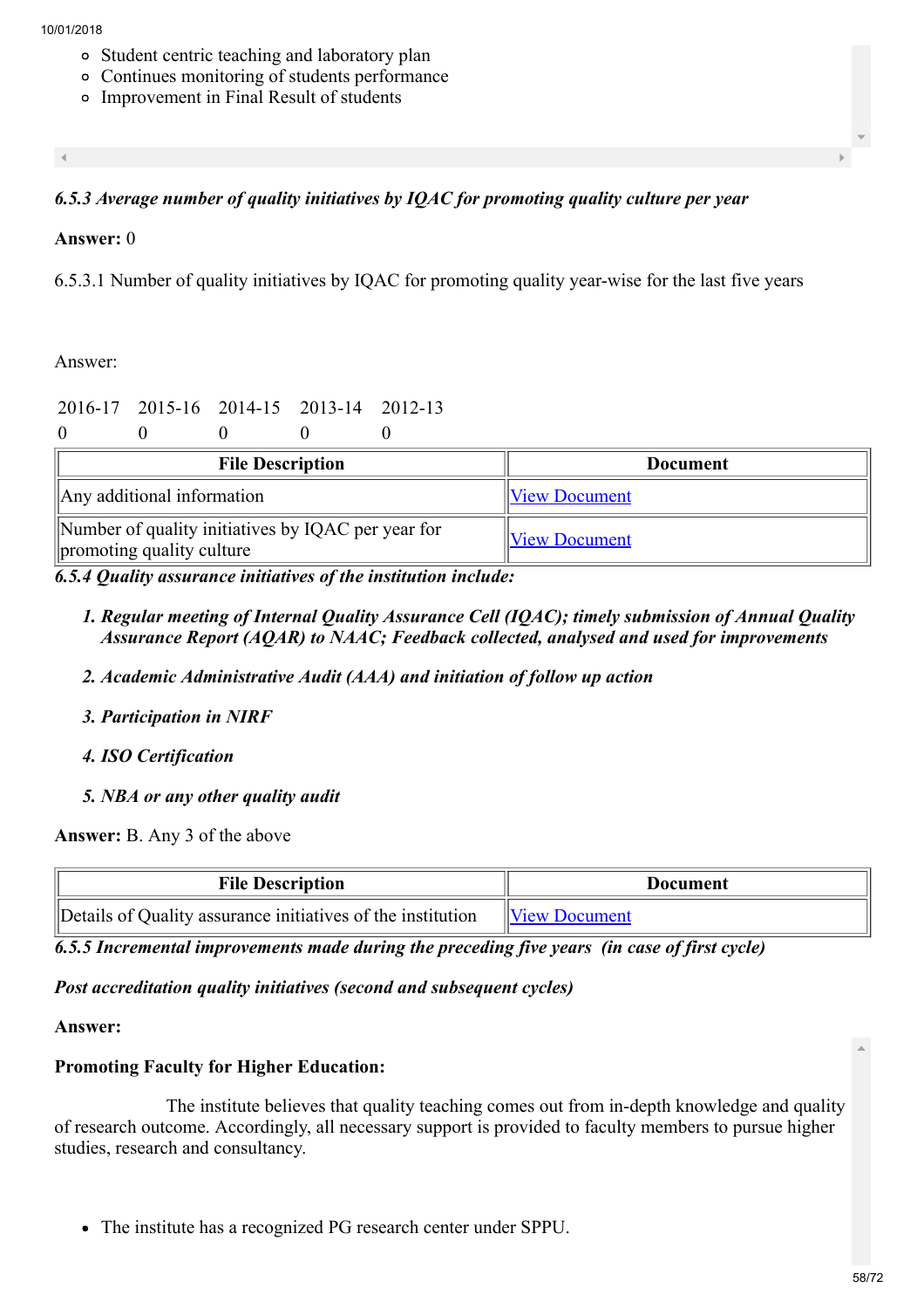- Student centric teaching and laboratory plan
- Continues monitoring of students performance
- Improvement in Final Result of students

***6.5.3 Average number of quality initiatives by IQAC for promoting quality culture per year***

**Answer:** 0

6.5.3.1 Number of quality initiatives by IQAC for promoting quality year-wise for the last five years

Answer:

| 2016-17 | 2015-16 | 2014-15 | 2013-14 | 2012-13 |
|---|---|---|---|---|
| 0 | 0 | 0 | 0 | 0 |

| File Description | Document |
|---|---|
| Any additional information | View Document |
| Number of quality initiatives by IQAC per year for promoting quality culture | View Document |

***6.5.4 Quality assurance initiatives of the institution include:***

1. ***Regular meeting of Internal Quality Assurance Cell (IQAC); timely submission of Annual Quality Assurance Report (AQAR) to NAAC; Feedback collected, analysed and used for improvements***
2. ***Academic Administrative Audit (AAA) and initiation of follow up action***
3. ***Participation in NIRF***
4. ***ISO Certification***
5. ***NBA or any other quality audit***

**Answer:** B. Any 3 of the above

| File Description | Document |
|---|---|
| Details of Quality assurance initiatives of the institution | View Document |

***6.5.5 Incremental improvements made during the preceding five years (in case of first cycle)***

***Post accreditation quality initiatives (second and subsequent cycles)***

**Answer:**

**Promoting Faculty for Higher Education:**

The institute believes that quality teaching comes out from in-depth knowledge and quality of research outcome. Accordingly, all necessary support is provided to faculty members to pursue higher studies, research and consultancy.

- The institute has a recognized PG research center under SPPU.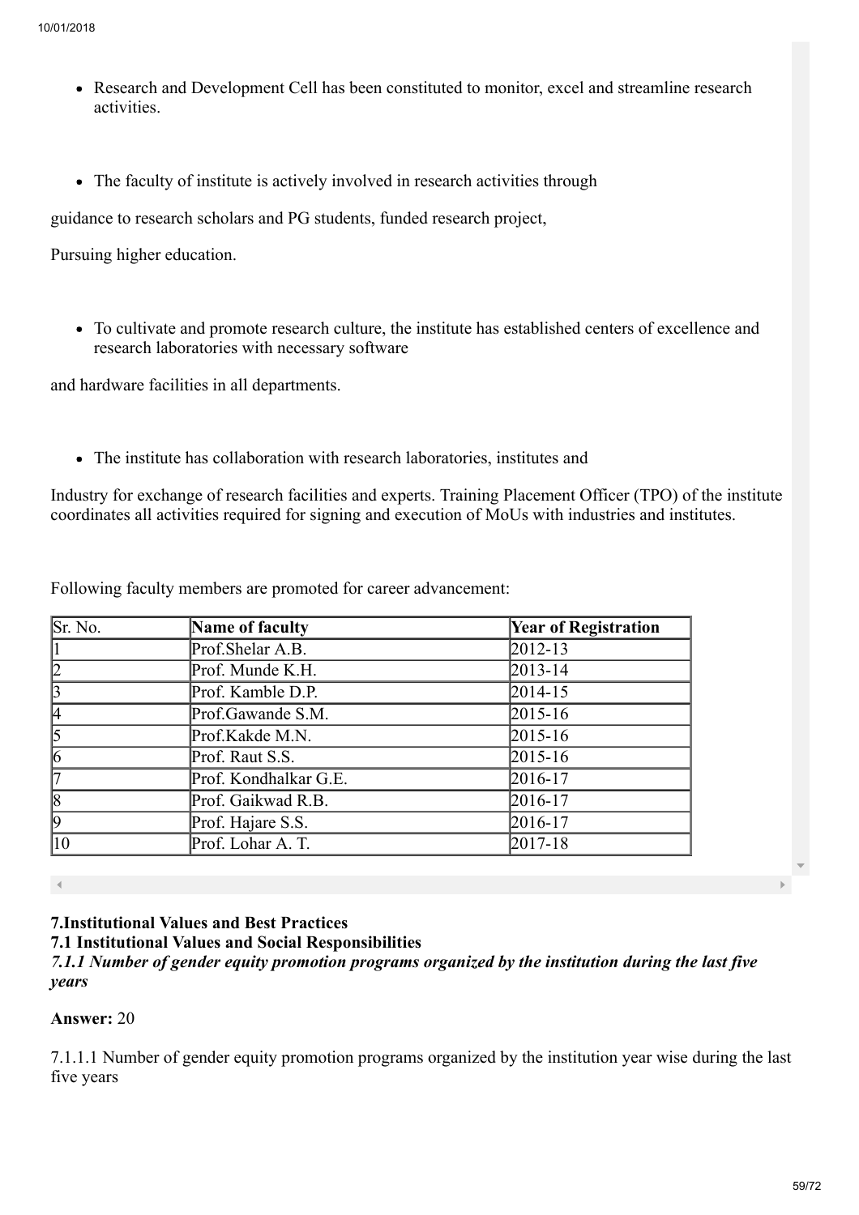- Research and Development Cell has been constituted to monitor, excel and streamline research activities.

- The faculty of institute is actively involved in research activities through

guidance to research scholars and PG students, funded research project,

Pursuing higher education.

- To cultivate and promote research culture, the institute has established centers of excellence and research laboratories with necessary software

and hardware facilities in all departments.

- The institute has collaboration with research laboratories, institutes and

Industry for exchange of research facilities and experts. Training Placement Officer (TPO) of the institute coordinates all activities required for signing and execution of MoUs with industries and institutes.

Following faculty members are promoted for career advancement:

| Sr. No. | **Name of faculty** | **Year of Registration** |
|---|---|---|
| 1 | Prof.Shelar A.B. | 2012-13 |
| 2 | Prof. Munde K.H. | 2013-14 |
| 3 | Prof. Kamble D.P. | 2014-15 |
| 4 | Prof.Gawande S.M. | 2015-16 |
| 5 | Prof.Kakde M.N. | 2015-16 |
| 6 | Prof. Raut S.S. | 2015-16 |
| 7 | Prof. Kondhalkar G.E. | 2016-17 |
| 8 | Prof. Gaikwad R.B. | 2016-17 |
| 9 | Prof. Hajare S.S. | 2016-17 |
| 10 | Prof. Lohar A. T. | 2017-18 |

**7.Institutional Values and Best Practices**

**7.1 Institutional Values and Social Responsibilities**

***7.1.1 Number of gender equity promotion programs organized by the institution during the last five years***

**Answer:** 20

7.1.1.1 Number of gender equity promotion programs organized by the institution year wise during the last five years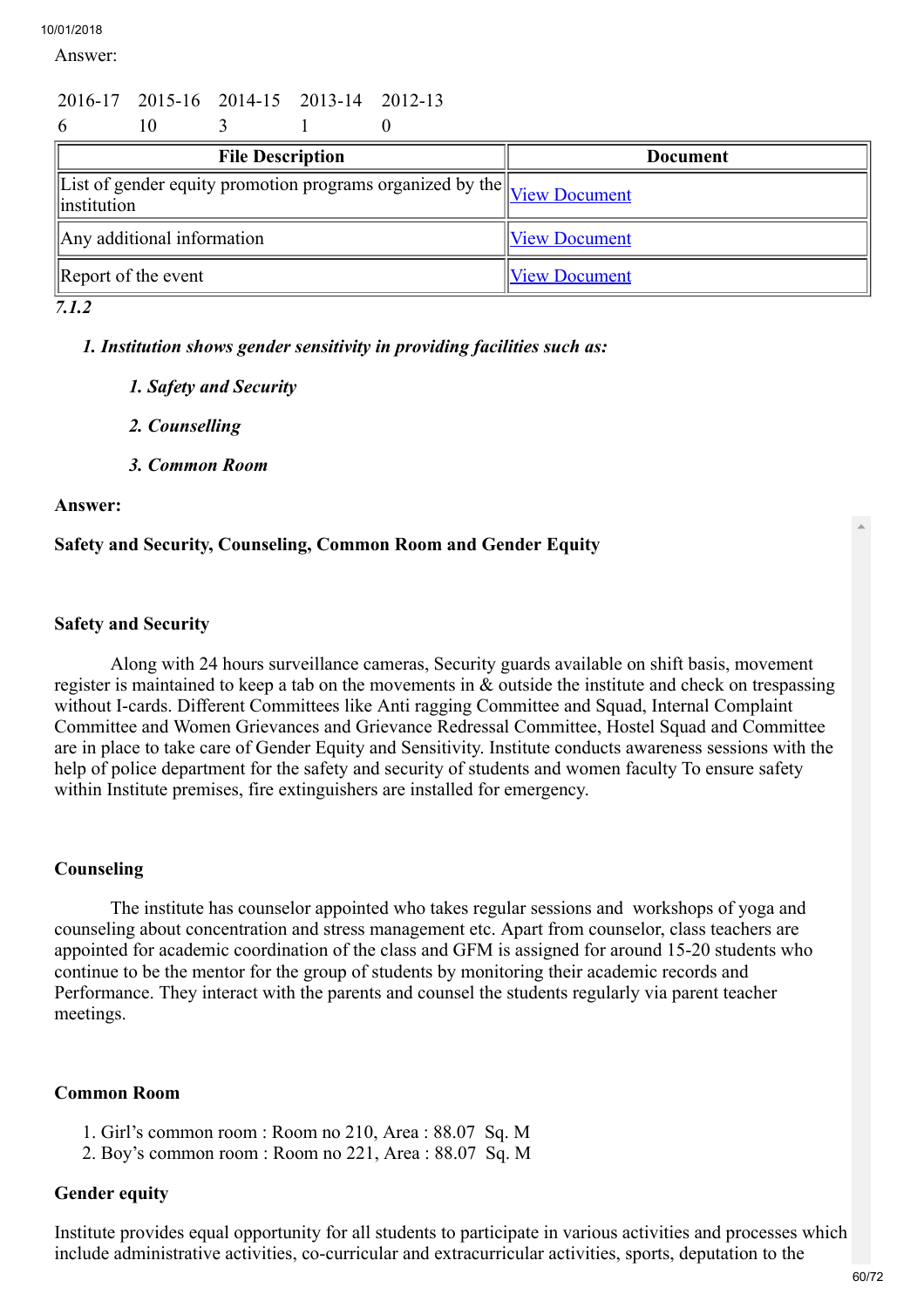Answer:

| 2016-17 | 2015-16 | 2014-15 | 2013-14 | 2012-13 |
|---|---|---|---|---|
| 6 | 10 | 3 | 1 | 0 |

| File Description | Document |
|---|---|
| List of gender equity promotion programs organized by the institution | View Document |
| Any additional information | View Document |
| Report of the event | View Document |

*7.1.2*

***1. Institution shows gender sensitivity in providing facilities such as:***

***1. Safety and Security***

***2. Counselling***

***3. Common Room***

**Answer:**

**Safety and Security, Counseling, Common Room and Gender Equity**

**Safety and Security**

Along with 24 hours surveillance cameras, Security guards available on shift basis, movement register is maintained to keep a tab on the movements in & outside the institute and check on trespassing without I-cards. Different Committees like Anti ragging Committee and Squad, Internal Complaint Committee and Women Grievances and Grievance Redressal Committee, Hostel Squad and Committee are in place to take care of Gender Equity and Sensitivity. Institute conducts awareness sessions with the help of police department for the safety and security of students and women faculty To ensure safety within Institute premises, fire extinguishers are installed for emergency.

**Counseling**

The institute has counselor appointed who takes regular sessions and workshops of yoga and counseling about concentration and stress management etc. Apart from counselor, class teachers are appointed for academic coordination of the class and GFM is assigned for around 15-20 students who continue to be the mentor for the group of students by monitoring their academic records and Performance. They interact with the parents and counsel the students regularly via parent teacher meetings.

**Common Room**

1. Girl's common room : Room no 210, Area : 88.07 Sq. M
2. Boy's common room : Room no 221, Area : 88.07 Sq. M

**Gender equity**

Institute provides equal opportunity for all students to participate in various activities and processes which include administrative activities, co-curricular and extracurricular activities, sports, deputation to the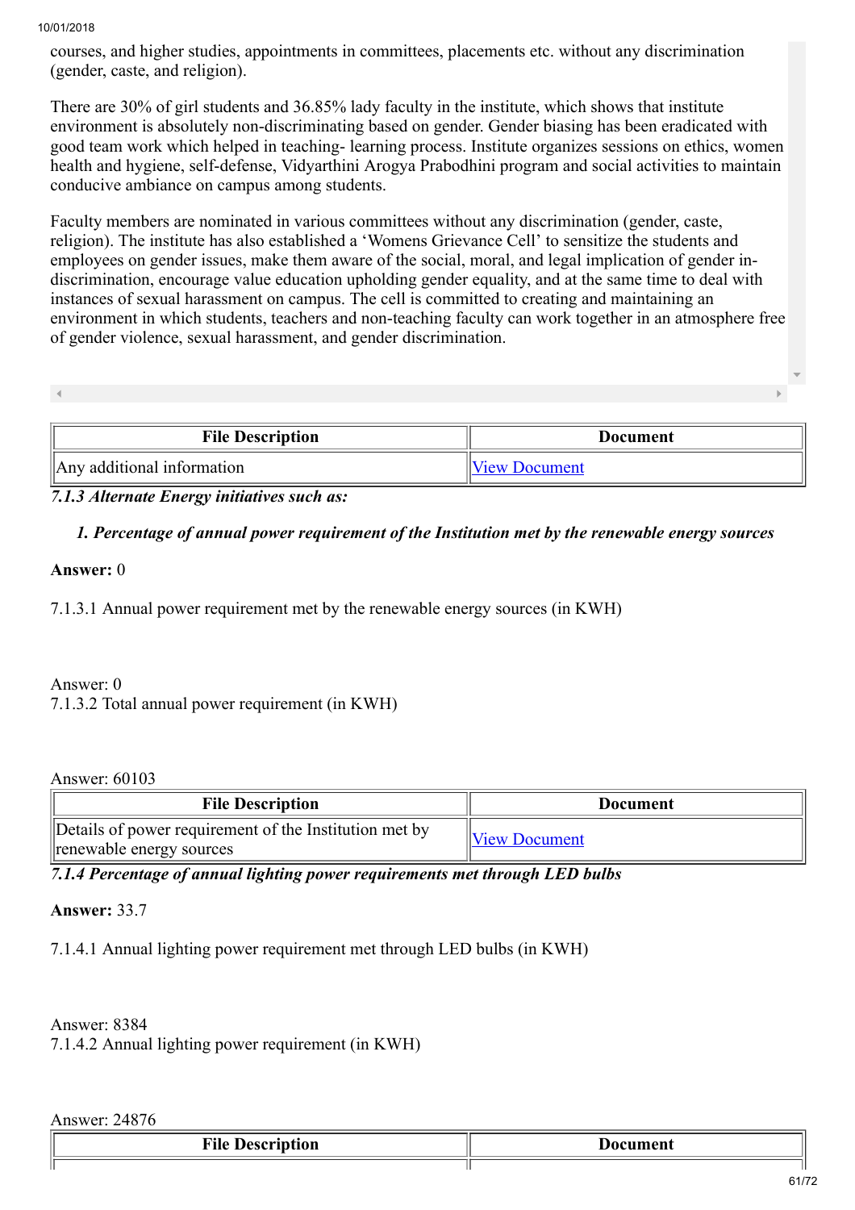courses, and higher studies, appointments in committees, placements etc. without any discrimination (gender, caste, and religion).

There are 30% of girl students and 36.85% lady faculty in the institute, which shows that institute environment is absolutely non-discriminating based on gender. Gender biasing has been eradicated with good team work which helped in teaching- learning process. Institute organizes sessions on ethics, women health and hygiene, self-defense, Vidyarthini Arogya Prabodhini program and social activities to maintain conducive ambiance on campus among students.

Faculty members are nominated in various committees without any discrimination (gender, caste, religion). The institute has also established a 'Womens Grievance Cell' to sensitize the students and employees on gender issues, make them aware of the social, moral, and legal implication of gender in-discrimination, encourage value education upholding gender equality, and at the same time to deal with instances of sexual harassment on campus. The cell is committed to creating and maintaining an environment in which students, teachers and non-teaching faculty can work together in an atmosphere free of gender violence, sexual harassment, and gender discrimination.

| File Description | Document |
|---|---|
| Any additional information | View Document |

***7.1.3 Alternate Energy initiatives such as:***

***1. Percentage of annual power requirement of the Institution met by the renewable energy sources***

**Answer:** 0

7.1.3.1 Annual power requirement met by the renewable energy sources (in KWH)

Answer: 0

7.1.3.2 Total annual power requirement (in KWH)

Answer: 60103

| File Description | Document |
|---|---|
| Details of power requirement of the Institution met by renewable energy sources | View Document |

***7.1.4 Percentage of annual lighting power requirements met through LED bulbs***

**Answer:** 33.7

7.1.4.1 Annual lighting power requirement met through LED bulbs (in KWH)

Answer: 8384

7.1.4.2 Annual lighting power requirement (in KWH)

Answer: 24876

| File Description | Document |
|---|---|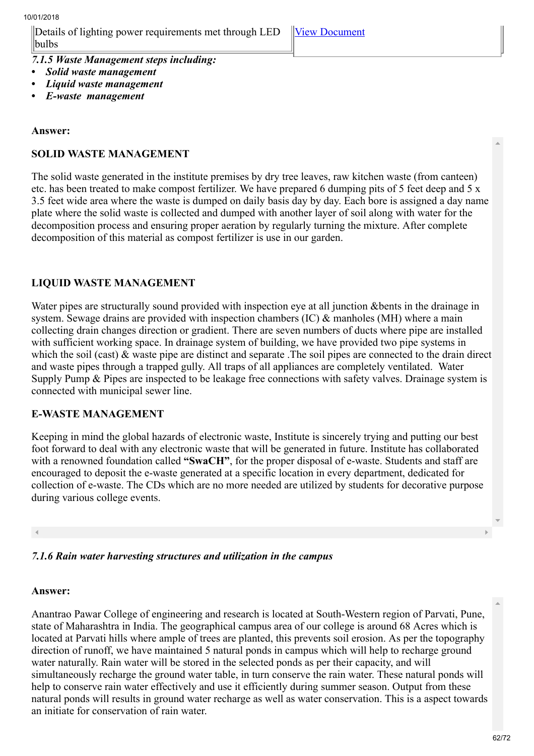| Details of lighting power requirements met through LED bulbs | [View Document] |
|---|---|

*7.1.5 Waste Management steps including:*

- ***Solid waste management***
- ***Liquid waste management***
- ***E-waste management***

**Answer:**

**SOLID WASTE MANAGEMENT**

The solid waste generated in the institute premises by dry tree leaves, raw kitchen waste (from canteen) etc. has been treated to make compost fertilizer. We have prepared 6 dumping pits of 5 feet deep and 5 x 3.5 feet wide area where the waste is dumped on daily basis day by day. Each bore is assigned a day name plate where the solid waste is collected and dumped with another layer of soil along with water for the decomposition process and ensuring proper aeration by regularly turning the mixture. After complete decomposition of this material as compost fertilizer is use in our garden.

**LIQUID WASTE MANAGEMENT**

Water pipes are structurally sound provided with inspection eye at all junction &bents in the drainage in system. Sewage drains are provided with inspection chambers (IC) & manholes (MH) where a main collecting drain changes direction or gradient. There are seven numbers of ducts where pipe are installed with sufficient working space. In drainage system of building, we have provided two pipe systems in which the soil (cast) & waste pipe are distinct and separate .The soil pipes are connected to the drain direct and waste pipes through a trapped gully. All traps of all appliances are completely ventilated. Water Supply Pump & Pipes are inspected to be leakage free connections with safety valves. Drainage system is connected with municipal sewer line.

**E-WASTE MANAGEMENT**

Keeping in mind the global hazards of electronic waste, Institute is sincerely trying and putting our best foot forward to deal with any electronic waste that will be generated in future. Institute has collaborated with a renowned foundation called **"SwaCH"**, for the proper disposal of e-waste. Students and staff are encouraged to deposit the e-waste generated at a specific location in every department, dedicated for collection of e-waste. The CDs which are no more needed are utilized by students for decorative purpose during various college events.

*7.1.6 Rain water harvesting structures and utilization in the campus*

**Answer:**

Anantrao Pawar College of engineering and research is located at South-Western region of Parvati, Pune, state of Maharashtra in India. The geographical campus area of our college is around 68 Acres which is located at Parvati hills where ample of trees are planted, this prevents soil erosion. As per the topography direction of runoff, we have maintained 5 natural ponds in campus which will help to recharge ground water naturally. Rain water will be stored in the selected ponds as per their capacity, and will simultaneously recharge the ground water table, in turn conserve the rain water. These natural ponds will help to conserve rain water effectively and use it efficiently during summer season. Output from these natural ponds will results in ground water recharge as well as water conservation. This is a aspect towards an initiate for conservation of rain water.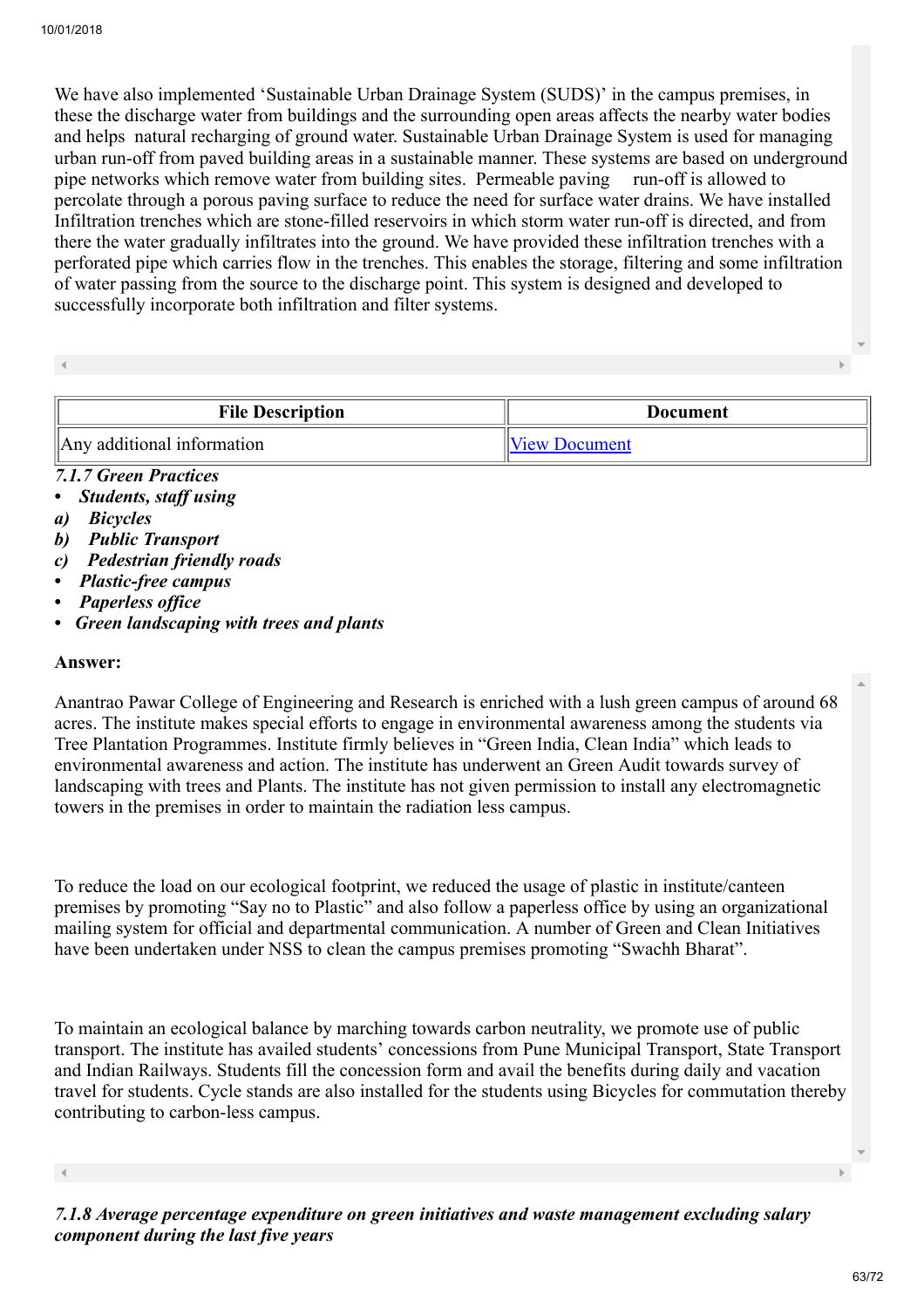We have also implemented 'Sustainable Urban Drainage System (SUDS)' in the campus premises, in these the discharge water from buildings and the surrounding open areas affects the nearby water bodies and helps natural recharging of ground water. Sustainable Urban Drainage System is used for managing urban run-off from paved building areas in a sustainable manner. These systems are based on underground pipe networks which remove water from building sites. Permeable paving run-off is allowed to percolate through a porous paving surface to reduce the need for surface water drains. We have installed Infiltration trenches which are stone-filled reservoirs in which storm water run-off is directed, and from there the water gradually infiltrates into the ground. We have provided these infiltration trenches with a perforated pipe which carries flow in the trenches. This enables the storage, filtering and some infiltration of water passing from the source to the discharge point. This system is designed and developed to successfully incorporate both infiltration and filter systems.

| File Description | Document |
| --- | --- |
| Any additional information | View Document |

***7.1.7 Green Practices***

- ***Students, staff using***

***a) Bicycles***

***b) Public Transport***

***c) Pedestrian friendly roads***

- ***Plastic-free campus***
- ***Paperless office***
- ***Green landscaping with trees and plants***

**Answer:**

Anantrao Pawar College of Engineering and Research is enriched with a lush green campus of around 68 acres. The institute makes special efforts to engage in environmental awareness among the students via Tree Plantation Programmes. Institute firmly believes in "Green India, Clean India" which leads to environmental awareness and action. The institute has underwent an Green Audit towards survey of landscaping with trees and Plants. The institute has not given permission to install any electromagnetic towers in the premises in order to maintain the radiation less campus.

To reduce the load on our ecological footprint, we reduced the usage of plastic in institute/canteen premises by promoting "Say no to Plastic" and also follow a paperless office by using an organizational mailing system for official and departmental communication. A number of Green and Clean Initiatives have been undertaken under NSS to clean the campus premises promoting "Swachh Bharat".

To maintain an ecological balance by marching towards carbon neutrality, we promote use of public transport. The institute has availed students' concessions from Pune Municipal Transport, State Transport and Indian Railways. Students fill the concession form and avail the benefits during daily and vacation travel for students. Cycle stands are also installed for the students using Bicycles for commutation thereby contributing to carbon-less campus.

***7.1.8 Average percentage expenditure on green initiatives and waste management excluding salary component during the last five years***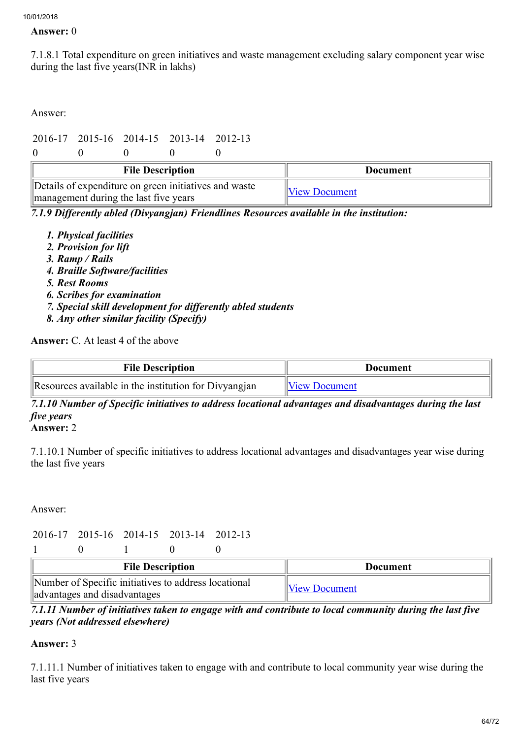**Answer:** 0

7.1.8.1 Total expenditure on green initiatives and waste management excluding salary component year wise during the last five years(INR in lakhs)

Answer:

| 2016-17 | 2015-16 | 2014-15 | 2013-14 | 2012-13 |
|---|---|---|---|---|
| 0 | 0 | 0 | 0 | 0 |

| File Description | Document |
|---|---|
| Details of expenditure on green initiatives and waste management during the last five years | View Document |

***7.1.9 Differently abled (Divyangjan) Friendlines Resources available in the institution:***

1. ***Physical facilities***
2. ***Provision for lift***
3. ***Ramp / Rails***
4. ***Braille Software/facilities***
5. ***Rest Rooms***
6. ***Scribes for examination***
7. ***Special skill development for differently abled students***
8. ***Any other similar facility (Specify)***

**Answer:** C. At least 4 of the above

| File Description | Document |
|---|---|
| Resources available in the institution for Divyangjan | View Document |

***7.1.10 Number of Specific initiatives to address locational advantages and disadvantages during the last five years***

**Answer:** 2

7.1.10.1 Number of specific initiatives to address locational advantages and disadvantages year wise during the last five years

Answer:

| 2016-17 | 2015-16 | 2014-15 | 2013-14 | 2012-13 |
|---|---|---|---|---|
| 1 | 0 | 1 | 0 | 0 |

| File Description | Document |
|---|---|
| Number of Specific initiatives to address locational advantages and disadvantages | View Document |

***7.1.11 Number of initiatives taken to engage with and contribute to local community during the last five years (Not addressed elsewhere)***

**Answer:** 3

7.1.11.1 Number of initiatives taken to engage with and contribute to local community year wise during the last five years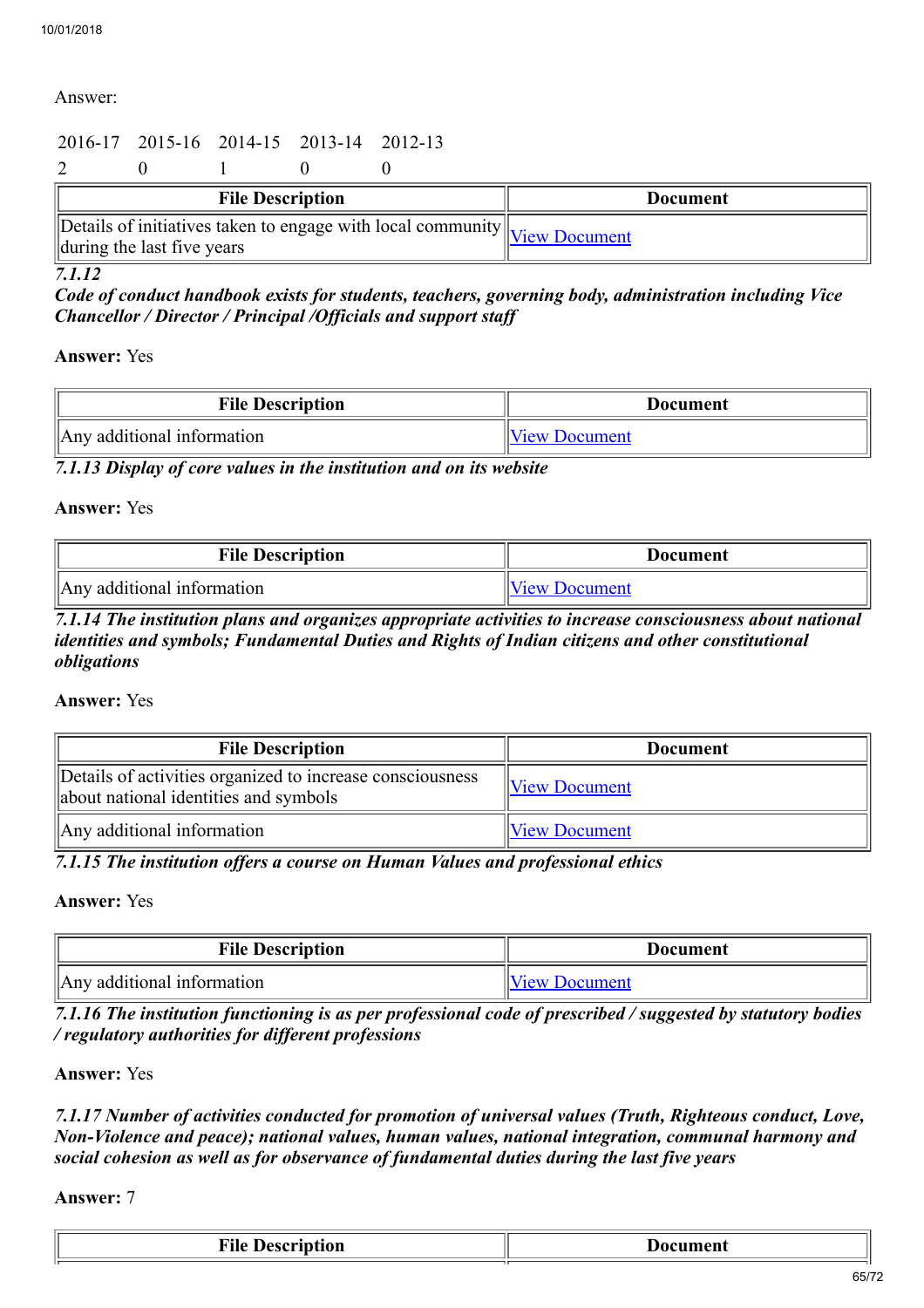Answer:

| 2016-17 | 2015-16 | 2014-15 | 2013-14 | 2012-13 |
|---|---|---|---|---|
| 2 | 0 | 1 | 0 | 0 |

| File Description | Document |
|---|---|
| Details of initiatives taken to engage with local community during the last five years | View Document |

*7.1.12*
***Code of conduct handbook exists for students, teachers, governing body, administration including Vice Chancellor / Director / Principal /Officials and support staff***

**Answer:** Yes

| File Description | Document |
|---|---|
| Any additional information | View Document |

***7.1.13 Display of core values in the institution and on its website***

**Answer:** Yes

| File Description | Document |
|---|---|
| Any additional information | View Document |

***7.1.14 The institution plans and organizes appropriate activities to increase consciousness about national identities and symbols; Fundamental Duties and Rights of Indian citizens and other constitutional obligations***

**Answer:** Yes

| File Description | Document |
|---|---|
| Details of activities organized to increase consciousness about national identities and symbols | View Document |
| Any additional information | View Document |

***7.1.15 The institution offers a course on Human Values and professional ethics***

**Answer:** Yes

| File Description | Document |
|---|---|
| Any additional information | View Document |

***7.1.16 The institution functioning is as per professional code of prescribed / suggested by statutory bodies / regulatory authorities for different professions***

**Answer:** Yes

***7.1.17 Number of activities conducted for promotion of universal values (Truth, Righteous conduct, Love, Non-Violence and peace); national values, human values, national integration, communal harmony and social cohesion as well as for observance of fundamental duties during the last five years***

**Answer:** 7

| File Description | Document |
|---|---|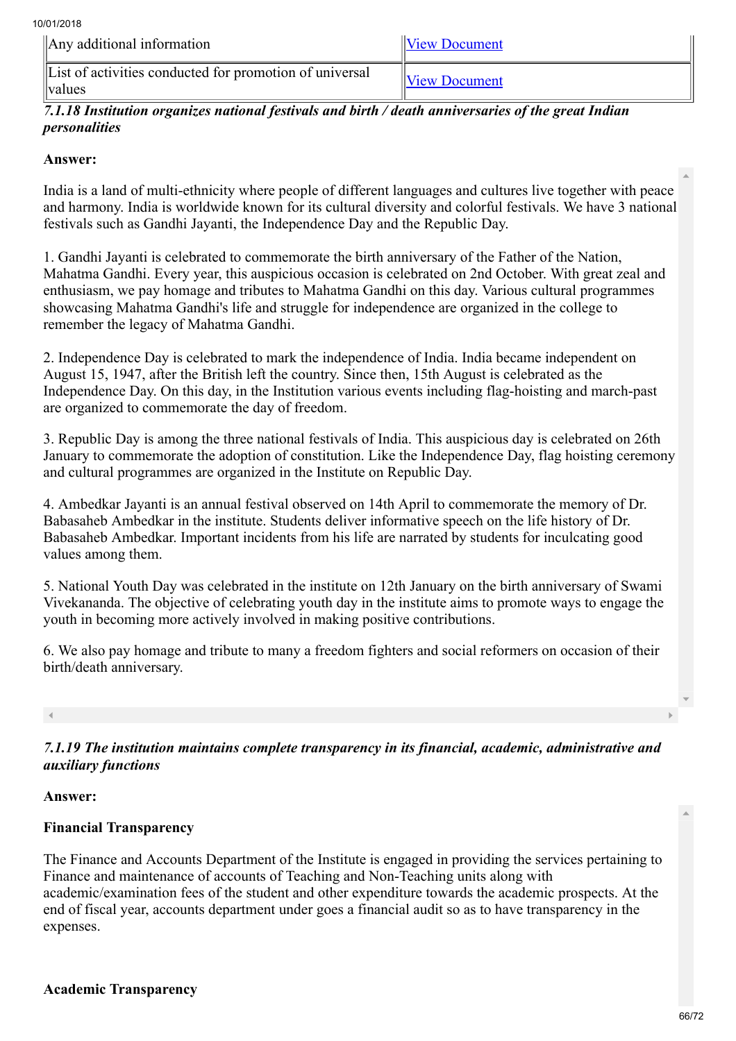| Any additional information | [View Document] |
|---|---|
| List of activities conducted for promotion of universal values | [View Document] |

***7.1.18 Institution organizes national festivals and birth / death anniversaries of the great Indian personalities***

**Answer:**

India is a land of multi-ethnicity where people of different languages and cultures live together with peace and harmony. India is worldwide known for its cultural diversity and colorful festivals. We have 3 national festivals such as Gandhi Jayanti, the Independence Day and the Republic Day.

1. Gandhi Jayanti is celebrated to commemorate the birth anniversary of the Father of the Nation, Mahatma Gandhi. Every year, this auspicious occasion is celebrated on 2nd October. With great zeal and enthusiasm, we pay homage and tributes to Mahatma Gandhi on this day. Various cultural programmes showcasing Mahatma Gandhi's life and struggle for independence are organized in the college to remember the legacy of Mahatma Gandhi.

2. Independence Day is celebrated to mark the independence of India. India became independent on August 15, 1947, after the British left the country. Since then, 15th August is celebrated as the Independence Day. On this day, in the Institution various events including flag-hoisting and march-past are organized to commemorate the day of freedom.

3. Republic Day is among the three national festivals of India. This auspicious day is celebrated on 26th January to commemorate the adoption of constitution. Like the Independence Day, flag hoisting ceremony and cultural programmes are organized in the Institute on Republic Day.

4. Ambedkar Jayanti is an annual festival observed on 14th April to commemorate the memory of Dr. Babasaheb Ambedkar in the institute. Students deliver informative speech on the life history of Dr. Babasaheb Ambedkar. Important incidents from his life are narrated by students for inculcating good values among them.

5. National Youth Day was celebrated in the institute on 12th January on the birth anniversary of Swami Vivekananda. The objective of celebrating youth day in the institute aims to promote ways to engage the youth in becoming more actively involved in making positive contributions.

6. We also pay homage and tribute to many a freedom fighters and social reformers on occasion of their birth/death anniversary.

***7.1.19 The institution maintains complete transparency in its financial, academic, administrative and auxiliary functions***

**Answer:**

**Financial Transparency**

The Finance and Accounts Department of the Institute is engaged in providing the services pertaining to Finance and maintenance of accounts of Teaching and Non-Teaching units along with academic/examination fees of the student and other expenditure towards the academic prospects. At the end of fiscal year, accounts department under goes a financial audit so as to have transparency in the expenses.

**Academic Transparency**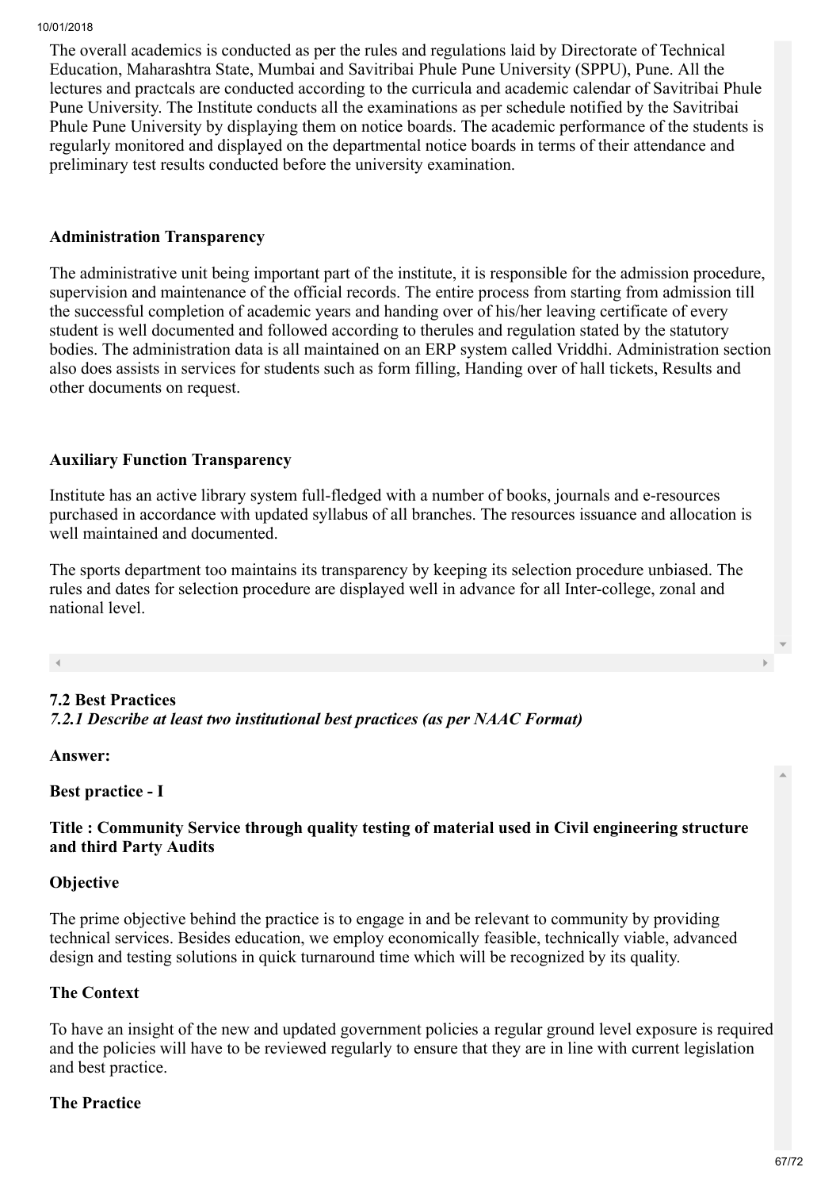The overall academics is conducted as per the rules and regulations laid by Directorate of Technical Education, Maharashtra State, Mumbai and Savitribai Phule Pune University (SPPU), Pune. All the lectures and practcals are conducted according to the curricula and academic calendar of Savitribai Phule Pune University. The Institute conducts all the examinations as per schedule notified by the Savitribai Phule Pune University by displaying them on notice boards. The academic performance of the students is regularly monitored and displayed on the departmental notice boards in terms of their attendance and preliminary test results conducted before the university examination.

**Administration Transparency**

The administrative unit being important part of the institute, it is responsible for the admission procedure, supervision and maintenance of the official records. The entire process from starting from admission till the successful completion of academic years and handing over of his/her leaving certificate of every student is well documented and followed according to therules and regulation stated by the statutory bodies. The administration data is all maintained on an ERP system called Vriddhi. Administration section also does assists in services for students such as form filling, Handing over of hall tickets, Results and other documents on request.

**Auxiliary Function Transparency**

Institute has an active library system full-fledged with a number of books, journals and e-resources purchased in accordance with updated syllabus of all branches. The resources issuance and allocation is well maintained and documented.

The sports department too maintains its transparency by keeping its selection procedure unbiased. The rules and dates for selection procedure are displayed well in advance for all Inter-college, zonal and national level.

**7.2 Best Practices**

***7.2.1 Describe at least two institutional best practices (as per NAAC Format)***

**Answer:**

**Best practice - I**

**Title : Community Service through quality testing of material used in Civil engineering structure and third Party Audits**

**Objective**

The prime objective behind the practice is to engage in and be relevant to community by providing technical services. Besides education, we employ economically feasible, technically viable, advanced design and testing solutions in quick turnaround time which will be recognized by its quality.

**The Context**

To have an insight of the new and updated government policies a regular ground level exposure is required and the policies will have to be reviewed regularly to ensure that they are in line with current legislation and best practice.

**The Practice**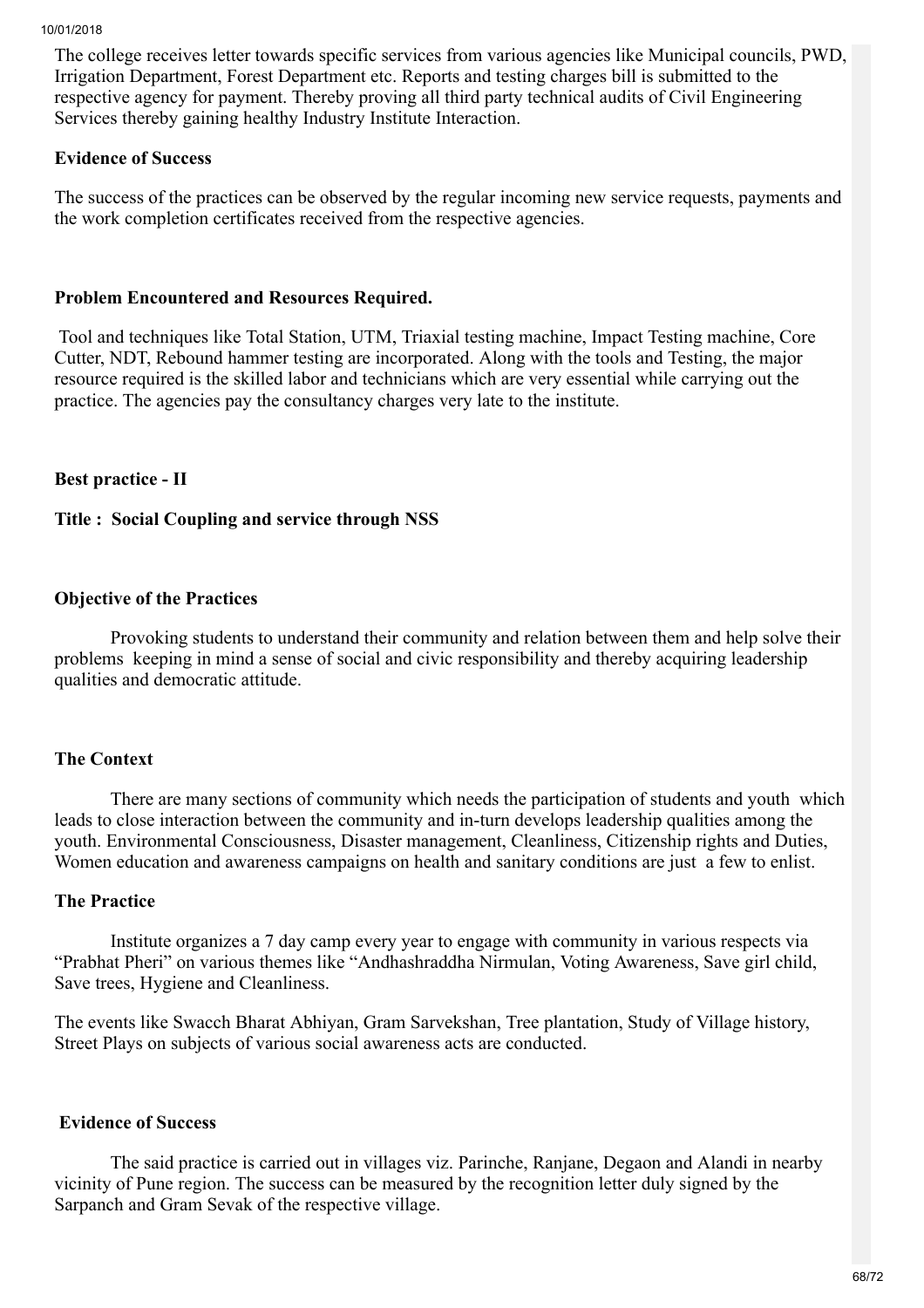The college receives letter towards specific services from various agencies like Municipal councils, PWD, Irrigation Department, Forest Department etc. Reports and testing charges bill is submitted to the respective agency for payment. Thereby proving all third party technical audits of Civil Engineering Services thereby gaining healthy Industry Institute Interaction.

**Evidence of Success**

The success of the practices can be observed by the regular incoming new service requests, payments and the work completion certificates received from the respective agencies.

**Problem Encountered and Resources Required.**

Tool and techniques like Total Station, UTM, Triaxial testing machine, Impact Testing machine, Core Cutter, NDT, Rebound hammer testing are incorporated. Along with the tools and Testing, the major resource required is the skilled labor and technicians which are very essential while carrying out the practice. The agencies pay the consultancy charges very late to the institute.

**Best practice - II**

**Title : Social Coupling and service through NSS**

**Objective of the Practices**

Provoking students to understand their community and relation between them and help solve their problems keeping in mind a sense of social and civic responsibility and thereby acquiring leadership qualities and democratic attitude.

**The Context**

There are many sections of community which needs the participation of students and youth which leads to close interaction between the community and in-turn develops leadership qualities among the youth. Environmental Consciousness, Disaster management, Cleanliness, Citizenship rights and Duties, Women education and awareness campaigns on health and sanitary conditions are just a few to enlist.

**The Practice**

Institute organizes a 7 day camp every year to engage with community in various respects via "Prabhat Pheri" on various themes like "Andhashraddha Nirmulan, Voting Awareness, Save girl child, Save trees, Hygiene and Cleanliness.

The events like Swacch Bharat Abhiyan, Gram Sarvekshan, Tree plantation, Study of Village history, Street Plays on subjects of various social awareness acts are conducted.

**Evidence of Success**

The said practice is carried out in villages viz. Parinche, Ranjane, Degaon and Alandi in nearby vicinity of Pune region. The success can be measured by the recognition letter duly signed by the Sarpanch and Gram Sevak of the respective village.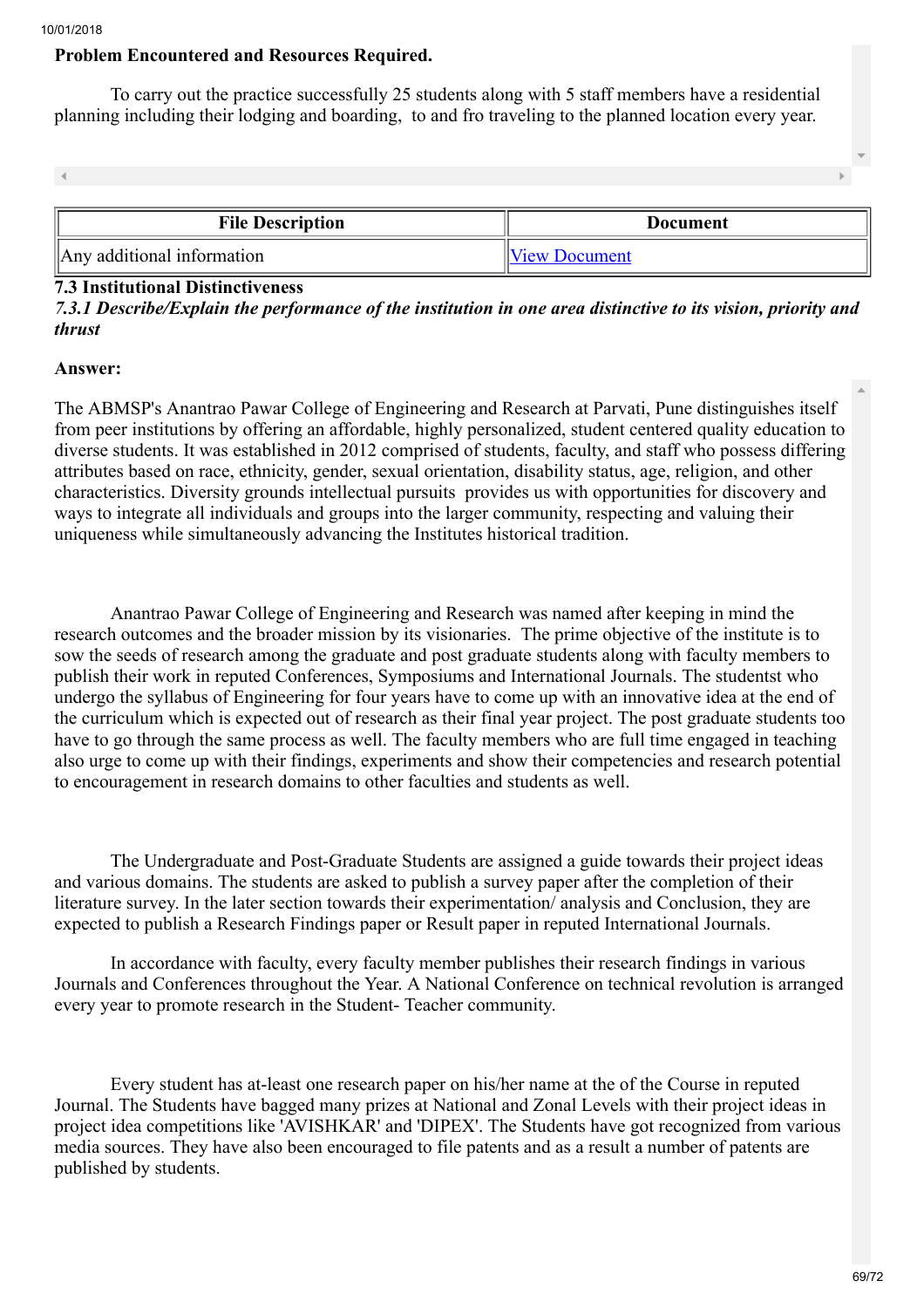**Problem Encountered and Resources Required.**

To carry out the practice successfully 25 students along with 5 staff members have a residential planning including their lodging and boarding, to and fro traveling to the planned location every year.

| File Description | Document |
| --- | --- |
| Any additional information | View Document |

### 7.3 Institutional Distinctiveness

*7.3.1 Describe/Explain the performance of the institution in one area distinctive to its vision, priority and thrust*

**Answer:**

The ABMSP's Anantrao Pawar College of Engineering and Research at Parvati, Pune distinguishes itself from peer institutions by offering an affordable, highly personalized, student centered quality education to diverse students. It was established in 2012 comprised of students, faculty, and staff who possess differing attributes based on race, ethnicity, gender, sexual orientation, disability status, age, religion, and other characteristics. Diversity grounds intellectual pursuits provides us with opportunities for discovery and ways to integrate all individuals and groups into the larger community, respecting and valuing their uniqueness while simultaneously advancing the Institutes historical tradition.

Anantrao Pawar College of Engineering and Research was named after keeping in mind the research outcomes and the broader mission by its visionaries. The prime objective of the institute is to sow the seeds of research among the graduate and post graduate students along with faculty members to publish their work in reputed Conferences, Symposiums and International Journals. The studentst who undergo the syllabus of Engineering for four years have to come up with an innovative idea at the end of the curriculum which is expected out of research as their final year project. The post graduate students too have to go through the same process as well. The faculty members who are full time engaged in teaching also urge to come up with their findings, experiments and show their competencies and research potential to encouragement in research domains to other faculties and students as well.

The Undergraduate and Post-Graduate Students are assigned a guide towards their project ideas and various domains. The students are asked to publish a survey paper after the completion of their literature survey. In the later section towards their experimentation/ analysis and Conclusion, they are expected to publish a Research Findings paper or Result paper in reputed International Journals.

In accordance with faculty, every faculty member publishes their research findings in various Journals and Conferences throughout the Year. A National Conference on technical revolution is arranged every year to promote research in the Student- Teacher community.

Every student has at-least one research paper on his/her name at the of the Course in reputed Journal. The Students have bagged many prizes at National and Zonal Levels with their project ideas in project idea competitions like 'AVISHKAR' and 'DIPEX'. The Students have got recognized from various media sources. They have also been encouraged to file patents and as a result a number of patents are published by students.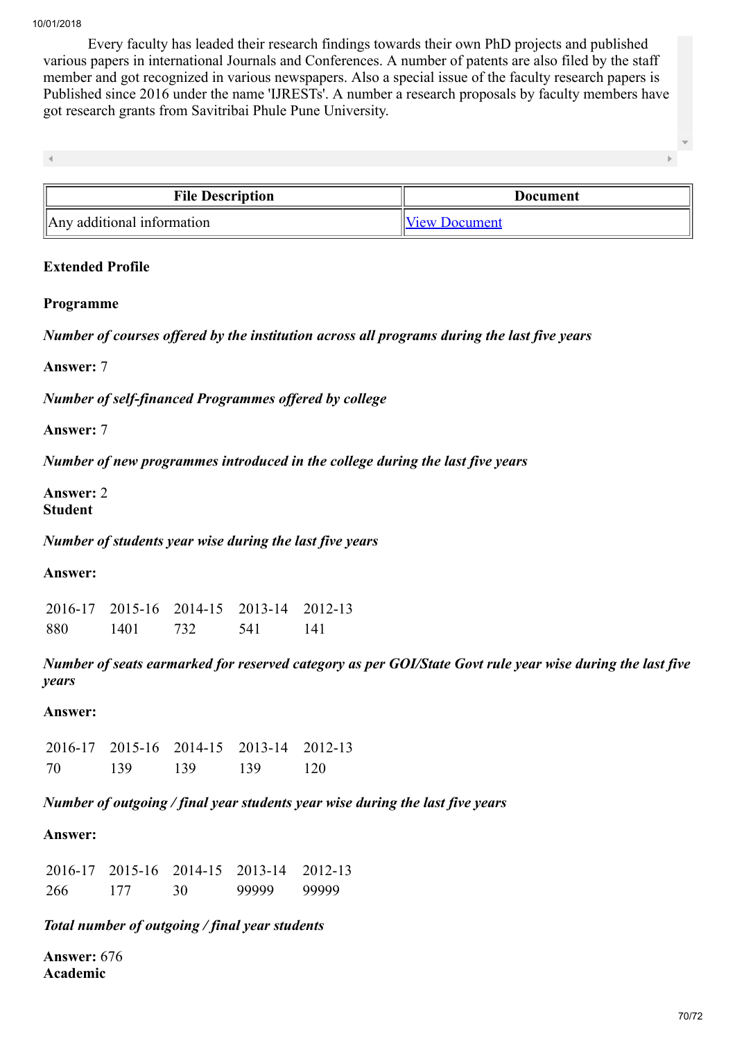Every faculty has leaded their research findings towards their own PhD projects and published various papers in international Journals and Conferences. A number of patents are also filed by the staff member and got recognized in various newspapers. Also a special issue of the faculty research papers is Published since 2016 under the name 'IJRESTs'. A number a research proposals by faculty members have got research grants from Savitribai Phule Pune University.

| File Description | Document |
| --- | --- |
| Any additional information | View Document |

**Extended Profile**

**Programme**

*Number of courses offered by the institution across all programs during the last five years*

**Answer:** 7

*Number of self-financed Programmes offered by college*

**Answer:** 7

*Number of new programmes introduced in the college during the last five years*

**Answer:** 2

**Student**

*Number of students year wise during the last five years*

**Answer:**

| 2016-17 | 2015-16 | 2014-15 | 2013-14 | 2012-13 |
| --- | --- | --- | --- | --- |
| 880 | 1401 | 732 | 541 | 141 |

*Number of seats earmarked for reserved category as per GOI/State Govt rule year wise during the last five years*

**Answer:**

| 2016-17 | 2015-16 | 2014-15 | 2013-14 | 2012-13 |
| --- | --- | --- | --- | --- |
| 70 | 139 | 139 | 139 | 120 |

*Number of outgoing / final year students year wise during the last five years*

**Answer:**

| 2016-17 | 2015-16 | 2014-15 | 2013-14 | 2012-13 |
| --- | --- | --- | --- | --- |
| 266 | 177 | 30 | 99999 | 99999 |

*Total number of outgoing / final year students*

**Answer:** 676

**Academic**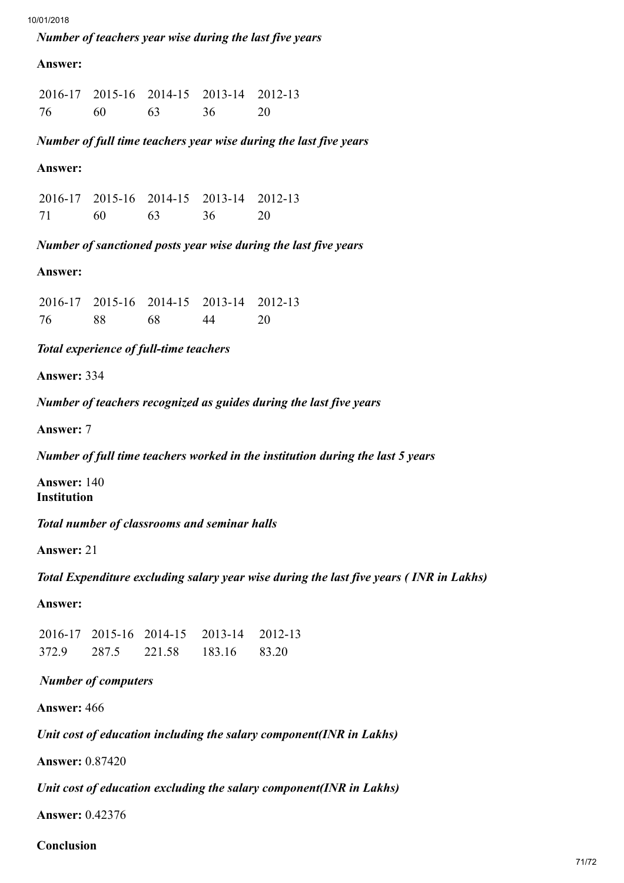*Number of teachers year wise during the last five years*

**Answer:**

| 2016-17 | 2015-16 | 2014-15 | 2013-14 | 2012-13 |
|---|---|---|---|---|
| 76 | 60 | 63 | 36 | 20 |

*Number of full time teachers year wise during the last five years*

**Answer:**

| 2016-17 | 2015-16 | 2014-15 | 2013-14 | 2012-13 |
|---|---|---|---|---|
| 71 | 60 | 63 | 36 | 20 |

*Number of sanctioned posts year wise during the last five years*

**Answer:**

| 2016-17 | 2015-16 | 2014-15 | 2013-14 | 2012-13 |
|---|---|---|---|---|
| 76 | 88 | 68 | 44 | 20 |

*Total experience of full-time teachers*

**Answer:** 334

*Number of teachers recognized as guides during the last five years*

**Answer:** 7

*Number of full time teachers worked in the institution during the last 5 years*

**Answer:** 140

**Institution**

*Total number of classrooms and seminar halls*

**Answer:** 21

*Total Expenditure excluding salary year wise during the last five years ( INR in Lakhs)*

**Answer:**

| 2016-17 | 2015-16 | 2014-15 | 2013-14 | 2012-13 |
|---|---|---|---|---|
| 372.9 | 287.5 | 221.58 | 183.16 | 83.20 |

*Number of computers*

**Answer:** 466

*Unit cost of education including the salary component(INR in Lakhs)*

**Answer:** 0.87420

*Unit cost of education excluding the salary component(INR in Lakhs)*

**Answer:** 0.42376

**Conclusion**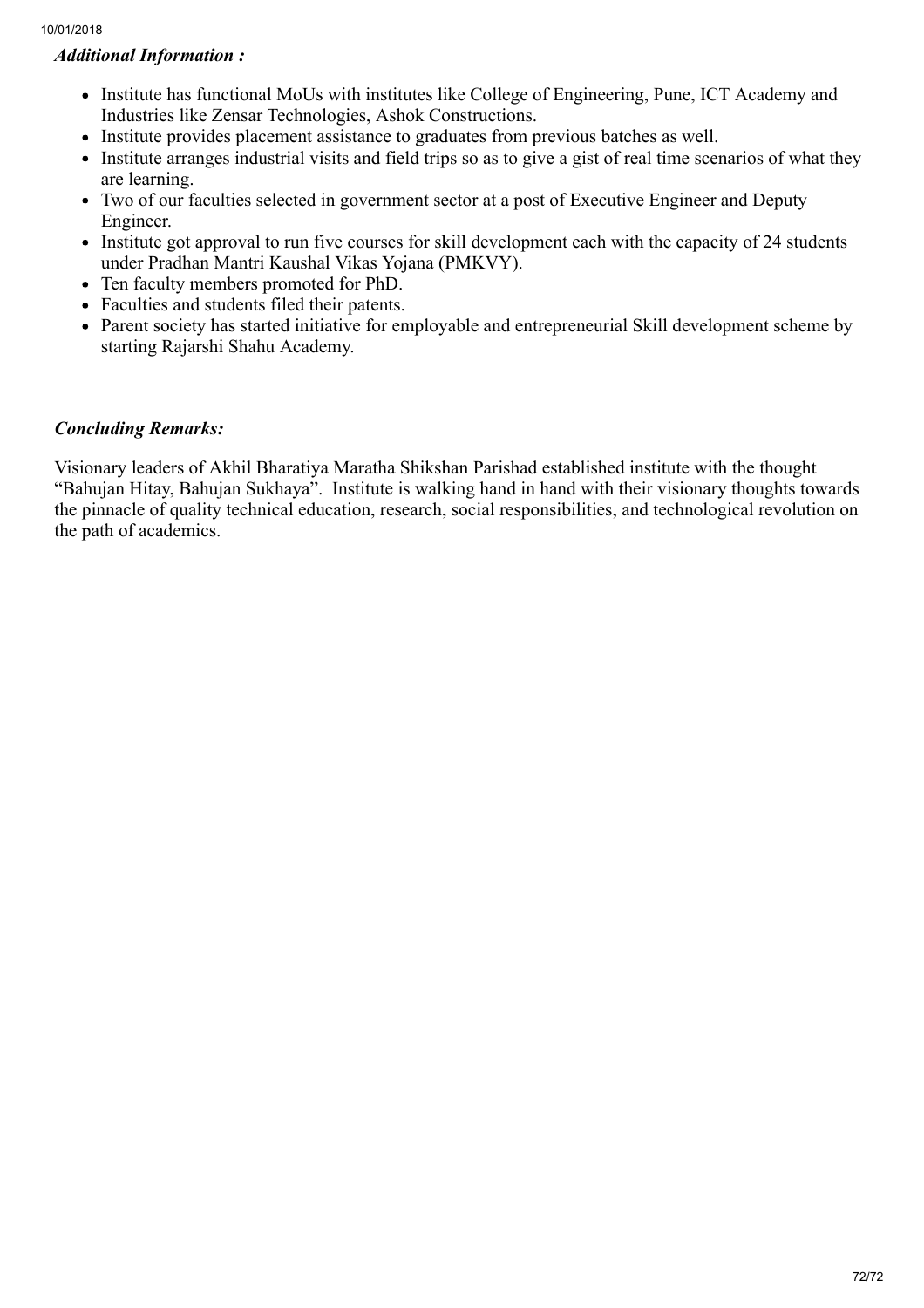***Additional Information :***

- Institute has functional MoUs with institutes like College of Engineering, Pune, ICT Academy and Industries like Zensar Technologies, Ashok Constructions.
- Institute provides placement assistance to graduates from previous batches as well.
- Institute arranges industrial visits and field trips so as to give a gist of real time scenarios of what they are learning.
- Two of our faculties selected in government sector at a post of Executive Engineer and Deputy Engineer.
- Institute got approval to run five courses for skill development each with the capacity of 24 students under Pradhan Mantri Kaushal Vikas Yojana (PMKVY).
- Ten faculty members promoted for PhD.
- Faculties and students filed their patents.
- Parent society has started initiative for employable and entrepreneurial Skill development scheme by starting Rajarshi Shahu Academy.

***Concluding Remarks:***

Visionary leaders of Akhil Bharatiya Maratha Shikshan Parishad established institute with the thought "Bahujan Hitay, Bahujan Sukhaya". Institute is walking hand in hand with their visionary thoughts towards the pinnacle of quality technical education, research, social responsibilities, and technological revolution on the path of academics.